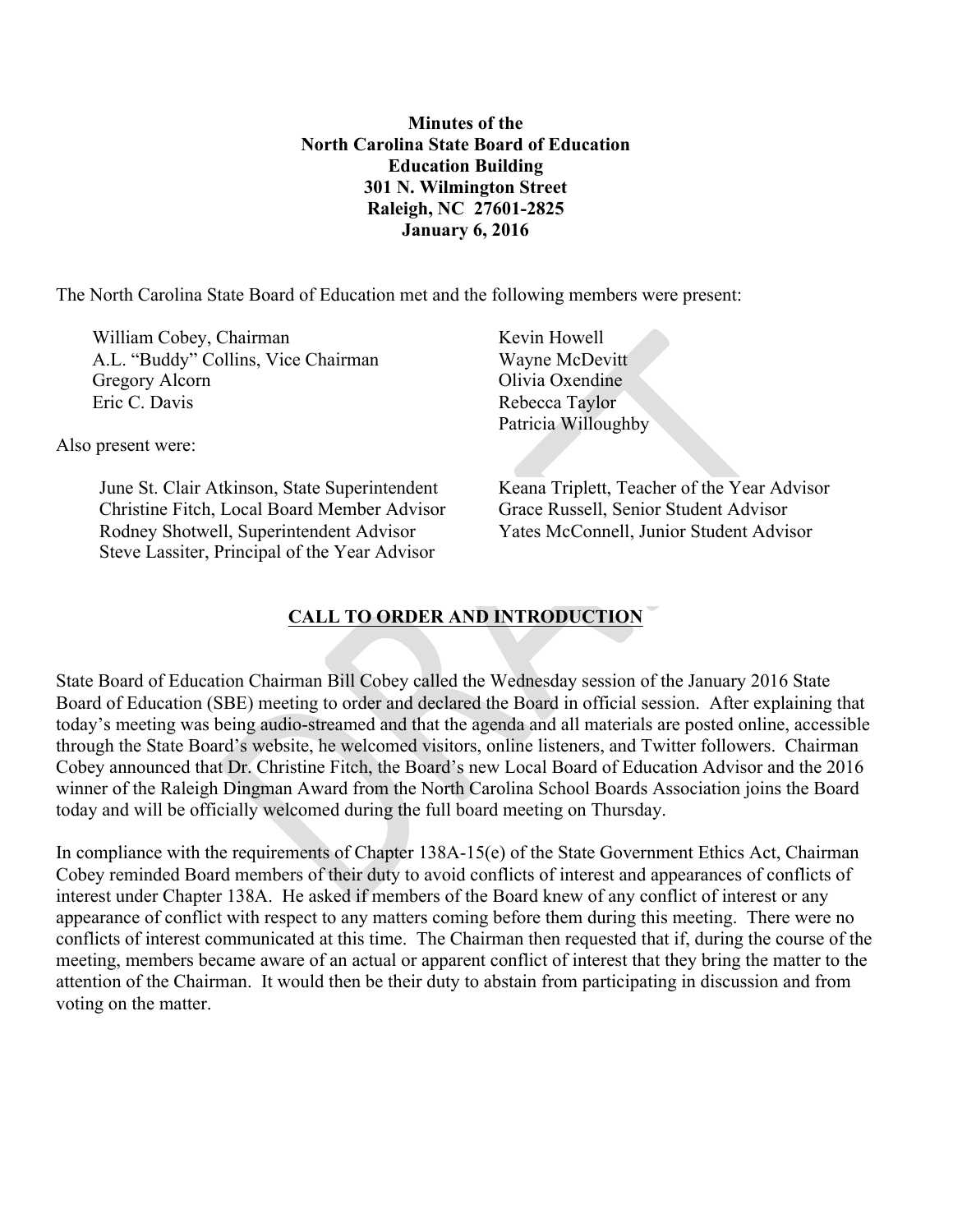**Minutes of the**
**North Carolina State Board of Education**
**Education Building**
**301 N. Wilmington Street**
**Raleigh, NC 27601-2825**
**January 6, 2016**

The North Carolina State Board of Education met and the following members were present:

William Cobey, Chairman
A.L. "Buddy" Collins, Vice Chairman
Gregory Alcorn
Eric C. Davis
Kevin Howell
Wayne McDevitt
Olivia Oxendine
Rebecca Taylor
Patricia Willoughby

Also present were:

June St. Clair Atkinson, State Superintendent
Christine Fitch, Local Board Member Advisor
Rodney Shotwell, Superintendent Advisor
Steve Lassiter, Principal of the Year Advisor
Keana Triplett, Teacher of the Year Advisor
Grace Russell, Senior Student Advisor
Yates McConnell, Junior Student Advisor

## CALL TO ORDER AND INTRODUCTION

State Board of Education Chairman Bill Cobey called the Wednesday session of the January 2016 State Board of Education (SBE) meeting to order and declared the Board in official session. After explaining that today's meeting was being audio-streamed and that the agenda and all materials are posted online, accessible through the State Board's website, he welcomed visitors, online listeners, and Twitter followers. Chairman Cobey announced that Dr. Christine Fitch, the Board's new Local Board of Education Advisor and the 2016 winner of the Raleigh Dingman Award from the North Carolina School Boards Association joins the Board today and will be officially welcomed during the full board meeting on Thursday.

In compliance with the requirements of Chapter 138A-15(e) of the State Government Ethics Act, Chairman Cobey reminded Board members of their duty to avoid conflicts of interest and appearances of conflicts of interest under Chapter 138A. He asked if members of the Board knew of any conflict of interest or any appearance of conflict with respect to any matters coming before them during this meeting. There were no conflicts of interest communicated at this time. The Chairman then requested that if, during the course of the meeting, members became aware of an actual or apparent conflict of interest that they bring the matter to the attention of the Chairman. It would then be their duty to abstain from participating in discussion and from voting on the matter.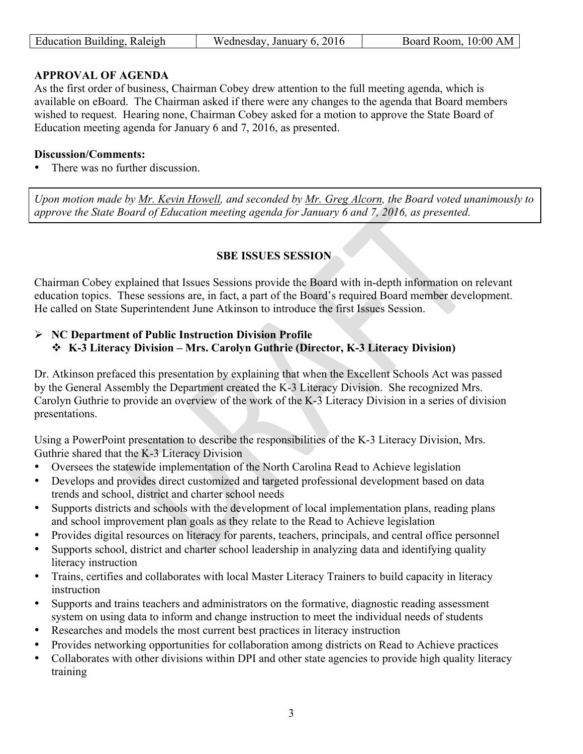| Education Building, Raleigh | Wednesday, January 6, 2016 | Board Room, 10:00 AM |
|---|---|---|

**APPROVAL OF AGENDA**

As the first order of business, Chairman Cobey drew attention to the full meeting agenda, which is available on eBoard. The Chairman asked if there were any changes to the agenda that Board members wished to request. Hearing none, Chairman Cobey asked for a motion to approve the State Board of Education meeting agenda for January 6 and 7, 2016, as presented.

**Discussion/Comments:**

- There was no further discussion.

*Upon motion made by Mr. Kevin Howell, and seconded by Mr. Greg Alcorn, the Board voted unanimously to approve the State Board of Education meeting agenda for January 6 and 7, 2016, as presented.*

**SBE ISSUES SESSION**

Chairman Cobey explained that Issues Sessions provide the Board with in-depth information on relevant education topics. These sessions are, in fact, a part of the Board's required Board member development. He called on State Superintendent June Atkinson to introduce the first Issues Session.

- **NC Department of Public Instruction Division Profile**
  - **K-3 Literacy Division – Mrs. Carolyn Guthrie (Director, K-3 Literacy Division)**

Dr. Atkinson prefaced this presentation by explaining that when the Excellent Schools Act was passed by the General Assembly the Department created the K-3 Literacy Division. She recognized Mrs. Carolyn Guthrie to provide an overview of the work of the K-3 Literacy Division in a series of division presentations.

Using a PowerPoint presentation to describe the responsibilities of the K-3 Literacy Division, Mrs. Guthrie shared that the K-3 Literacy Division

- Oversees the statewide implementation of the North Carolina Read to Achieve legislation
- Develops and provides direct customized and targeted professional development based on data trends and school, district and charter school needs
- Supports districts and schools with the development of local implementation plans, reading plans and school improvement plan goals as they relate to the Read to Achieve legislation
- Provides digital resources on literacy for parents, teachers, principals, and central office personnel
- Supports school, district and charter school leadership in analyzing data and identifying quality literacy instruction
- Trains, certifies and collaborates with local Master Literacy Trainers to build capacity in literacy instruction
- Supports and trains teachers and administrators on the formative, diagnostic reading assessment system on using data to inform and change instruction to meet the individual needs of students
- Researches and models the most current best practices in literacy instruction
- Provides networking opportunities for collaboration among districts on Read to Achieve practices
- Collaborates with other divisions within DPI and other state agencies to provide high quality literacy training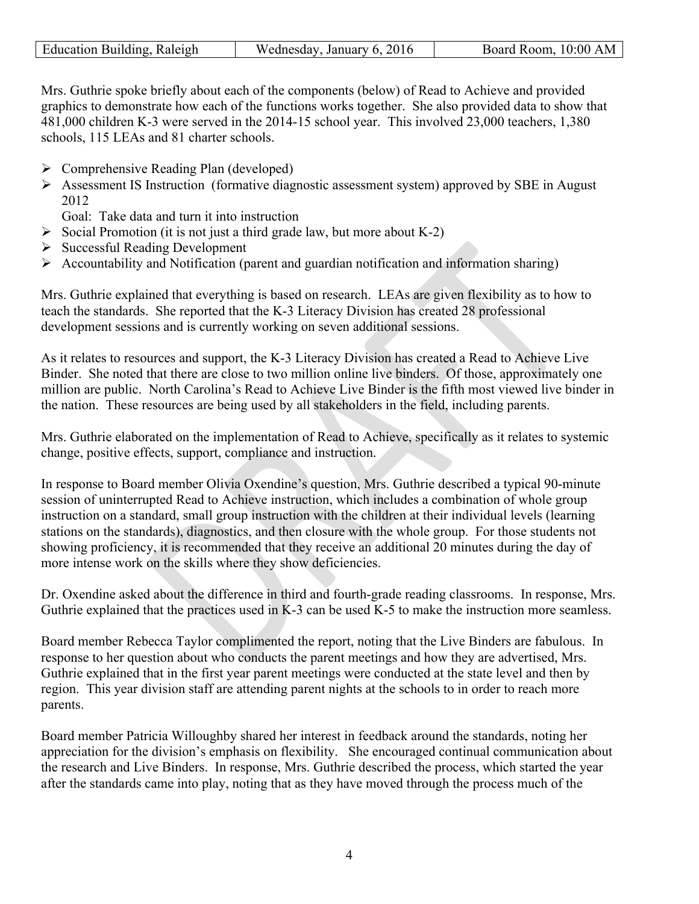Mrs. Guthrie spoke briefly about each of the components (below) of Read to Achieve and provided graphics to demonstrate how each of the functions works together. She also provided data to show that 481,000 children K-3 were served in the 2014-15 school year. This involved 23,000 teachers, 1,380 schools, 115 LEAs and 81 charter schools.

- Comprehensive Reading Plan (developed)
- Assessment IS Instruction (formative diagnostic assessment system) approved by SBE in August 2012

  Goal: Take data and turn it into instruction
- Social Promotion (it is not just a third grade law, but more about K-2)
- Successful Reading Development
- Accountability and Notification (parent and guardian notification and information sharing)

Mrs. Guthrie explained that everything is based on research. LEAs are given flexibility as to how to teach the standards. She reported that the K-3 Literacy Division has created 28 professional development sessions and is currently working on seven additional sessions.

As it relates to resources and support, the K-3 Literacy Division has created a Read to Achieve Live Binder. She noted that there are close to two million online live binders. Of those, approximately one million are public. North Carolina's Read to Achieve Live Binder is the fifth most viewed live binder in the nation. These resources are being used by all stakeholders in the field, including parents.

Mrs. Guthrie elaborated on the implementation of Read to Achieve, specifically as it relates to systemic change, positive effects, support, compliance and instruction.

In response to Board member Olivia Oxendine's question, Mrs. Guthrie described a typical 90-minute session of uninterrupted Read to Achieve instruction, which includes a combination of whole group instruction on a standard, small group instruction with the children at their individual levels (learning stations on the standards), diagnostics, and then closure with the whole group. For those students not showing proficiency, it is recommended that they receive an additional 20 minutes during the day of more intense work on the skills where they show deficiencies.

Dr. Oxendine asked about the difference in third and fourth-grade reading classrooms. In response, Mrs. Guthrie explained that the practices used in K-3 can be used K-5 to make the instruction more seamless.

Board member Rebecca Taylor complimented the report, noting that the Live Binders are fabulous. In response to her question about who conducts the parent meetings and how they are advertised, Mrs. Guthrie explained that in the first year parent meetings were conducted at the state level and then by region. This year division staff are attending parent nights at the schools to in order to reach more parents.

Board member Patricia Willoughby shared her interest in feedback around the standards, noting her appreciation for the division's emphasis on flexibility. She encouraged continual communication about the research and Live Binders. In response, Mrs. Guthrie described the process, which started the year after the standards came into play, noting that as they have moved through the process much of the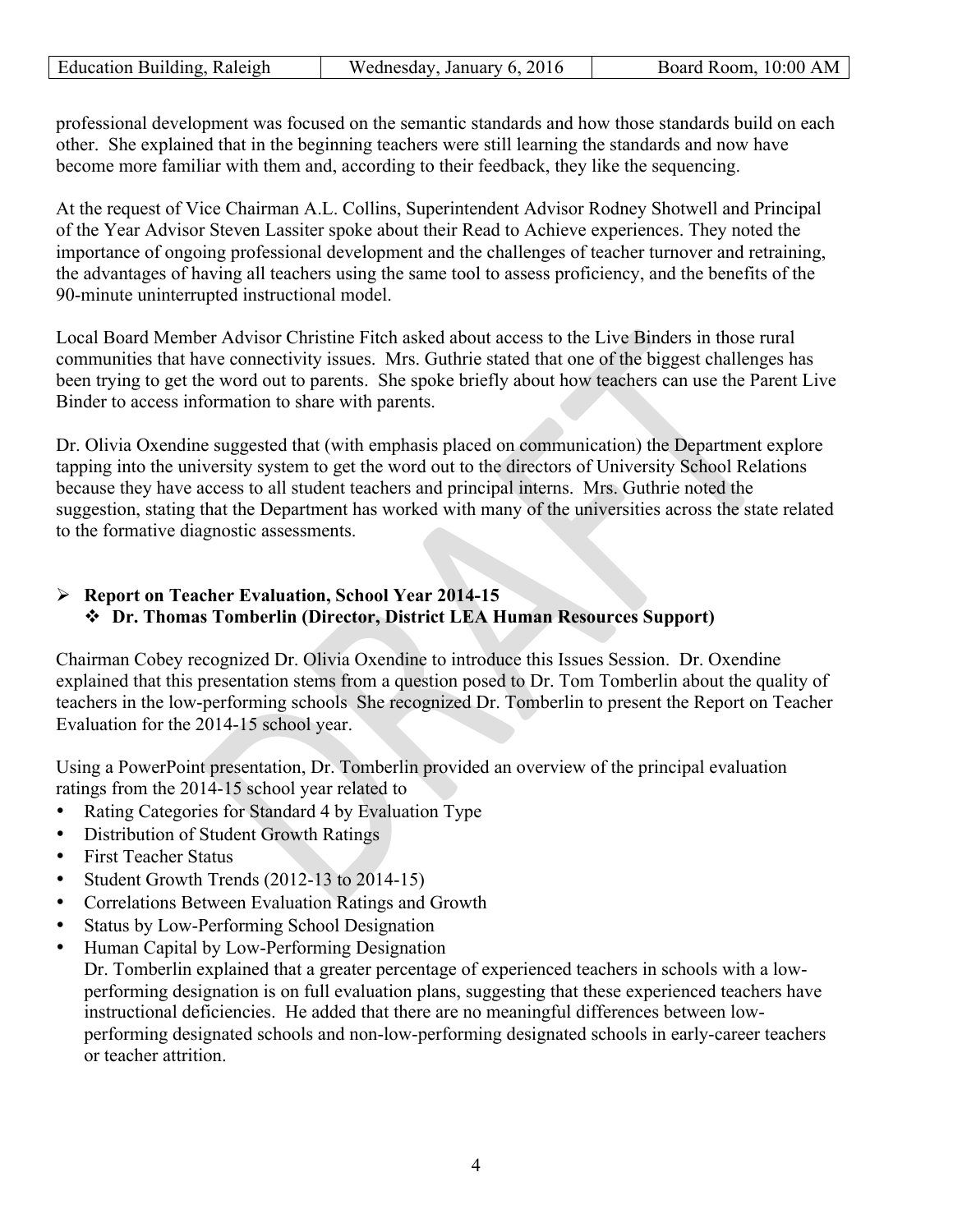professional development was focused on the semantic standards and how those standards build on each other. She explained that in the beginning teachers were still learning the standards and now have become more familiar with them and, according to their feedback, they like the sequencing.

At the request of Vice Chairman A.L. Collins, Superintendent Advisor Rodney Shotwell and Principal of the Year Advisor Steven Lassiter spoke about their Read to Achieve experiences. They noted the importance of ongoing professional development and the challenges of teacher turnover and retraining, the advantages of having all teachers using the same tool to assess proficiency, and the benefits of the 90-minute uninterrupted instructional model.

Local Board Member Advisor Christine Fitch asked about access to the Live Binders in those rural communities that have connectivity issues. Mrs. Guthrie stated that one of the biggest challenges has been trying to get the word out to parents. She spoke briefly about how teachers can use the Parent Live Binder to access information to share with parents.

Dr. Olivia Oxendine suggested that (with emphasis placed on communication) the Department explore tapping into the university system to get the word out to the directors of University School Relations because they have access to all student teachers and principal interns. Mrs. Guthrie noted the suggestion, stating that the Department has worked with many of the universities across the state related to the formative diagnostic assessments.

- **Report on Teacher Evaluation, School Year 2014-15**
  - **Dr. Thomas Tomberlin (Director, District LEA Human Resources Support)**

Chairman Cobey recognized Dr. Olivia Oxendine to introduce this Issues Session. Dr. Oxendine explained that this presentation stems from a question posed to Dr. Tom Tomberlin about the quality of teachers in the low-performing schools She recognized Dr. Tomberlin to present the Report on Teacher Evaluation for the 2014-15 school year.

Using a PowerPoint presentation, Dr. Tomberlin provided an overview of the principal evaluation ratings from the 2014-15 school year related to

- Rating Categories for Standard 4 by Evaluation Type
- Distribution of Student Growth Ratings
- First Teacher Status
- Student Growth Trends (2012-13 to 2014-15)
- Correlations Between Evaluation Ratings and Growth
- Status by Low-Performing School Designation
- Human Capital by Low-Performing Designation
  Dr. Tomberlin explained that a greater percentage of experienced teachers in schools with a low-performing designation is on full evaluation plans, suggesting that these experienced teachers have instructional deficiencies. He added that there are no meaningful differences between low-performing designated schools and non-low-performing designated schools in early-career teachers or teacher attrition.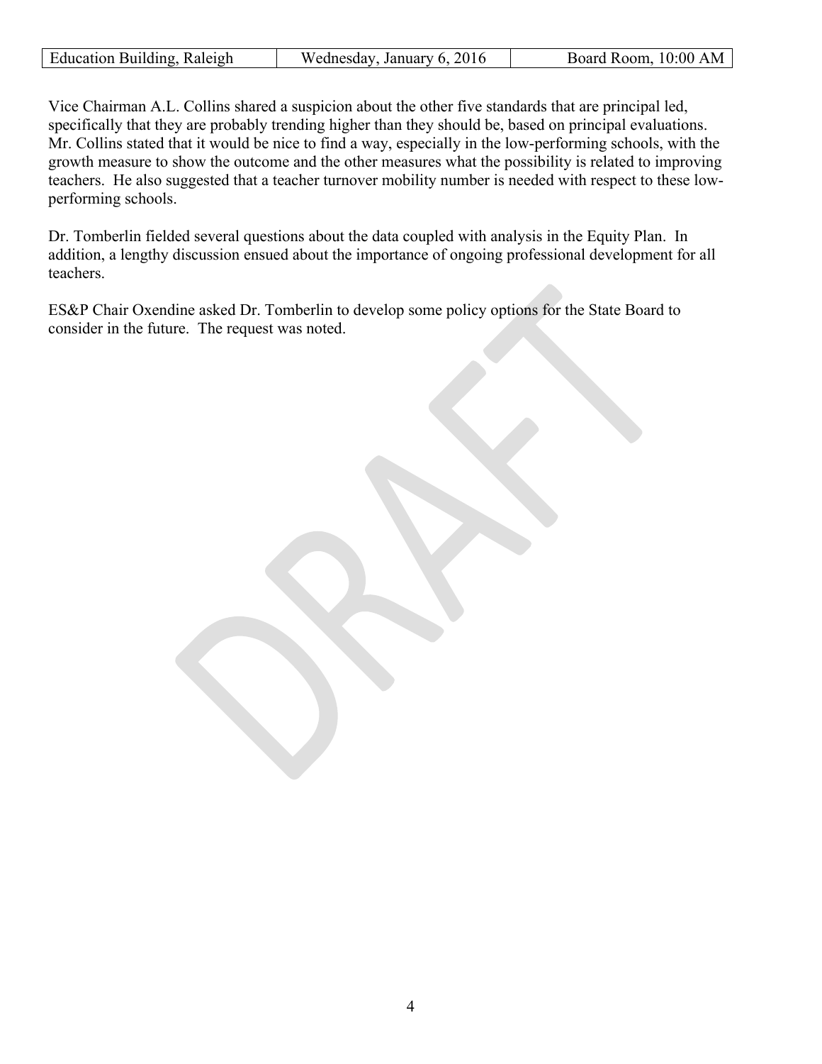Vice Chairman A.L. Collins shared a suspicion about the other five standards that are principal led, specifically that they are probably trending higher than they should be, based on principal evaluations. Mr. Collins stated that it would be nice to find a way, especially in the low-performing schools, with the growth measure to show the outcome and the other measures what the possibility is related to improving teachers. He also suggested that a teacher turnover mobility number is needed with respect to these low-performing schools.

Dr. Tomberlin fielded several questions about the data coupled with analysis in the Equity Plan. In addition, a lengthy discussion ensued about the importance of ongoing professional development for all teachers.

ES&P Chair Oxendine asked Dr. Tomberlin to develop some policy options for the State Board to consider in the future. The request was noted.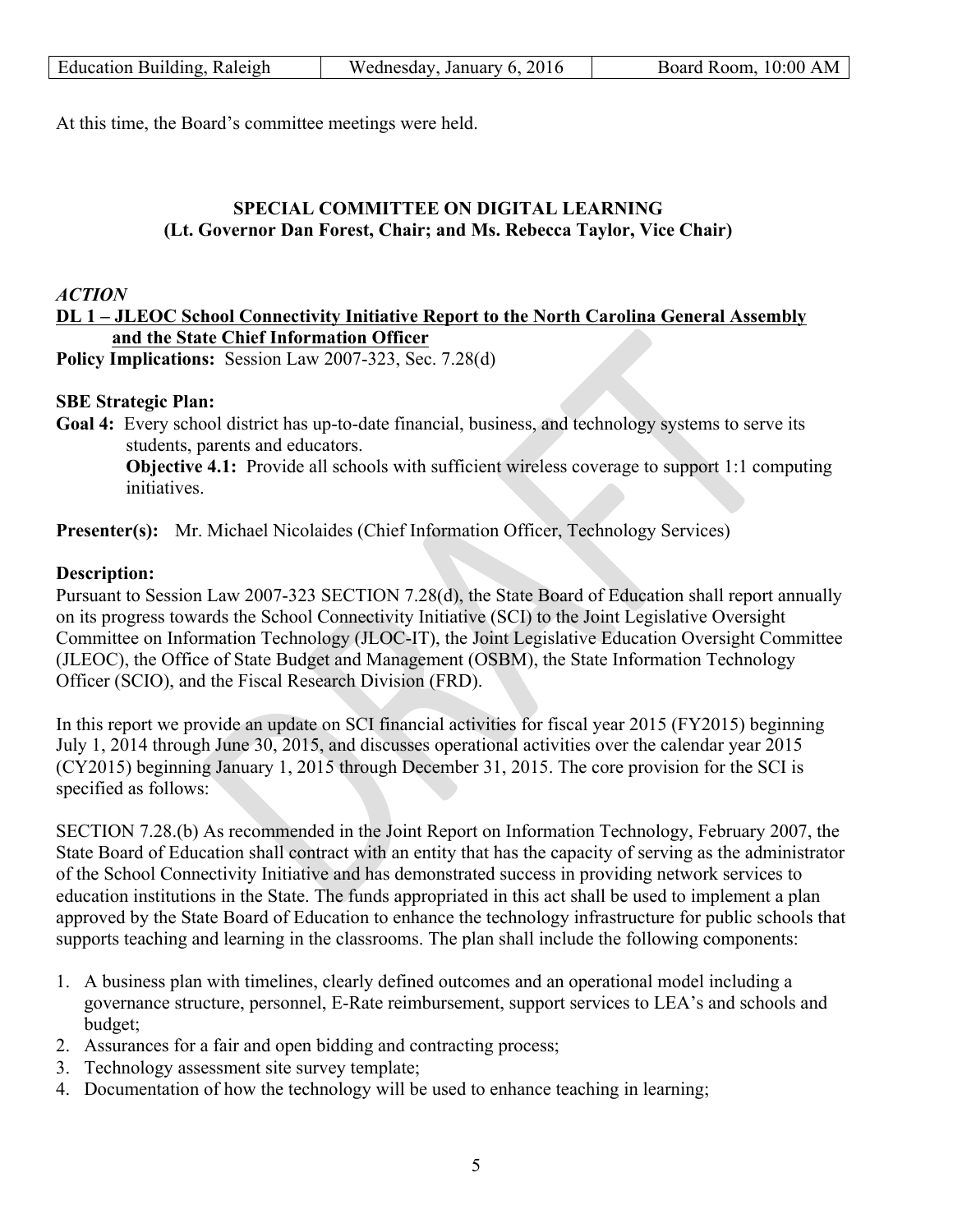| Education Building, Raleigh | Wednesday, January 6, 2016 | Board Room, 10:00 AM |
|---|---|---|

At this time, the Board's committee meetings were held.

**SPECIAL COMMITTEE ON DIGITAL LEARNING**
**(Lt. Governor Dan Forest, Chair; and Ms. Rebecca Taylor, Vice Chair)**

***ACTION***

**DL 1 – JLEOC School Connectivity Initiative Report to the North Carolina General Assembly and the State Chief Information Officer**

**Policy Implications:** Session Law 2007-323, Sec. 7.28(d)

**SBE Strategic Plan:**

**Goal 4:** Every school district has up-to-date financial, business, and technology systems to serve its students, parents and educators.

**Objective 4.1:** Provide all schools with sufficient wireless coverage to support 1:1 computing initiatives.

**Presenter(s):** Mr. Michael Nicolaides (Chief Information Officer, Technology Services)

**Description:**

Pursuant to Session Law 2007-323 SECTION 7.28(d), the State Board of Education shall report annually on its progress towards the School Connectivity Initiative (SCI) to the Joint Legislative Oversight Committee on Information Technology (JLOC-IT), the Joint Legislative Education Oversight Committee (JLEOC), the Office of State Budget and Management (OSBM), the State Information Technology Officer (SCIO), and the Fiscal Research Division (FRD).

In this report we provide an update on SCI financial activities for fiscal year 2015 (FY2015) beginning July 1, 2014 through June 30, 2015, and discusses operational activities over the calendar year 2015 (CY2015) beginning January 1, 2015 through December 31, 2015. The core provision for the SCI is specified as follows:

SECTION 7.28.(b) As recommended in the Joint Report on Information Technology, February 2007, the State Board of Education shall contract with an entity that has the capacity of serving as the administrator of the School Connectivity Initiative and has demonstrated success in providing network services to education institutions in the State. The funds appropriated in this act shall be used to implement a plan approved by the State Board of Education to enhance the technology infrastructure for public schools that supports teaching and learning in the classrooms. The plan shall include the following components:

1. A business plan with timelines, clearly defined outcomes and an operational model including a governance structure, personnel, E-Rate reimbursement, support services to LEA's and schools and budget;
2. Assurances for a fair and open bidding and contracting process;
3. Technology assessment site survey template;
4. Documentation of how the technology will be used to enhance teaching in learning;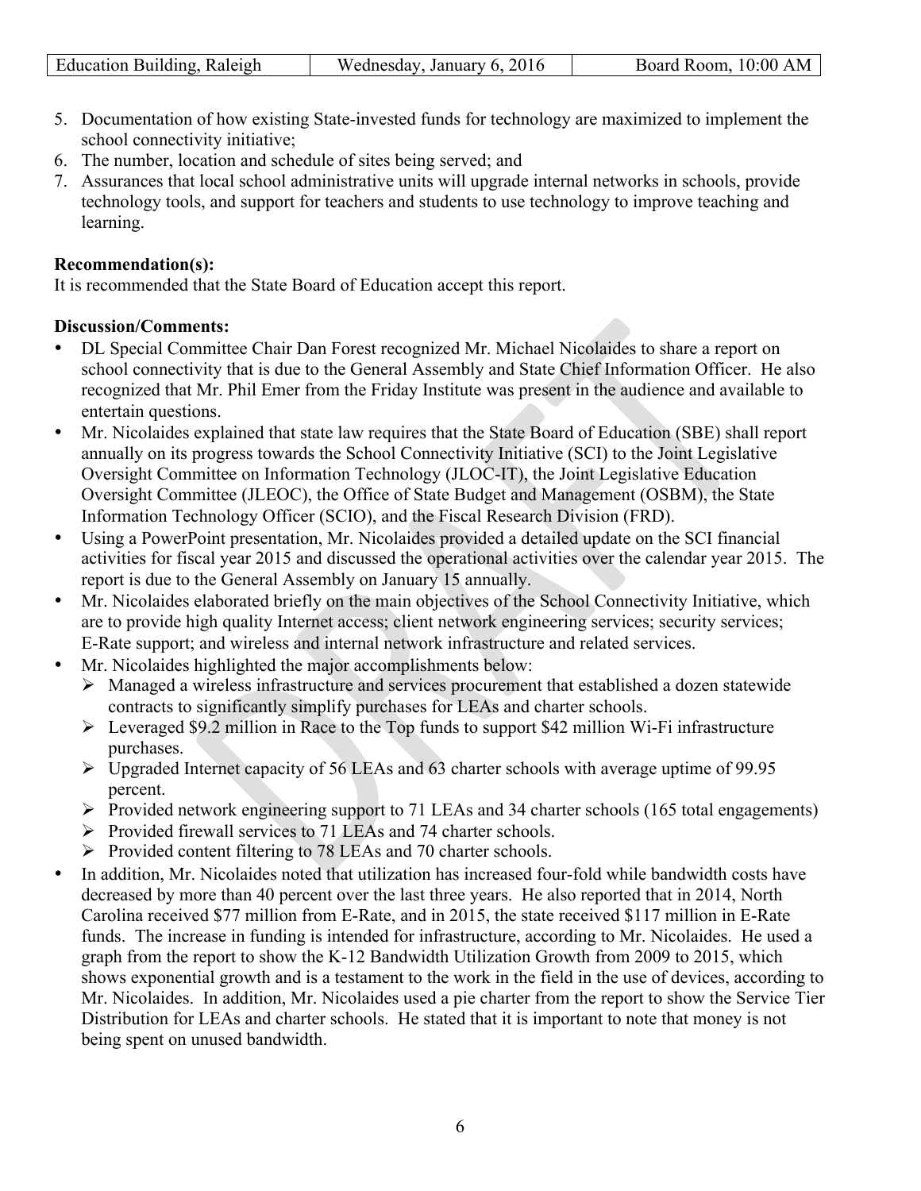5. Documentation of how existing State-invested funds for technology are maximized to implement the school connectivity initiative;
6. The number, location and schedule of sites being served; and
7. Assurances that local school administrative units will upgrade internal networks in schools, provide technology tools, and support for teachers and students to use technology to improve teaching and learning.

**Recommendation(s):**
It is recommended that the State Board of Education accept this report.

**Discussion/Comments:**

- DL Special Committee Chair Dan Forest recognized Mr. Michael Nicolaides to share a report on school connectivity that is due to the General Assembly and State Chief Information Officer. He also recognized that Mr. Phil Emer from the Friday Institute was present in the audience and available to entertain questions.
- Mr. Nicolaides explained that state law requires that the State Board of Education (SBE) shall report annually on its progress towards the School Connectivity Initiative (SCI) to the Joint Legislative Oversight Committee on Information Technology (JLOC-IT), the Joint Legislative Education Oversight Committee (JLEOC), the Office of State Budget and Management (OSBM), the State Information Technology Officer (SCIO), and the Fiscal Research Division (FRD).
- Using a PowerPoint presentation, Mr. Nicolaides provided a detailed update on the SCI financial activities for fiscal year 2015 and discussed the operational activities over the calendar year 2015. The report is due to the General Assembly on January 15 annually.
- Mr. Nicolaides elaborated briefly on the main objectives of the School Connectivity Initiative, which are to provide high quality Internet access; client network engineering services; security services; E-Rate support; and wireless and internal network infrastructure and related services.
- Mr. Nicolaides highlighted the major accomplishments below:
  - Managed a wireless infrastructure and services procurement that established a dozen statewide contracts to significantly simplify purchases for LEAs and charter schools.
  - Leveraged $9.2 million in Race to the Top funds to support $42 million Wi-Fi infrastructure purchases.
  - Upgraded Internet capacity of 56 LEAs and 63 charter schools with average uptime of 99.95 percent.
  - Provided network engineering support to 71 LEAs and 34 charter schools (165 total engagements)
  - Provided firewall services to 71 LEAs and 74 charter schools.
  - Provided content filtering to 78 LEAs and 70 charter schools.
- In addition, Mr. Nicolaides noted that utilization has increased four-fold while bandwidth costs have decreased by more than 40 percent over the last three years. He also reported that in 2014, North Carolina received $77 million from E-Rate, and in 2015, the state received $117 million in E-Rate funds. The increase in funding is intended for infrastructure, according to Mr. Nicolaides. He used a graph from the report to show the K-12 Bandwidth Utilization Growth from 2009 to 2015, which shows exponential growth and is a testament to the work in the field in the use of devices, according to Mr. Nicolaides. In addition, Mr. Nicolaides used a pie charter from the report to show the Service Tier Distribution for LEAs and charter schools. He stated that it is important to note that money is not being spent on unused bandwidth.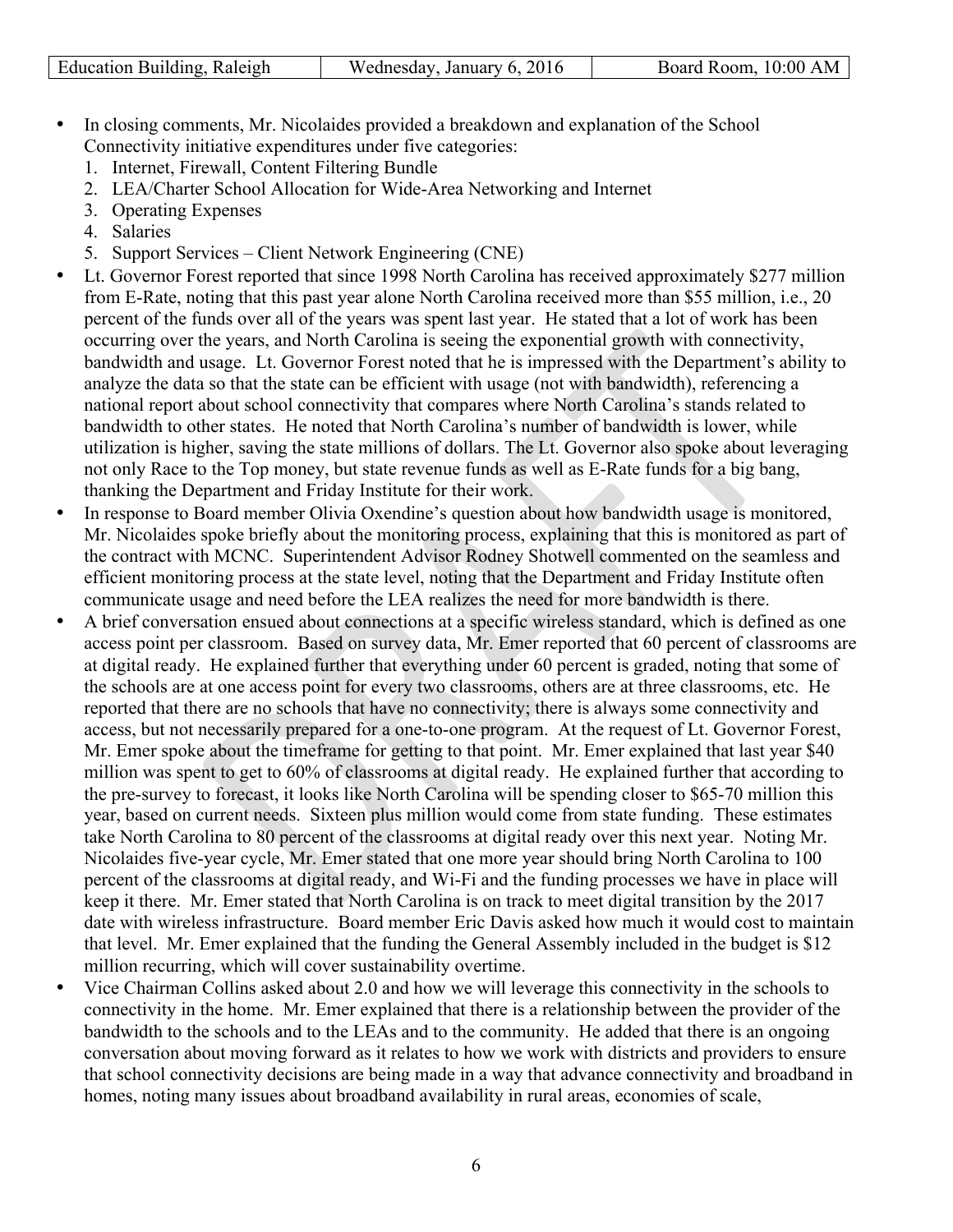- In closing comments, Mr. Nicolaides provided a breakdown and explanation of the School Connectivity initiative expenditures under five categories:
  1. Internet, Firewall, Content Filtering Bundle
  2. LEA/Charter School Allocation for Wide-Area Networking and Internet
  3. Operating Expenses
  4. Salaries
  5. Support Services – Client Network Engineering (CNE)
- Lt. Governor Forest reported that since 1998 North Carolina has received approximately $277 million from E-Rate, noting that this past year alone North Carolina received more than $55 million, i.e., 20 percent of the funds over all of the years was spent last year. He stated that a lot of work has been occurring over the years, and North Carolina is seeing the exponential growth with connectivity, bandwidth and usage. Lt. Governor Forest noted that he is impressed with the Department's ability to analyze the data so that the state can be efficient with usage (not with bandwidth), referencing a national report about school connectivity that compares where North Carolina's stands related to bandwidth to other states. He noted that North Carolina's number of bandwidth is lower, while utilization is higher, saving the state millions of dollars. The Lt. Governor also spoke about leveraging not only Race to the Top money, but state revenue funds as well as E-Rate funds for a big bang, thanking the Department and Friday Institute for their work.
- In response to Board member Olivia Oxendine's question about how bandwidth usage is monitored, Mr. Nicolaides spoke briefly about the monitoring process, explaining that this is monitored as part of the contract with MCNC. Superintendent Advisor Rodney Shotwell commented on the seamless and efficient monitoring process at the state level, noting that the Department and Friday Institute often communicate usage and need before the LEA realizes the need for more bandwidth is there.
- A brief conversation ensued about connections at a specific wireless standard, which is defined as one access point per classroom. Based on survey data, Mr. Emer reported that 60 percent of classrooms are at digital ready. He explained further that everything under 60 percent is graded, noting that some of the schools are at one access point for every two classrooms, others are at three classrooms, etc. He reported that there are no schools that have no connectivity; there is always some connectivity and access, but not necessarily prepared for a one-to-one program. At the request of Lt. Governor Forest, Mr. Emer spoke about the timeframe for getting to that point. Mr. Emer explained that last year $40 million was spent to get to 60% of classrooms at digital ready. He explained further that according to the pre-survey to forecast, it looks like North Carolina will be spending closer to $65-70 million this year, based on current needs. Sixteen plus million would come from state funding. These estimates take North Carolina to 80 percent of the classrooms at digital ready over this next year. Noting Mr. Nicolaides five-year cycle, Mr. Emer stated that one more year should bring North Carolina to 100 percent of the classrooms at digital ready, and Wi-Fi and the funding processes we have in place will keep it there. Mr. Emer stated that North Carolina is on track to meet digital transition by the 2017 date with wireless infrastructure. Board member Eric Davis asked how much it would cost to maintain that level. Mr. Emer explained that the funding the General Assembly included in the budget is $12 million recurring, which will cover sustainability overtime.
- Vice Chairman Collins asked about 2.0 and how we will leverage this connectivity in the schools to connectivity in the home. Mr. Emer explained that there is a relationship between the provider of the bandwidth to the schools and to the LEAs and to the community. He added that there is an ongoing conversation about moving forward as it relates to how we work with districts and providers to ensure that school connectivity decisions are being made in a way that advance connectivity and broadband in homes, noting many issues about broadband availability in rural areas, economies of scale,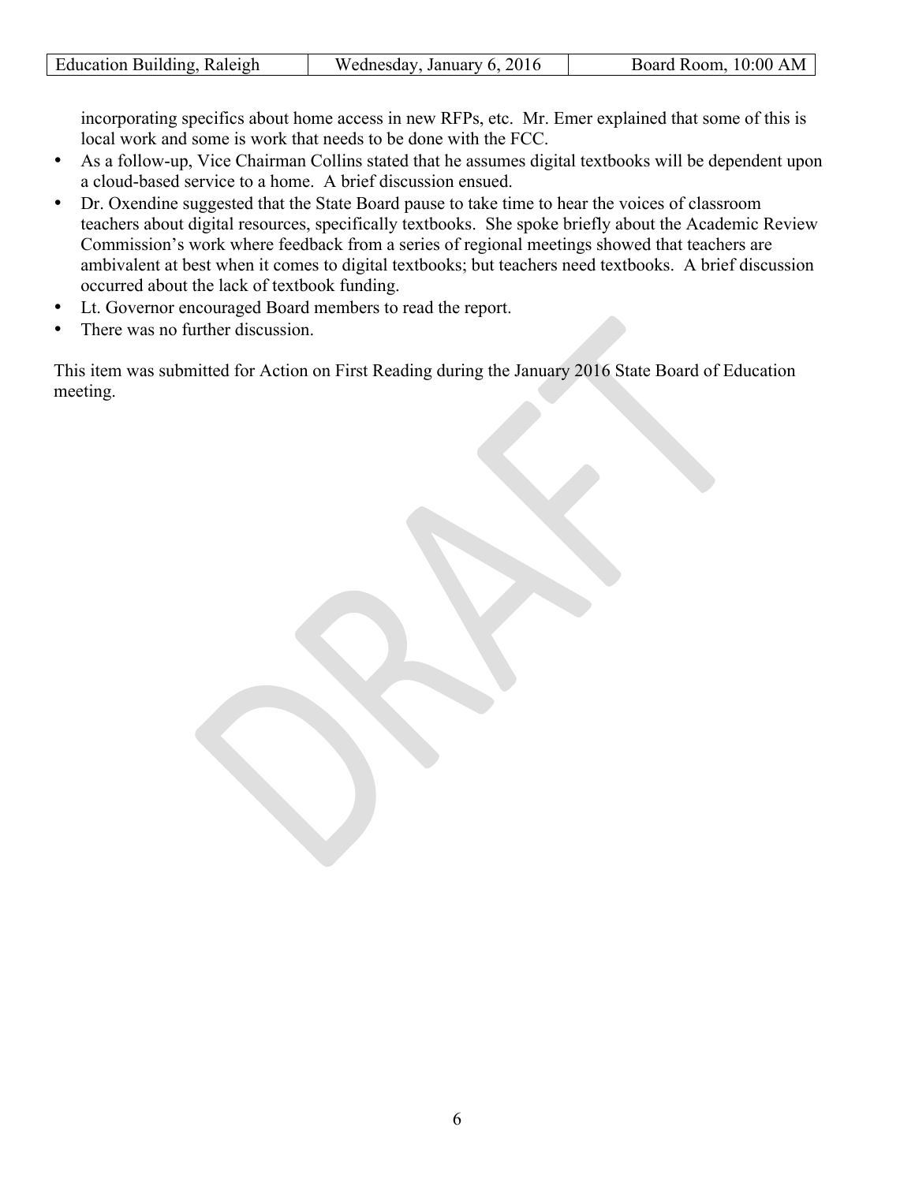incorporating specifics about home access in new RFPs, etc. Mr. Emer explained that some of this is local work and some is work that needs to be done with the FCC.

- As a follow-up, Vice Chairman Collins stated that he assumes digital textbooks will be dependent upon a cloud-based service to a home. A brief discussion ensued.
- Dr. Oxendine suggested that the State Board pause to take time to hear the voices of classroom teachers about digital resources, specifically textbooks. She spoke briefly about the Academic Review Commission's work where feedback from a series of regional meetings showed that teachers are ambivalent at best when it comes to digital textbooks; but teachers need textbooks. A brief discussion occurred about the lack of textbook funding.
- Lt. Governor encouraged Board members to read the report.
- There was no further discussion.

This item was submitted for Action on First Reading during the January 2016 State Board of Education meeting.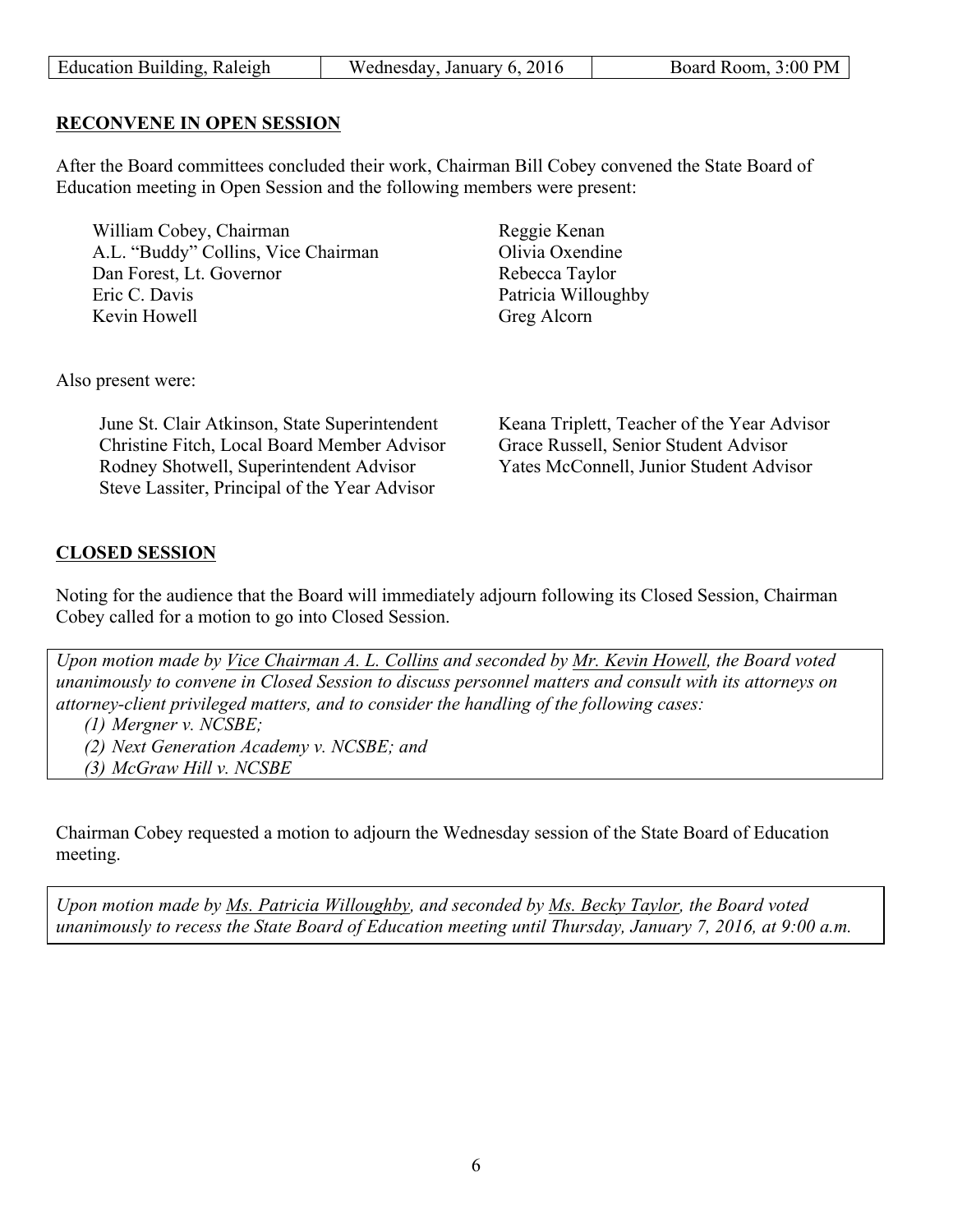| Education Building, Raleigh | Wednesday, January 6, 2016 | Board Room, 3:00 PM |
| --- | --- | --- |

**RECONVENE IN OPEN SESSION**

After the Board committees concluded their work, Chairman Bill Cobey convened the State Board of Education meeting in Open Session and the following members were present:

| | |
| --- | --- |
| William Cobey, Chairman | Reggie Kenan |
| A.L. "Buddy" Collins, Vice Chairman | Olivia Oxendine |
| Dan Forest, Lt. Governor | Rebecca Taylor |
| Eric C. Davis | Patricia Willoughby |
| Kevin Howell | Greg Alcorn |

Also present were:

| | |
| --- | --- |
| June St. Clair Atkinson, State Superintendent | Keana Triplett, Teacher of the Year Advisor |
| Christine Fitch, Local Board Member Advisor | Grace Russell, Senior Student Advisor |
| Rodney Shotwell, Superintendent Advisor | Yates McConnell, Junior Student Advisor |
| Steve Lassiter, Principal of the Year Advisor | |

**CLOSED SESSION**

Noting for the audience that the Board will immediately adjourn following its Closed Session, Chairman Cobey called for a motion to go into Closed Session.

*Upon motion made by Vice Chairman A. L. Collins and seconded by Mr. Kevin Howell, the Board voted unanimously to convene in Closed Session to discuss personnel matters and consult with its attorneys on attorney-client privileged matters, and to consider the handling of the following cases:*

*(1) Mergner v. NCSBE;*
*(2) Next Generation Academy v. NCSBE; and*
*(3) McGraw Hill v. NCSBE*

Chairman Cobey requested a motion to adjourn the Wednesday session of the State Board of Education meeting.

*Upon motion made by Ms. Patricia Willoughby, and seconded by Ms. Becky Taylor, the Board voted unanimously to recess the State Board of Education meeting until Thursday, January 7, 2016, at 9:00 a.m.*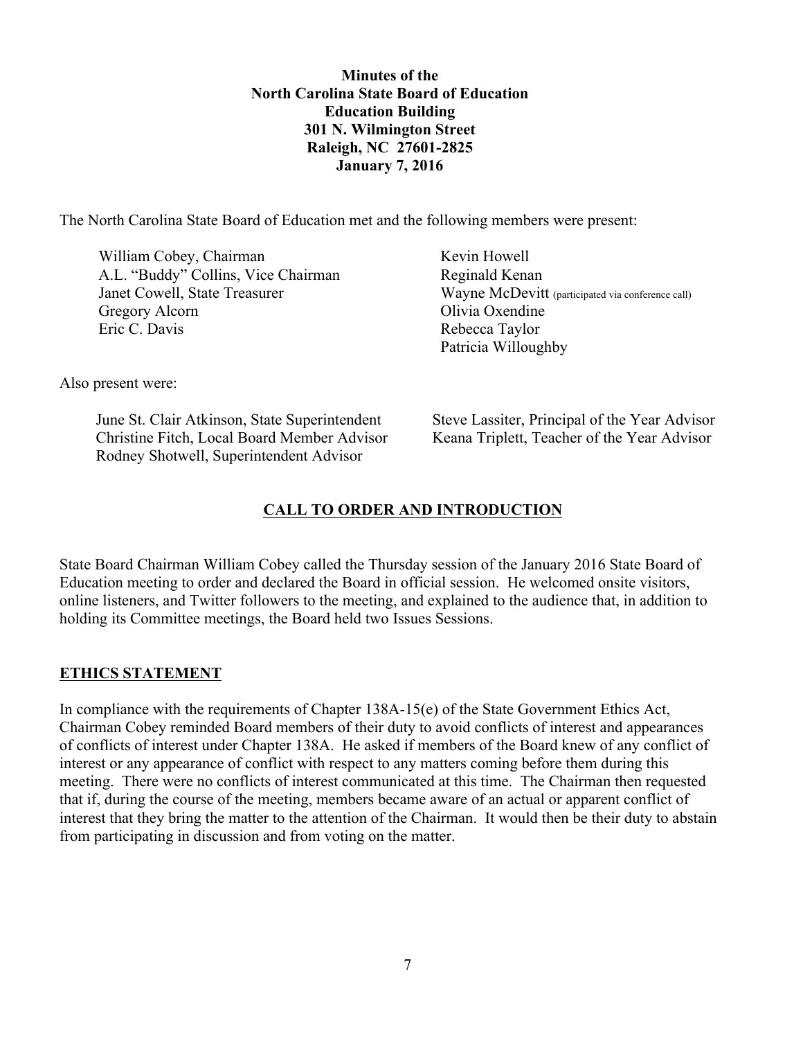**Minutes of the**
**North Carolina State Board of Education**
**Education Building**
**301 N. Wilmington Street**
**Raleigh, NC 27601-2825**
**January 7, 2016**

The North Carolina State Board of Education met and the following members were present:

William Cobey, Chairman
A.L. "Buddy" Collins, Vice Chairman
Janet Cowell, State Treasurer
Gregory Alcorn
Eric C. Davis
Kevin Howell
Reginald Kenan
Wayne McDevitt (participated via conference call)
Olivia Oxendine
Rebecca Taylor
Patricia Willoughby

Also present were:

June St. Clair Atkinson, State Superintendent
Christine Fitch, Local Board Member Advisor
Rodney Shotwell, Superintendent Advisor
Steve Lassiter, Principal of the Year Advisor
Keana Triplett, Teacher of the Year Advisor

## CALL TO ORDER AND INTRODUCTION

State Board Chairman William Cobey called the Thursday session of the January 2016 State Board of Education meeting to order and declared the Board in official session. He welcomed onsite visitors, online listeners, and Twitter followers to the meeting, and explained to the audience that, in addition to holding its Committee meetings, the Board held two Issues Sessions.

### ETHICS STATEMENT

In compliance with the requirements of Chapter 138A-15(e) of the State Government Ethics Act, Chairman Cobey reminded Board members of their duty to avoid conflicts of interest and appearances of conflicts of interest under Chapter 138A. He asked if members of the Board knew of any conflict of interest or any appearance of conflict with respect to any matters coming before them during this meeting. There were no conflicts of interest communicated at this time. The Chairman then requested that if, during the course of the meeting, members became aware of an actual or apparent conflict of interest that they bring the matter to the attention of the Chairman. It would then be their duty to abstain from participating in discussion and from voting on the matter.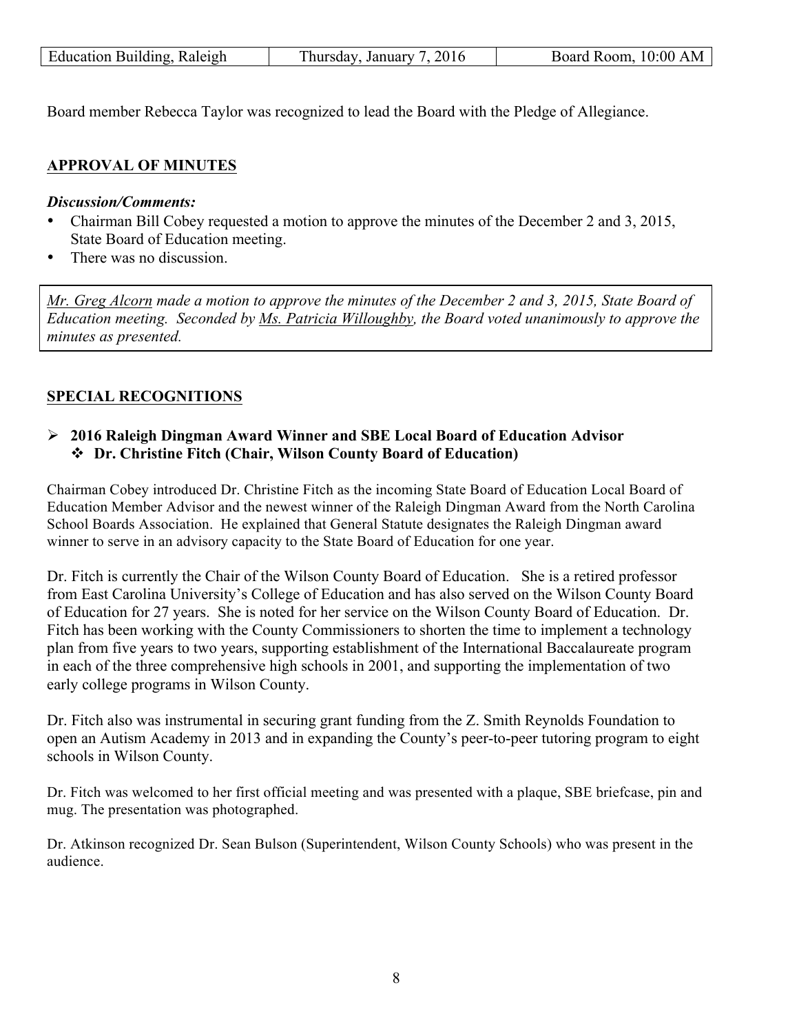| Education Building, Raleigh | Thursday, January 7, 2016 | Board Room, 10:00 AM |
| --- | --- | --- |

Board member Rebecca Taylor was recognized to lead the Board with the Pledge of Allegiance.

## APPROVAL OF MINUTES

***Discussion/Comments:***

- Chairman Bill Cobey requested a motion to approve the minutes of the December 2 and 3, 2015, State Board of Education meeting.
- There was no discussion.

*Mr. Greg Alcorn made a motion to approve the minutes of the December 2 and 3, 2015, State Board of Education meeting. Seconded by Ms. Patricia Willoughby, the Board voted unanimously to approve the minutes as presented.*

## SPECIAL RECOGNITIONS

- **2016 Raleigh Dingman Award Winner and SBE Local Board of Education Advisor**
  - **Dr. Christine Fitch (Chair, Wilson County Board of Education)**

Chairman Cobey introduced Dr. Christine Fitch as the incoming State Board of Education Local Board of Education Member Advisor and the newest winner of the Raleigh Dingman Award from the North Carolina School Boards Association. He explained that General Statute designates the Raleigh Dingman award winner to serve in an advisory capacity to the State Board of Education for one year.

Dr. Fitch is currently the Chair of the Wilson County Board of Education. She is a retired professor from East Carolina University's College of Education and has also served on the Wilson County Board of Education for 27 years. She is noted for her service on the Wilson County Board of Education. Dr. Fitch has been working with the County Commissioners to shorten the time to implement a technology plan from five years to two years, supporting establishment of the International Baccalaureate program in each of the three comprehensive high schools in 2001, and supporting the implementation of two early college programs in Wilson County.

Dr. Fitch also was instrumental in securing grant funding from the Z. Smith Reynolds Foundation to open an Autism Academy in 2013 and in expanding the County's peer-to-peer tutoring program to eight schools in Wilson County.

Dr. Fitch was welcomed to her first official meeting and was presented with a plaque, SBE briefcase, pin and mug. The presentation was photographed.

Dr. Atkinson recognized Dr. Sean Bulson (Superintendent, Wilson County Schools) who was present in the audience.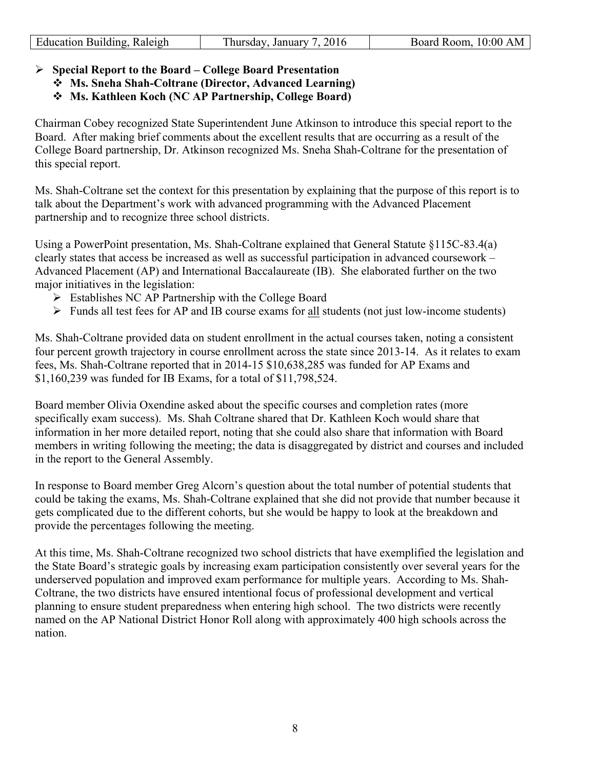- **Special Report to the Board – College Board Presentation**
  - **Ms. Sneha Shah-Coltrane (Director, Advanced Learning)**
  - **Ms. Kathleen Koch (NC AP Partnership, College Board)**

Chairman Cobey recognized State Superintendent June Atkinson to introduce this special report to the Board. After making brief comments about the excellent results that are occurring as a result of the College Board partnership, Dr. Atkinson recognized Ms. Sneha Shah-Coltrane for the presentation of this special report.

Ms. Shah-Coltrane set the context for this presentation by explaining that the purpose of this report is to talk about the Department's work with advanced programming with the Advanced Placement partnership and to recognize three school districts.

Using a PowerPoint presentation, Ms. Shah-Coltrane explained that General Statute §115C-83.4(a) clearly states that access be increased as well as successful participation in advanced coursework – Advanced Placement (AP) and International Baccalaureate (IB). She elaborated further on the two major initiatives in the legislation:

- Establishes NC AP Partnership with the College Board
- Funds all test fees for AP and IB course exams for <u>all</u> students (not just low-income students)

Ms. Shah-Coltrane provided data on student enrollment in the actual courses taken, noting a consistent four percent growth trajectory in course enrollment across the state since 2013-14. As it relates to exam fees, Ms. Shah-Coltrane reported that in 2014-15 $10,638,285 was funded for AP Exams and $1,160,239 was funded for IB Exams, for a total of $11,798,524.

Board member Olivia Oxendine asked about the specific courses and completion rates (more specifically exam success). Ms. Shah Coltrane shared that Dr. Kathleen Koch would share that information in her more detailed report, noting that she could also share that information with Board members in writing following the meeting; the data is disaggregated by district and courses and included in the report to the General Assembly.

In response to Board member Greg Alcorn's question about the total number of potential students that could be taking the exams, Ms. Shah-Coltrane explained that she did not provide that number because it gets complicated due to the different cohorts, but she would be happy to look at the breakdown and provide the percentages following the meeting.

At this time, Ms. Shah-Coltrane recognized two school districts that have exemplified the legislation and the State Board's strategic goals by increasing exam participation consistently over several years for the underserved population and improved exam performance for multiple years. According to Ms. Shah-Coltrane, the two districts have ensured intentional focus of professional development and vertical planning to ensure student preparedness when entering high school. The two districts were recently named on the AP National District Honor Roll along with approximately 400 high schools across the nation.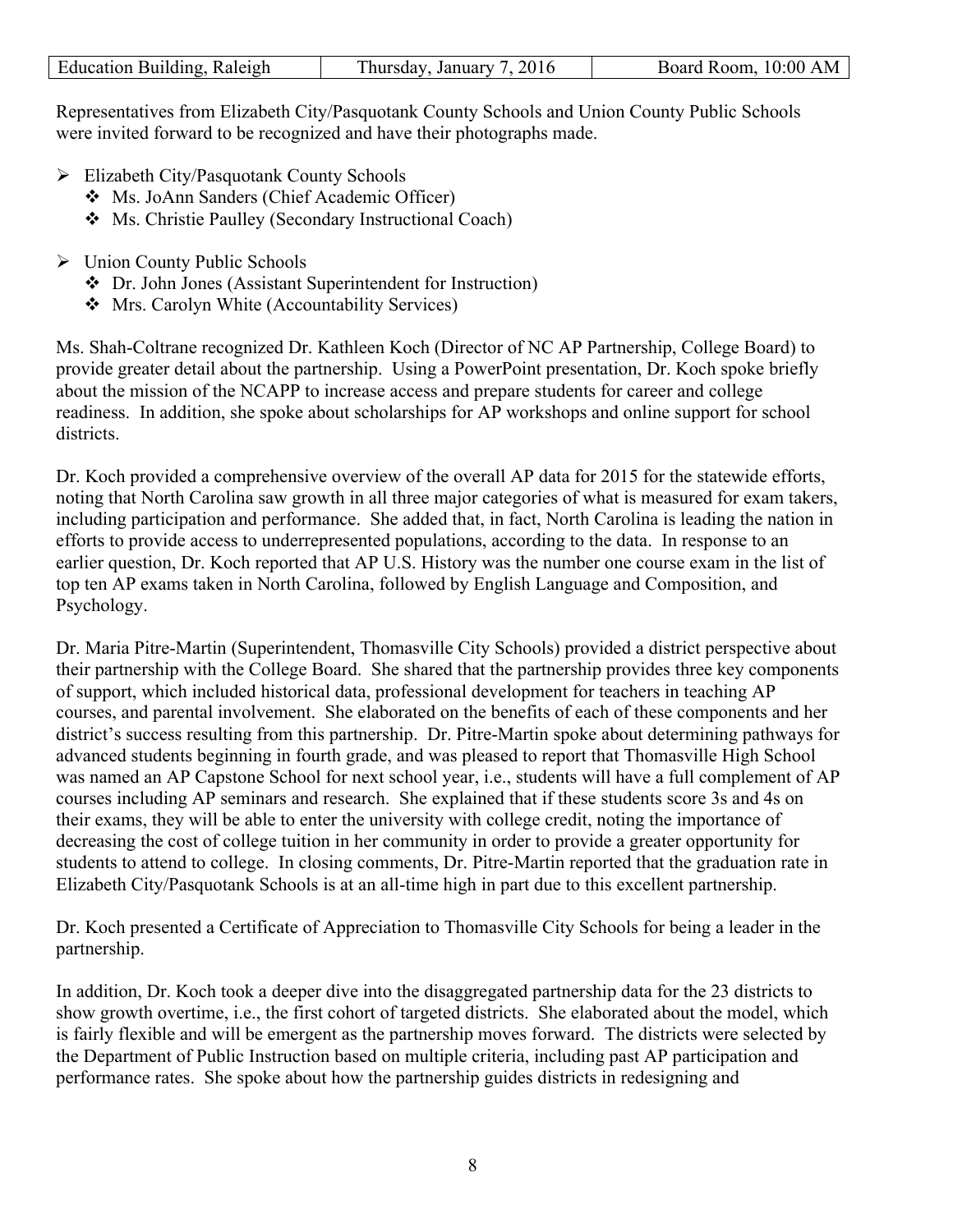| Education Building, Raleigh | Thursday, January 7, 2016 | Board Room, 10:00 AM |
|---|---|---|

Representatives from Elizabeth City/Pasquotank County Schools and Union County Public Schools were invited forward to be recognized and have their photographs made.

- Elizabeth City/Pasquotank County Schools
  - Ms. JoAnn Sanders (Chief Academic Officer)
  - Ms. Christie Paulley (Secondary Instructional Coach)
- Union County Public Schools
  - Dr. John Jones (Assistant Superintendent for Instruction)
  - Mrs. Carolyn White (Accountability Services)

Ms. Shah-Coltrane recognized Dr. Kathleen Koch (Director of NC AP Partnership, College Board) to provide greater detail about the partnership. Using a PowerPoint presentation, Dr. Koch spoke briefly about the mission of the NCAPP to increase access and prepare students for career and college readiness. In addition, she spoke about scholarships for AP workshops and online support for school districts.

Dr. Koch provided a comprehensive overview of the overall AP data for 2015 for the statewide efforts, noting that North Carolina saw growth in all three major categories of what is measured for exam takers, including participation and performance. She added that, in fact, North Carolina is leading the nation in efforts to provide access to underrepresented populations, according to the data. In response to an earlier question, Dr. Koch reported that AP U.S. History was the number one course exam in the list of top ten AP exams taken in North Carolina, followed by English Language and Composition, and Psychology.

Dr. Maria Pitre-Martin (Superintendent, Thomasville City Schools) provided a district perspective about their partnership with the College Board. She shared that the partnership provides three key components of support, which included historical data, professional development for teachers in teaching AP courses, and parental involvement. She elaborated on the benefits of each of these components and her district's success resulting from this partnership. Dr. Pitre-Martin spoke about determining pathways for advanced students beginning in fourth grade, and was pleased to report that Thomasville High School was named an AP Capstone School for next school year, i.e., students will have a full complement of AP courses including AP seminars and research. She explained that if these students score 3s and 4s on their exams, they will be able to enter the university with college credit, noting the importance of decreasing the cost of college tuition in her community in order to provide a greater opportunity for students to attend to college. In closing comments, Dr. Pitre-Martin reported that the graduation rate in Elizabeth City/Pasquotank Schools is at an all-time high in part due to this excellent partnership.

Dr. Koch presented a Certificate of Appreciation to Thomasville City Schools for being a leader in the partnership.

In addition, Dr. Koch took a deeper dive into the disaggregated partnership data for the 23 districts to show growth overtime, i.e., the first cohort of targeted districts. She elaborated about the model, which is fairly flexible and will be emergent as the partnership moves forward. The districts were selected by the Department of Public Instruction based on multiple criteria, including past AP participation and performance rates. She spoke about how the partnership guides districts in redesigning and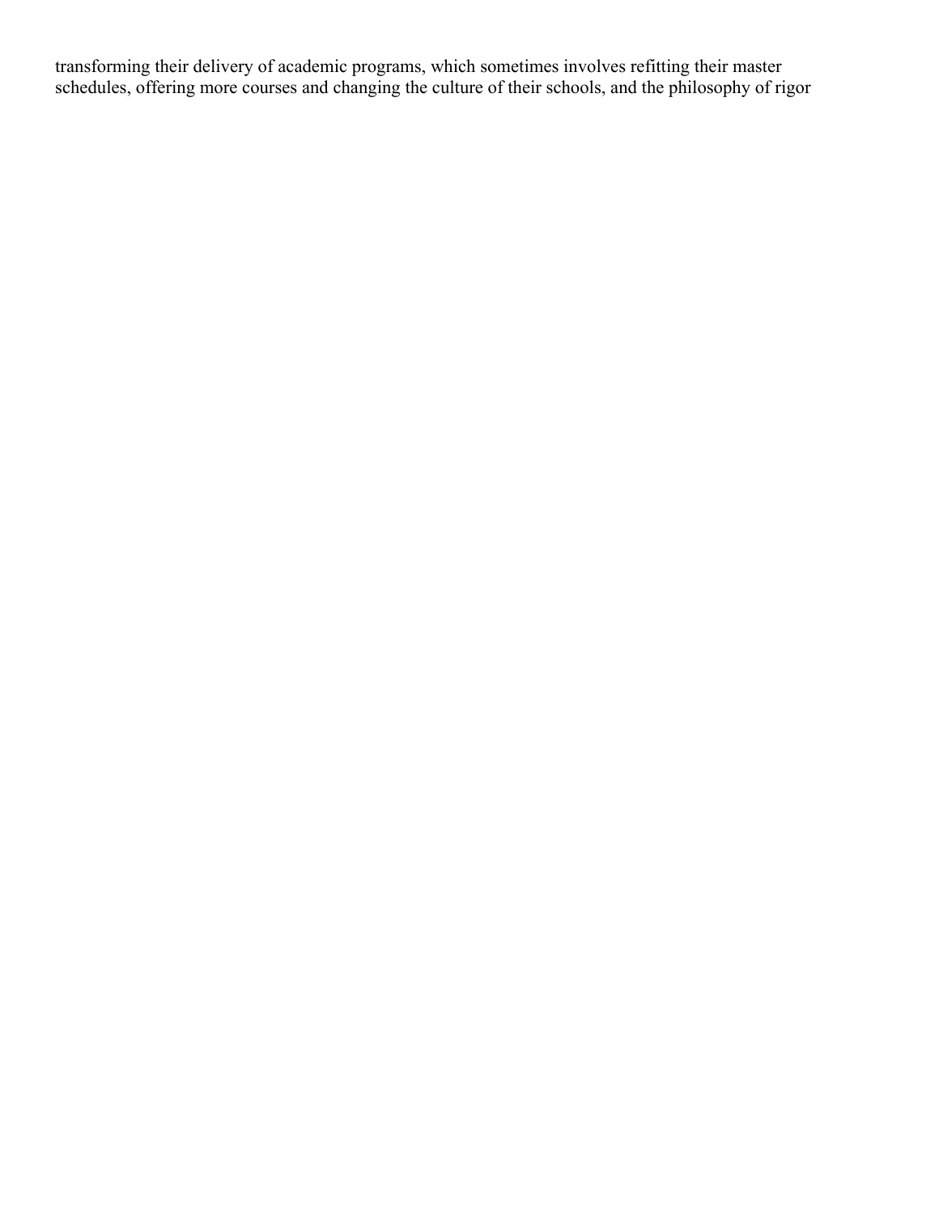transforming their delivery of academic programs, which sometimes involves refitting their master schedules, offering more courses and changing the culture of their schools, and the philosophy of rigor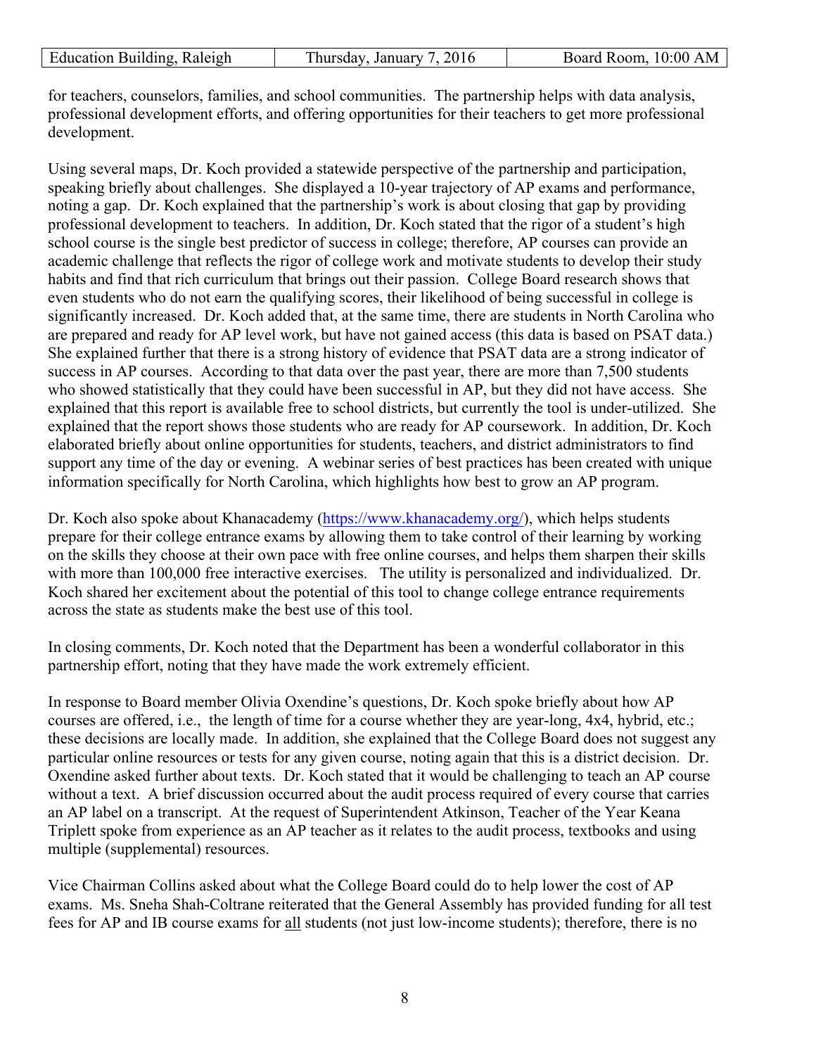for teachers, counselors, families, and school communities. The partnership helps with data analysis, professional development efforts, and offering opportunities for their teachers to get more professional development.

Using several maps, Dr. Koch provided a statewide perspective of the partnership and participation, speaking briefly about challenges. She displayed a 10-year trajectory of AP exams and performance, noting a gap. Dr. Koch explained that the partnership's work is about closing that gap by providing professional development to teachers. In addition, Dr. Koch stated that the rigor of a student's high school course is the single best predictor of success in college; therefore, AP courses can provide an academic challenge that reflects the rigor of college work and motivate students to develop their study habits and find that rich curriculum that brings out their passion. College Board research shows that even students who do not earn the qualifying scores, their likelihood of being successful in college is significantly increased. Dr. Koch added that, at the same time, there are students in North Carolina who are prepared and ready for AP level work, but have not gained access (this data is based on PSAT data.) She explained further that there is a strong history of evidence that PSAT data are a strong indicator of success in AP courses. According to that data over the past year, there are more than 7,500 students who showed statistically that they could have been successful in AP, but they did not have access. She explained that this report is available free to school districts, but currently the tool is under-utilized. She explained that the report shows those students who are ready for AP coursework. In addition, Dr. Koch elaborated briefly about online opportunities for students, teachers, and district administrators to find support any time of the day or evening. A webinar series of best practices has been created with unique information specifically for North Carolina, which highlights how best to grow an AP program.

Dr. Koch also spoke about Khanacademy (https://www.khanacademy.org/), which helps students prepare for their college entrance exams by allowing them to take control of their learning by working on the skills they choose at their own pace with free online courses, and helps them sharpen their skills with more than 100,000 free interactive exercises. The utility is personalized and individualized. Dr. Koch shared her excitement about the potential of this tool to change college entrance requirements across the state as students make the best use of this tool.

In closing comments, Dr. Koch noted that the Department has been a wonderful collaborator in this partnership effort, noting that they have made the work extremely efficient.

In response to Board member Olivia Oxendine's questions, Dr. Koch spoke briefly about how AP courses are offered, i.e., the length of time for a course whether they are year-long, 4x4, hybrid, etc.; these decisions are locally made. In addition, she explained that the College Board does not suggest any particular online resources or tests for any given course, noting again that this is a district decision. Dr. Oxendine asked further about texts. Dr. Koch stated that it would be challenging to teach an AP course without a text. A brief discussion occurred about the audit process required of every course that carries an AP label on a transcript. At the request of Superintendent Atkinson, Teacher of the Year Keana Triplett spoke from experience as an AP teacher as it relates to the audit process, textbooks and using multiple (supplemental) resources.

Vice Chairman Collins asked about what the College Board could do to help lower the cost of AP exams. Ms. Sneha Shah-Coltrane reiterated that the General Assembly has provided funding for all test fees for AP and IB course exams for all students (not just low-income students); therefore, there is no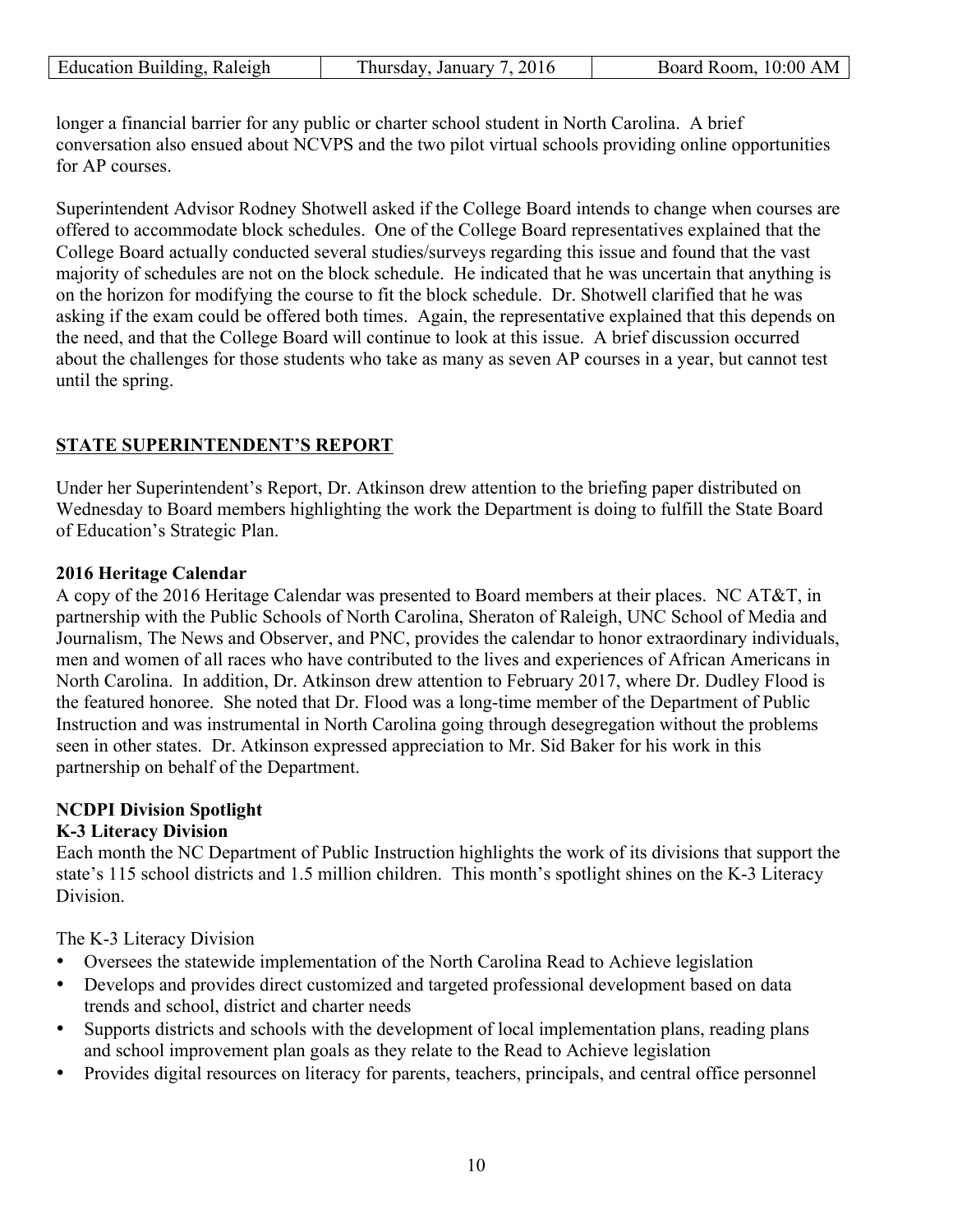longer a financial barrier for any public or charter school student in North Carolina. A brief conversation also ensued about NCVPS and the two pilot virtual schools providing online opportunities for AP courses.

Superintendent Advisor Rodney Shotwell asked if the College Board intends to change when courses are offered to accommodate block schedules. One of the College Board representatives explained that the College Board actually conducted several studies/surveys regarding this issue and found that the vast majority of schedules are not on the block schedule. He indicated that he was uncertain that anything is on the horizon for modifying the course to fit the block schedule. Dr. Shotwell clarified that he was asking if the exam could be offered both times. Again, the representative explained that this depends on the need, and that the College Board will continue to look at this issue. A brief discussion occurred about the challenges for those students who take as many as seven AP courses in a year, but cannot test until the spring.

## STATE SUPERINTENDENT'S REPORT

Under her Superintendent's Report, Dr. Atkinson drew attention to the briefing paper distributed on Wednesday to Board members highlighting the work the Department is doing to fulfill the State Board of Education's Strategic Plan.

**2016 Heritage Calendar**

A copy of the 2016 Heritage Calendar was presented to Board members at their places. NC AT&T, in partnership with the Public Schools of North Carolina, Sheraton of Raleigh, UNC School of Media and Journalism, The News and Observer, and PNC, provides the calendar to honor extraordinary individuals, men and women of all races who have contributed to the lives and experiences of African Americans in North Carolina. In addition, Dr. Atkinson drew attention to February 2017, where Dr. Dudley Flood is the featured honoree. She noted that Dr. Flood was a long-time member of the Department of Public Instruction and was instrumental in North Carolina going through desegregation without the problems seen in other states. Dr. Atkinson expressed appreciation to Mr. Sid Baker for his work in this partnership on behalf of the Department.

**NCDPI Division Spotlight**
**K-3 Literacy Division**

Each month the NC Department of Public Instruction highlights the work of its divisions that support the state's 115 school districts and 1.5 million children. This month's spotlight shines on the K-3 Literacy Division.

The K-3 Literacy Division

- Oversees the statewide implementation of the North Carolina Read to Achieve legislation
- Develops and provides direct customized and targeted professional development based on data trends and school, district and charter needs
- Supports districts and schools with the development of local implementation plans, reading plans and school improvement plan goals as they relate to the Read to Achieve legislation
- Provides digital resources on literacy for parents, teachers, principals, and central office personnel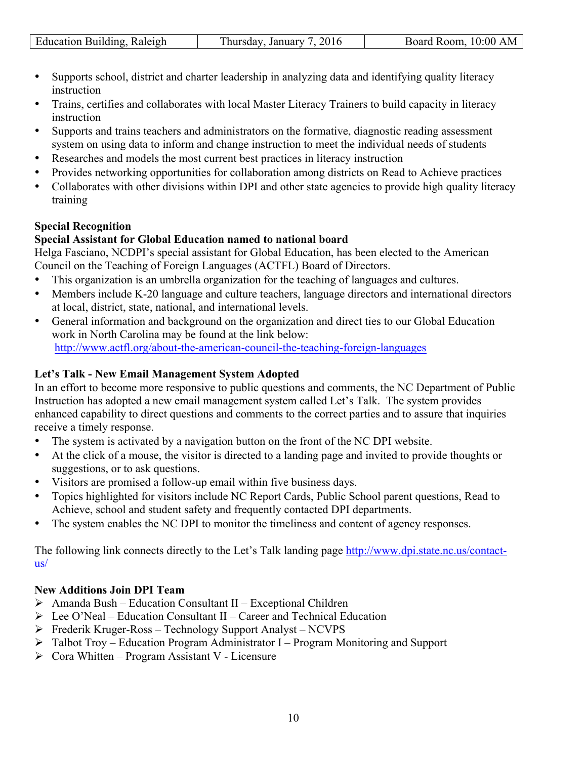- Supports school, district and charter leadership in analyzing data and identifying quality literacy instruction
- Trains, certifies and collaborates with local Master Literacy Trainers to build capacity in literacy instruction
- Supports and trains teachers and administrators on the formative, diagnostic reading assessment system on using data to inform and change instruction to meet the individual needs of students
- Researches and models the most current best practices in literacy instruction
- Provides networking opportunities for collaboration among districts on Read to Achieve practices
- Collaborates with other divisions within DPI and other state agencies to provide high quality literacy training

**Special Recognition**

**Special Assistant for Global Education named to national board**

Helga Fasciano, NCDPI's special assistant for Global Education, has been elected to the American Council on the Teaching of Foreign Languages (ACTFL) Board of Directors.

- This organization is an umbrella organization for the teaching of languages and cultures.
- Members include K-20 language and culture teachers, language directors and international directors at local, district, state, national, and international levels.
- General information and background on the organization and direct ties to our Global Education work in North Carolina may be found at the link below:
  http://www.actfl.org/about-the-american-council-the-teaching-foreign-languages

**Let's Talk - New Email Management System Adopted**

In an effort to become more responsive to public questions and comments, the NC Department of Public Instruction has adopted a new email management system called Let's Talk. The system provides enhanced capability to direct questions and comments to the correct parties and to assure that inquiries receive a timely response.

- The system is activated by a navigation button on the front of the NC DPI website.
- At the click of a mouse, the visitor is directed to a landing page and invited to provide thoughts or suggestions, or to ask questions.
- Visitors are promised a follow-up email within five business days.
- Topics highlighted for visitors include NC Report Cards, Public School parent questions, Read to Achieve, school and student safety and frequently contacted DPI departments.
- The system enables the NC DPI to monitor the timeliness and content of agency responses.

The following link connects directly to the Let's Talk landing page http://www.dpi.state.nc.us/contact-us/

**New Additions Join DPI Team**

- Amanda Bush – Education Consultant II – Exceptional Children
- Lee O'Neal – Education Consultant II – Career and Technical Education
- Frederik Kruger-Ross – Technology Support Analyst – NCVPS
- Talbot Troy – Education Program Administrator I – Program Monitoring and Support
- Cora Whitten – Program Assistant V - Licensure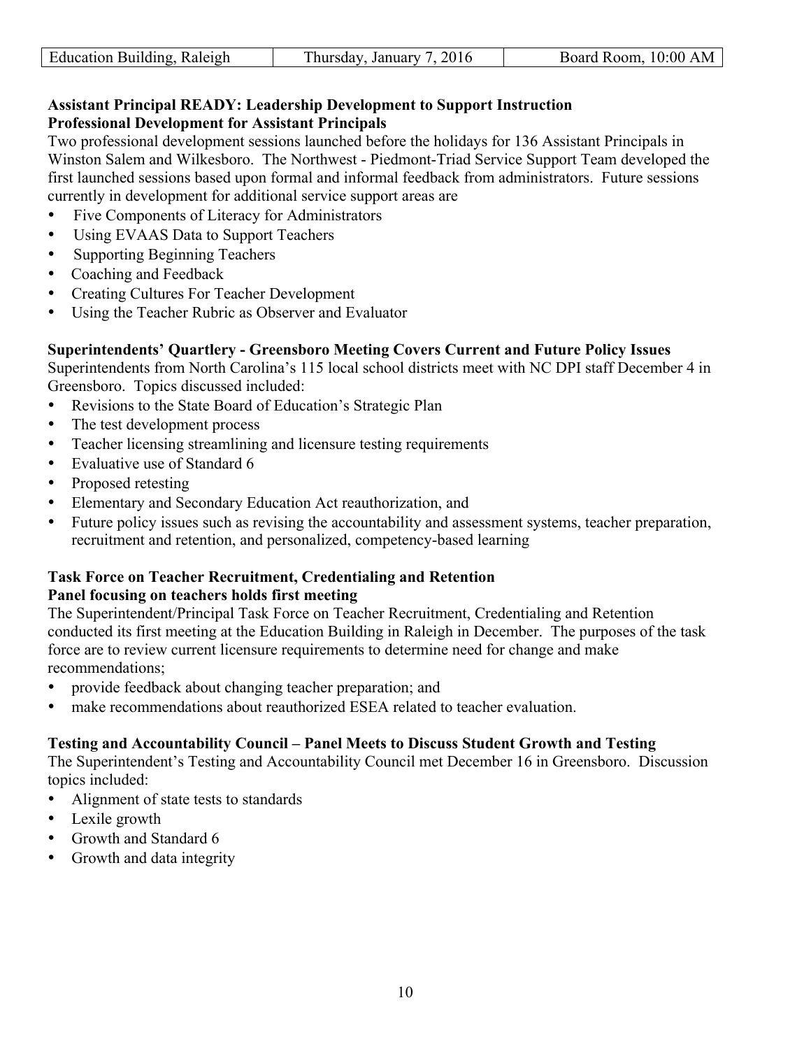**Assistant Principal READY: Leadership Development to Support Instruction**
**Professional Development for Assistant Principals**

Two professional development sessions launched before the holidays for 136 Assistant Principals in Winston Salem and Wilkesboro. The Northwest - Piedmont-Triad Service Support Team developed the first launched sessions based upon formal and informal feedback from administrators. Future sessions currently in development for additional service support areas are

- Five Components of Literacy for Administrators
- Using EVAAS Data to Support Teachers
- Supporting Beginning Teachers
- Coaching and Feedback
- Creating Cultures For Teacher Development
- Using the Teacher Rubric as Observer and Evaluator

**Superintendents' Quartlery - Greensboro Meeting Covers Current and Future Policy Issues**

Superintendents from North Carolina's 115 local school districts meet with NC DPI staff December 4 in Greensboro. Topics discussed included:

- Revisions to the State Board of Education's Strategic Plan
- The test development process
- Teacher licensing streamlining and licensure testing requirements
- Evaluative use of Standard 6
- Proposed retesting
- Elementary and Secondary Education Act reauthorization, and
- Future policy issues such as revising the accountability and assessment systems, teacher preparation, recruitment and retention, and personalized, competency-based learning

**Task Force on Teacher Recruitment, Credentialing and Retention**
**Panel focusing on teachers holds first meeting**

The Superintendent/Principal Task Force on Teacher Recruitment, Credentialing and Retention conducted its first meeting at the Education Building in Raleigh in December. The purposes of the task force are to review current licensure requirements to determine need for change and make recommendations;

- provide feedback about changing teacher preparation; and
- make recommendations about reauthorized ESEA related to teacher evaluation.

**Testing and Accountability Council – Panel Meets to Discuss Student Growth and Testing**

The Superintendent's Testing and Accountability Council met December 16 in Greensboro. Discussion topics included:

- Alignment of state tests to standards
- Lexile growth
- Growth and Standard 6
- Growth and data integrity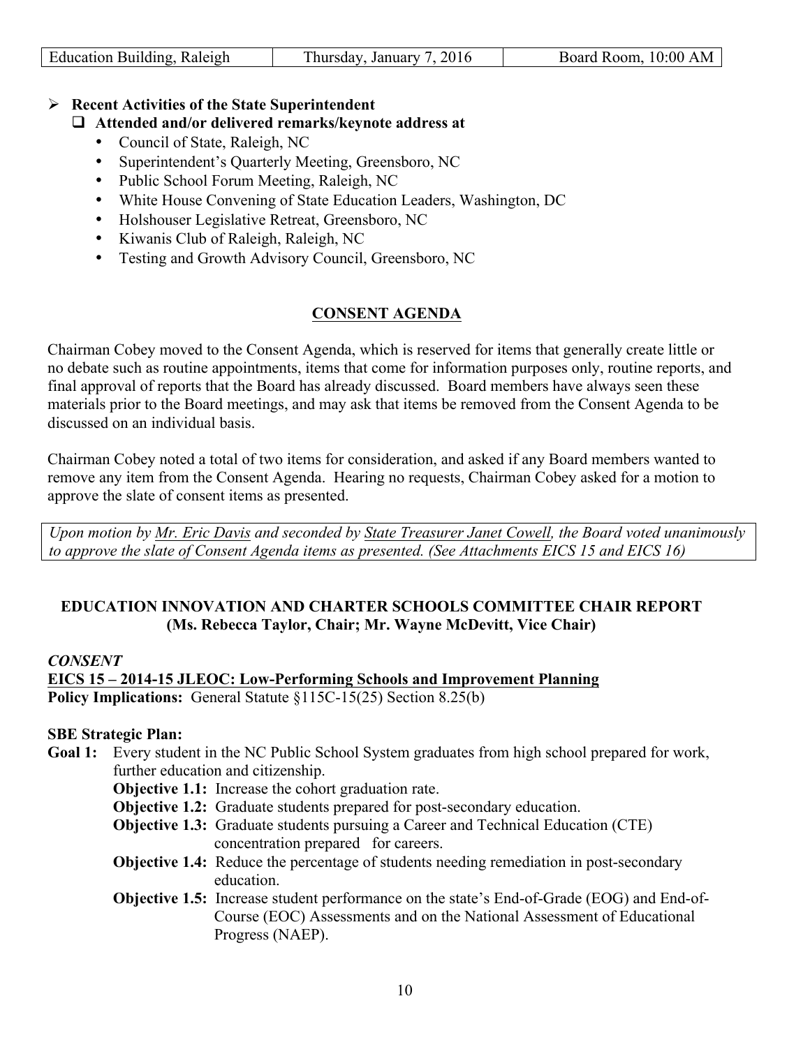- **Recent Activities of the State Superintendent**
  - **Attended and/or delivered remarks/keynote address at**
    - Council of State, Raleigh, NC
    - Superintendent's Quarterly Meeting, Greensboro, NC
    - Public School Forum Meeting, Raleigh, NC
    - White House Convening of State Education Leaders, Washington, DC
    - Holshouser Legislative Retreat, Greensboro, NC
    - Kiwanis Club of Raleigh, Raleigh, NC
    - Testing and Growth Advisory Council, Greensboro, NC

## CONSENT AGENDA

Chairman Cobey moved to the Consent Agenda, which is reserved for items that generally create little or no debate such as routine appointments, items that come for information purposes only, routine reports, and final approval of reports that the Board has already discussed. Board members have always seen these materials prior to the Board meetings, and may ask that items be removed from the Consent Agenda to be discussed on an individual basis.

Chairman Cobey noted a total of two items for consideration, and asked if any Board members wanted to remove any item from the Consent Agenda. Hearing no requests, Chairman Cobey asked for a motion to approve the slate of consent items as presented.

*Upon motion by Mr. Eric Davis and seconded by State Treasurer Janet Cowell, the Board voted unanimously to approve the slate of Consent Agenda items as presented. (See Attachments EICS 15 and EICS 16)*

### EDUCATION INNOVATION AND CHARTER SCHOOLS COMMITTEE CHAIR REPORT (Ms. Rebecca Taylor, Chair; Mr. Wayne McDevitt, Vice Chair)

***CONSENT***

**EICS 15 – 2014-15 JLEOC: Low-Performing Schools and Improvement Planning**

**Policy Implications:** General Statute §115C-15(25) Section 8.25(b)

**SBE Strategic Plan:**

**Goal 1:** Every student in the NC Public School System graduates from high school prepared for work, further education and citizenship.

- **Objective 1.1:** Increase the cohort graduation rate.
- **Objective 1.2:** Graduate students prepared for post-secondary education.
- **Objective 1.3:** Graduate students pursuing a Career and Technical Education (CTE) concentration prepared for careers.
- **Objective 1.4:** Reduce the percentage of students needing remediation in post-secondary education.
- **Objective 1.5:** Increase student performance on the state's End-of-Grade (EOG) and End-of-Course (EOC) Assessments and on the National Assessment of Educational Progress (NAEP).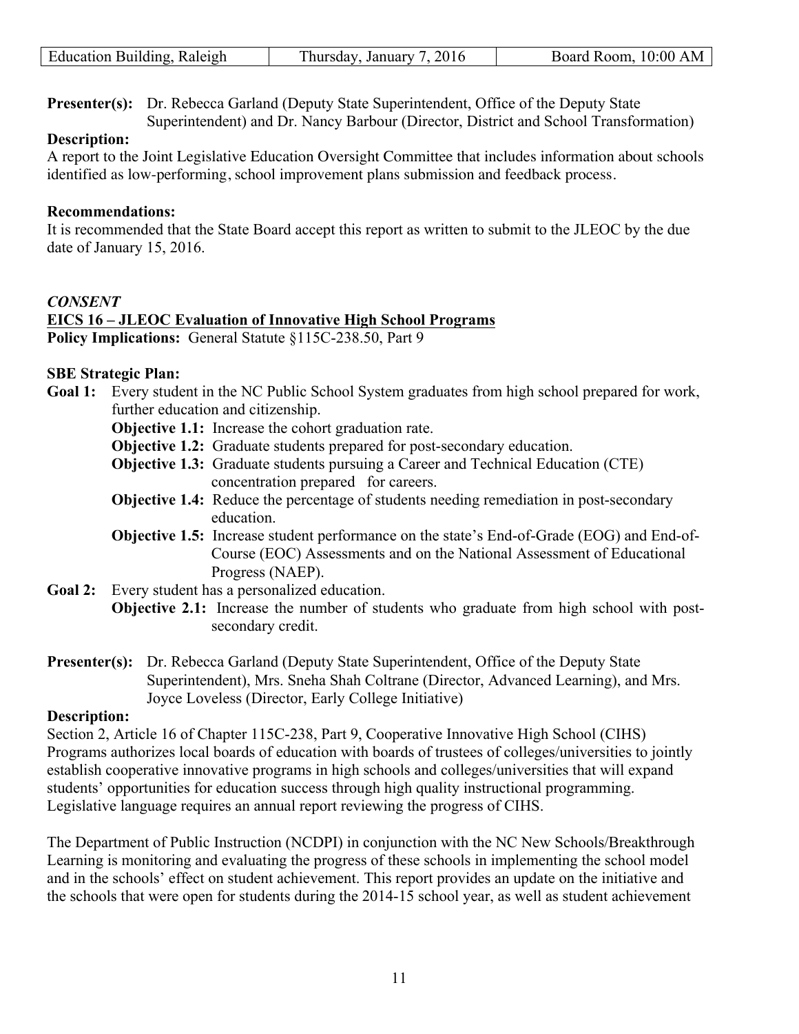| Education Building, Raleigh | Thursday, January 7, 2016 | Board Room, 10:00 AM |
|---|---|---|

**Presenter(s):** Dr. Rebecca Garland (Deputy State Superintendent, Office of the Deputy State Superintendent) and Dr. Nancy Barbour (Director, District and School Transformation)

**Description:**
A report to the Joint Legislative Education Oversight Committee that includes information about schools identified as low-performing, school improvement plans submission and feedback process.

**Recommendations:**
It is recommended that the State Board accept this report as written to submit to the JLEOC by the due date of January 15, 2016.

***CONSENT***

**EICS 16 – JLEOC Evaluation of Innovative High School Programs**

**Policy Implications:** General Statute §115C-238.50, Part 9

**SBE Strategic Plan:**

**Goal 1:** Every student in the NC Public School System graduates from high school prepared for work, further education and citizenship.

- **Objective 1.1:** Increase the cohort graduation rate.
- **Objective 1.2:** Graduate students prepared for post-secondary education.
- **Objective 1.3:** Graduate students pursuing a Career and Technical Education (CTE) concentration prepared for careers.
- **Objective 1.4:** Reduce the percentage of students needing remediation in post-secondary education.
- **Objective 1.5:** Increase student performance on the state's End-of-Grade (EOG) and End-of-Course (EOC) Assessments and on the National Assessment of Educational Progress (NAEP).

**Goal 2:** Every student has a personalized education.

- **Objective 2.1:** Increase the number of students who graduate from high school with post-secondary credit.

**Presenter(s):** Dr. Rebecca Garland (Deputy State Superintendent, Office of the Deputy State Superintendent), Mrs. Sneha Shah Coltrane (Director, Advanced Learning), and Mrs. Joyce Loveless (Director, Early College Initiative)

**Description:**
Section 2, Article 16 of Chapter 115C-238, Part 9, Cooperative Innovative High School (CIHS) Programs authorizes local boards of education with boards of trustees of colleges/universities to jointly establish cooperative innovative programs in high schools and colleges/universities that will expand students' opportunities for education success through high quality instructional programming. Legislative language requires an annual report reviewing the progress of CIHS.

The Department of Public Instruction (NCDPI) in conjunction with the NC New Schools/Breakthrough Learning is monitoring and evaluating the progress of these schools in implementing the school model and in the schools' effect on student achievement. This report provides an update on the initiative and the schools that were open for students during the 2014-15 school year, as well as student achievement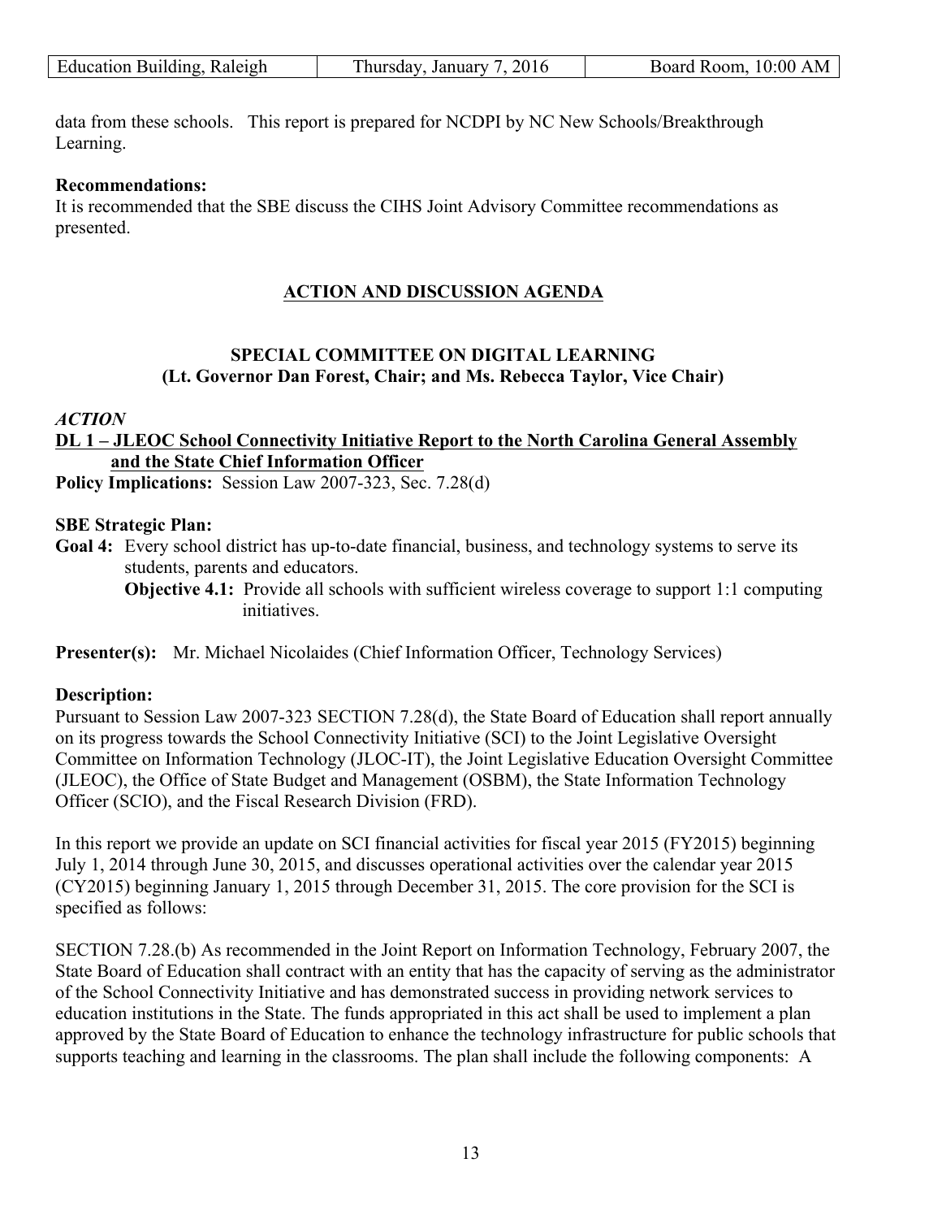data from these schools. This report is prepared for NCDPI by NC New Schools/Breakthrough Learning.

**Recommendations:**
It is recommended that the SBE discuss the CIHS Joint Advisory Committee recommendations as presented.

## ACTION AND DISCUSSION AGENDA

### SPECIAL COMMITTEE ON DIGITAL LEARNING
### (Lt. Governor Dan Forest, Chair; and Ms. Rebecca Taylor, Vice Chair)

***ACTION***

**DL 1 – JLEOC School Connectivity Initiative Report to the North Carolina General Assembly and the State Chief Information Officer**

**Policy Implications:** Session Law 2007-323, Sec. 7.28(d)

**SBE Strategic Plan:**

**Goal 4:** Every school district has up-to-date financial, business, and technology systems to serve its students, parents and educators.

**Objective 4.1:** Provide all schools with sufficient wireless coverage to support 1:1 computing initiatives.

**Presenter(s):** Mr. Michael Nicolaides (Chief Information Officer, Technology Services)

**Description:**
Pursuant to Session Law 2007-323 SECTION 7.28(d), the State Board of Education shall report annually on its progress towards the School Connectivity Initiative (SCI) to the Joint Legislative Oversight Committee on Information Technology (JLOC-IT), the Joint Legislative Education Oversight Committee (JLEOC), the Office of State Budget and Management (OSBM), the State Information Technology Officer (SCIO), and the Fiscal Research Division (FRD).

In this report we provide an update on SCI financial activities for fiscal year 2015 (FY2015) beginning July 1, 2014 through June 30, 2015, and discusses operational activities over the calendar year 2015 (CY2015) beginning January 1, 2015 through December 31, 2015. The core provision for the SCI is specified as follows:

SECTION 7.28.(b) As recommended in the Joint Report on Information Technology, February 2007, the State Board of Education shall contract with an entity that has the capacity of serving as the administrator of the School Connectivity Initiative and has demonstrated success in providing network services to education institutions in the State. The funds appropriated in this act shall be used to implement a plan approved by the State Board of Education to enhance the technology infrastructure for public schools that supports teaching and learning in the classrooms. The plan shall include the following components: A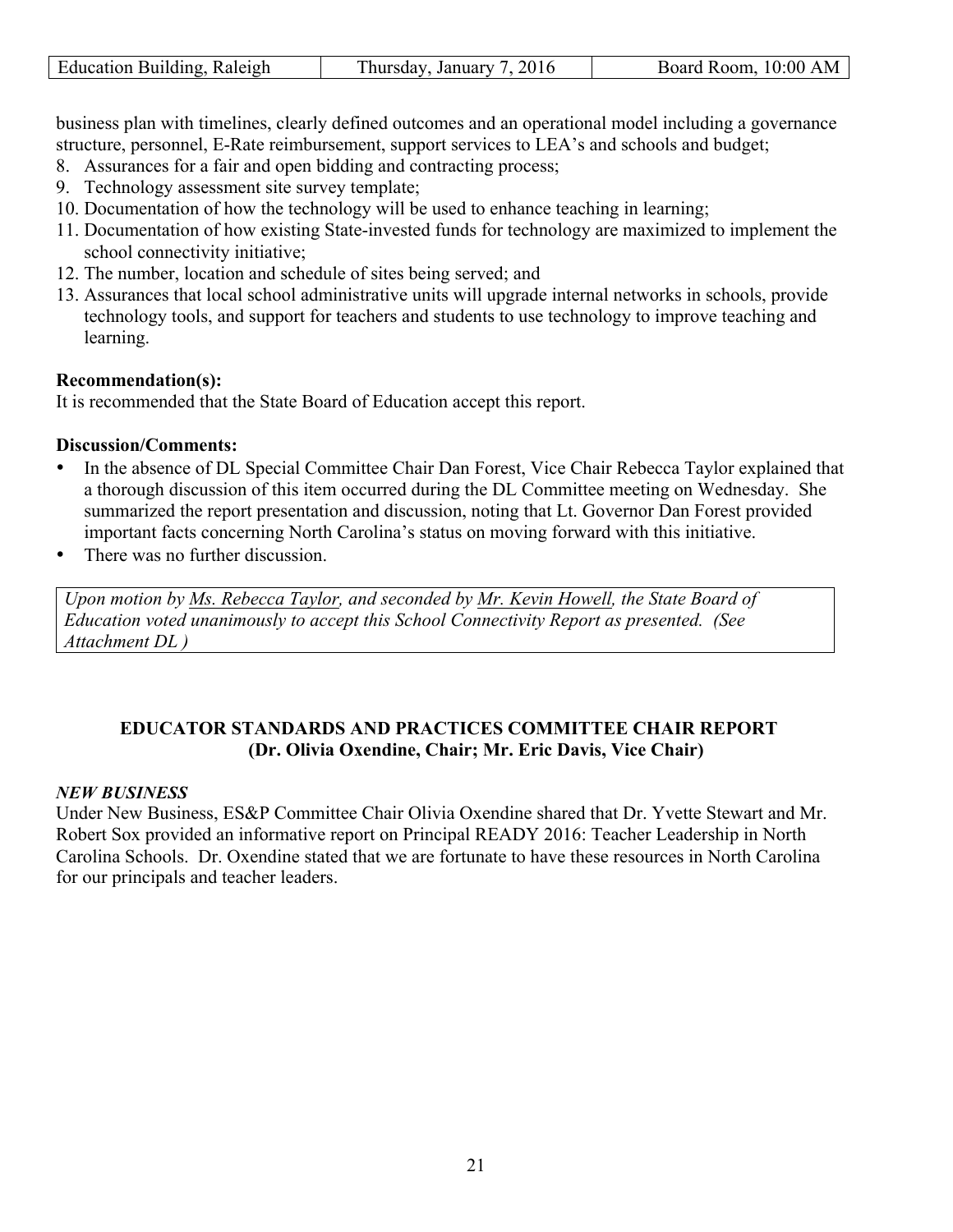business plan with timelines, clearly defined outcomes and an operational model including a governance structure, personnel, E-Rate reimbursement, support services to LEA's and schools and budget;

8. Assurances for a fair and open bidding and contracting process;
9. Technology assessment site survey template;
10. Documentation of how the technology will be used to enhance teaching in learning;
11. Documentation of how existing State-invested funds for technology are maximized to implement the school connectivity initiative;
12. The number, location and schedule of sites being served; and
13. Assurances that local school administrative units will upgrade internal networks in schools, provide technology tools, and support for teachers and students to use technology to improve teaching and learning.

**Recommendation(s):**

It is recommended that the State Board of Education accept this report.

**Discussion/Comments:**

- In the absence of DL Special Committee Chair Dan Forest, Vice Chair Rebecca Taylor explained that a thorough discussion of this item occurred during the DL Committee meeting on Wednesday. She summarized the report presentation and discussion, noting that Lt. Governor Dan Forest provided important facts concerning North Carolina's status on moving forward with this initiative.
- There was no further discussion.

*Upon motion by Ms. Rebecca Taylor, and seconded by Mr. Kevin Howell, the State Board of Education voted unanimously to accept this School Connectivity Report as presented. (See Attachment DL )*

### EDUCATOR STANDARDS AND PRACTICES COMMITTEE CHAIR REPORT
### (Dr. Olivia Oxendine, Chair; Mr. Eric Davis, Vice Chair)

***NEW BUSINESS***

Under New Business, ES&P Committee Chair Olivia Oxendine shared that Dr. Yvette Stewart and Mr. Robert Sox provided an informative report on Principal READY 2016: Teacher Leadership in North Carolina Schools. Dr. Oxendine stated that we are fortunate to have these resources in North Carolina for our principals and teacher leaders.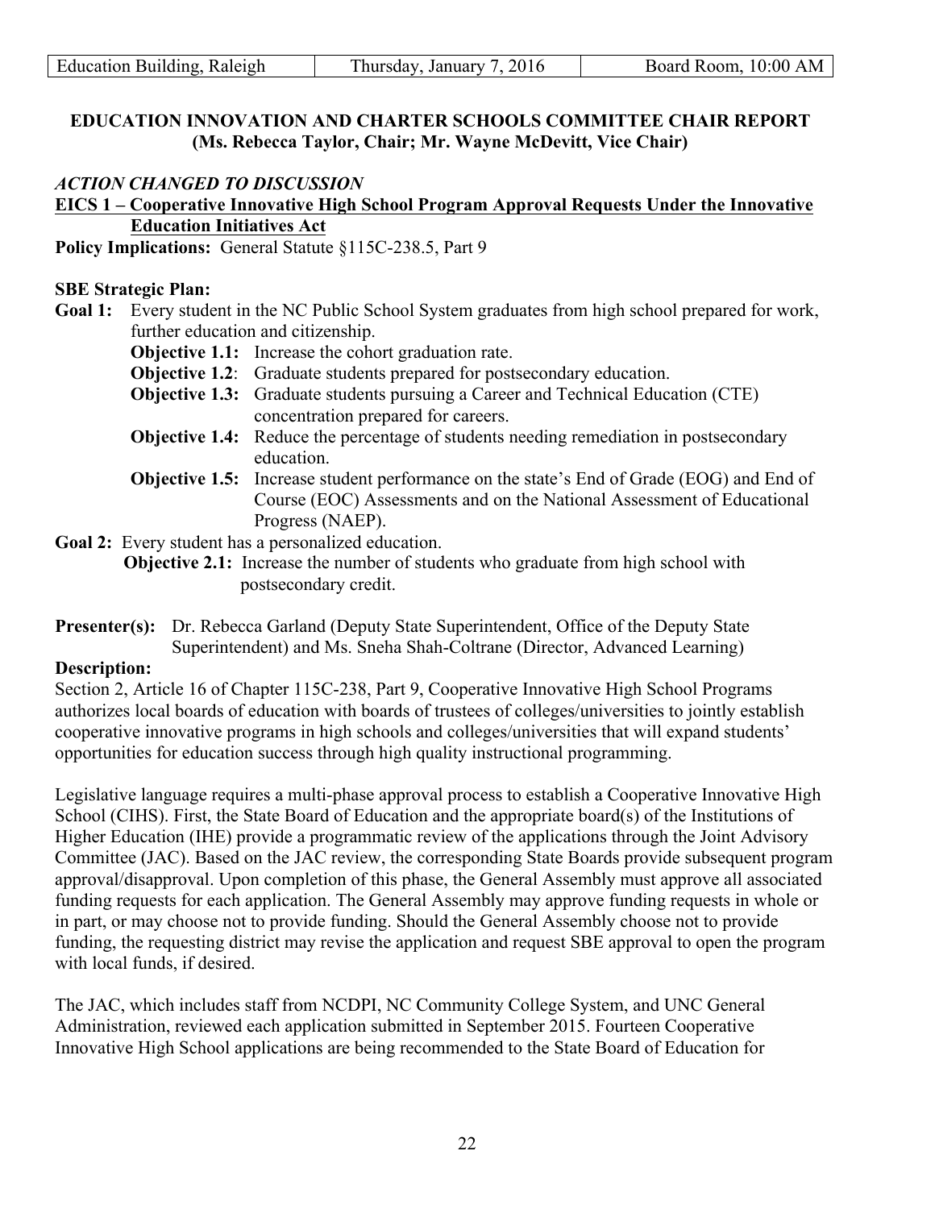**EDUCATION INNOVATION AND CHARTER SCHOOLS COMMITTEE CHAIR REPORT**
**(Ms. Rebecca Taylor, Chair; Mr. Wayne McDevitt, Vice Chair)**

***ACTION CHANGED TO DISCUSSION***

**EICS 1 – Cooperative Innovative High School Program Approval Requests Under the Innovative Education Initiatives Act**

**Policy Implications:** General Statute §115C-238.5, Part 9

**SBE Strategic Plan:**

**Goal 1:** Every student in the NC Public School System graduates from high school prepared for work, further education and citizenship.

- **Objective 1.1:** Increase the cohort graduation rate.
- **Objective 1.2**: Graduate students prepared for postsecondary education.
- **Objective 1.3:** Graduate students pursuing a Career and Technical Education (CTE) concentration prepared for careers.
- **Objective 1.4:** Reduce the percentage of students needing remediation in postsecondary education.
- **Objective 1.5:** Increase student performance on the state's End of Grade (EOG) and End of Course (EOC) Assessments and on the National Assessment of Educational Progress (NAEP).

**Goal 2:** Every student has a personalized education.

- **Objective 2.1:** Increase the number of students who graduate from high school with postsecondary credit.

**Presenter(s):** Dr. Rebecca Garland (Deputy State Superintendent, Office of the Deputy State Superintendent) and Ms. Sneha Shah-Coltrane (Director, Advanced Learning)

**Description:**

Section 2, Article 16 of Chapter 115C-238, Part 9, Cooperative Innovative High School Programs authorizes local boards of education with boards of trustees of colleges/universities to jointly establish cooperative innovative programs in high schools and colleges/universities that will expand students' opportunities for education success through high quality instructional programming.

Legislative language requires a multi-phase approval process to establish a Cooperative Innovative High School (CIHS). First, the State Board of Education and the appropriate board(s) of the Institutions of Higher Education (IHE) provide a programmatic review of the applications through the Joint Advisory Committee (JAC). Based on the JAC review, the corresponding State Boards provide subsequent program approval/disapproval. Upon completion of this phase, the General Assembly must approve all associated funding requests for each application. The General Assembly may approve funding requests in whole or in part, or may choose not to provide funding. Should the General Assembly choose not to provide funding, the requesting district may revise the application and request SBE approval to open the program with local funds, if desired.

The JAC, which includes staff from NCDPI, NC Community College System, and UNC General Administration, reviewed each application submitted in September 2015. Fourteen Cooperative Innovative High School applications are being recommended to the State Board of Education for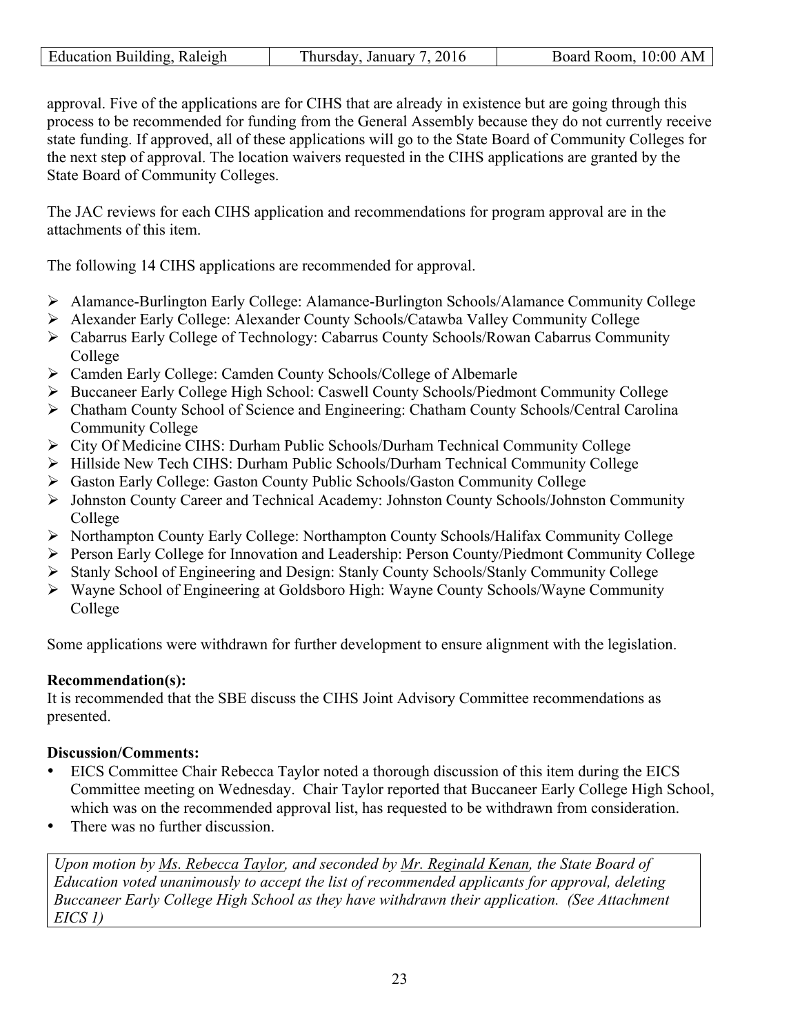approval. Five of the applications are for CIHS that are already in existence but are going through this process to be recommended for funding from the General Assembly because they do not currently receive state funding. If approved, all of these applications will go to the State Board of Community Colleges for the next step of approval. The location waivers requested in the CIHS applications are granted by the State Board of Community Colleges.

The JAC reviews for each CIHS application and recommendations for program approval are in the attachments of this item.

The following 14 CIHS applications are recommended for approval.

- Alamance-Burlington Early College: Alamance-Burlington Schools/Alamance Community College
- Alexander Early College: Alexander County Schools/Catawba Valley Community College
- Cabarrus Early College of Technology: Cabarrus County Schools/Rowan Cabarrus Community College
- Camden Early College: Camden County Schools/College of Albemarle
- Buccaneer Early College High School: Caswell County Schools/Piedmont Community College
- Chatham County School of Science and Engineering: Chatham County Schools/Central Carolina Community College
- City Of Medicine CIHS: Durham Public Schools/Durham Technical Community College
- Hillside New Tech CIHS: Durham Public Schools/Durham Technical Community College
- Gaston Early College: Gaston County Public Schools/Gaston Community College
- Johnston County Career and Technical Academy: Johnston County Schools/Johnston Community College
- Northampton County Early College: Northampton County Schools/Halifax Community College
- Person Early College for Innovation and Leadership: Person County/Piedmont Community College
- Stanly School of Engineering and Design: Stanly County Schools/Stanly Community College
- Wayne School of Engineering at Goldsboro High: Wayne County Schools/Wayne Community College

Some applications were withdrawn for further development to ensure alignment with the legislation.

**Recommendation(s):**
It is recommended that the SBE discuss the CIHS Joint Advisory Committee recommendations as presented.

**Discussion/Comments:**

- EICS Committee Chair Rebecca Taylor noted a thorough discussion of this item during the EICS Committee meeting on Wednesday. Chair Taylor reported that Buccaneer Early College High School, which was on the recommended approval list, has requested to be withdrawn from consideration.
- There was no further discussion.

*Upon motion by Ms. Rebecca Taylor, and seconded by Mr. Reginald Kenan, the State Board of Education voted unanimously to accept the list of recommended applicants for approval, deleting Buccaneer Early College High School as they have withdrawn their application. (See Attachment EICS 1)*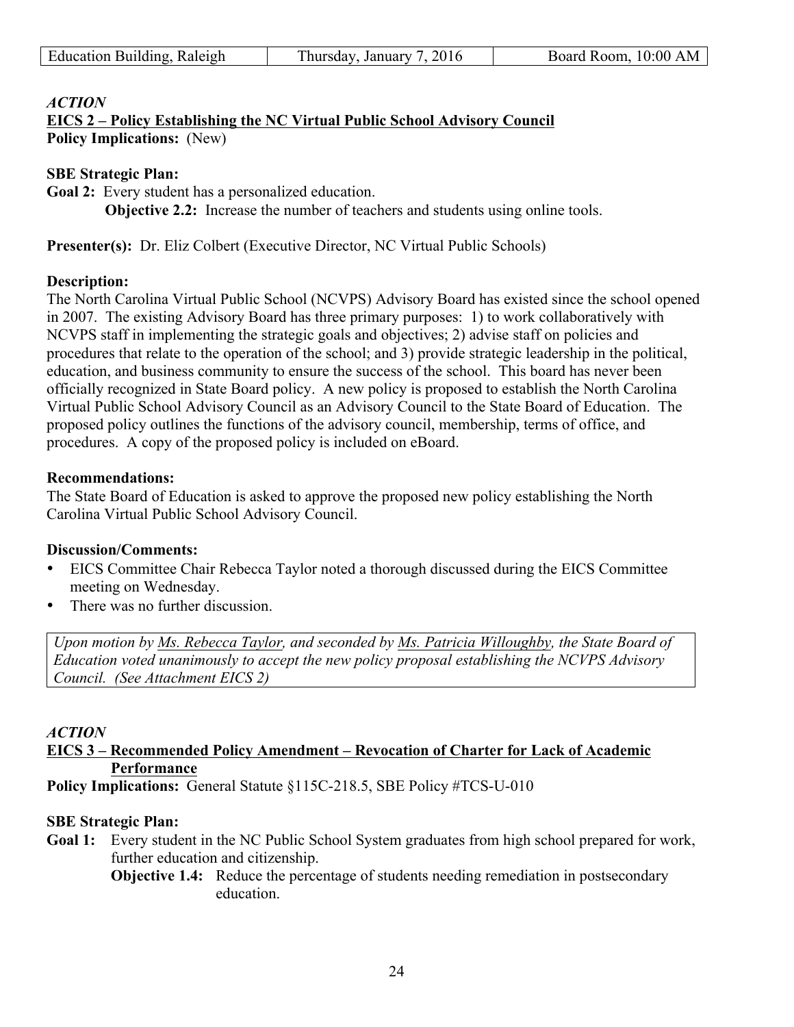*ACTION*

**EICS 2 – Policy Establishing the NC Virtual Public School Advisory Council**

**Policy Implications:** (New)

**SBE Strategic Plan:**

**Goal 2:** Every student has a personalized education.

**Objective 2.2:** Increase the number of teachers and students using online tools.

**Presenter(s):** Dr. Eliz Colbert (Executive Director, NC Virtual Public Schools)

**Description:**

The North Carolina Virtual Public School (NCVPS) Advisory Board has existed since the school opened in 2007. The existing Advisory Board has three primary purposes: 1) to work collaboratively with NCVPS staff in implementing the strategic goals and objectives; 2) advise staff on policies and procedures that relate to the operation of the school; and 3) provide strategic leadership in the political, education, and business community to ensure the success of the school. This board has never been officially recognized in State Board policy. A new policy is proposed to establish the North Carolina Virtual Public School Advisory Council as an Advisory Council to the State Board of Education. The proposed policy outlines the functions of the advisory council, membership, terms of office, and procedures. A copy of the proposed policy is included on eBoard.

**Recommendations:**

The State Board of Education is asked to approve the proposed new policy establishing the North Carolina Virtual Public School Advisory Council.

**Discussion/Comments:**

- EICS Committee Chair Rebecca Taylor noted a thorough discussed during the EICS Committee meeting on Wednesday.
- There was no further discussion.

*Upon motion by Ms. Rebecca Taylor, and seconded by Ms. Patricia Willoughby, the State Board of Education voted unanimously to accept the new policy proposal establishing the NCVPS Advisory Council. (See Attachment EICS 2)*

*ACTION*

**EICS 3 – Recommended Policy Amendment – Revocation of Charter for Lack of Academic Performance**

**Policy Implications:** General Statute §115C-218.5, SBE Policy #TCS-U-010

**SBE Strategic Plan:**

**Goal 1:** Every student in the NC Public School System graduates from high school prepared for work, further education and citizenship.

**Objective 1.4:** Reduce the percentage of students needing remediation in postsecondary education.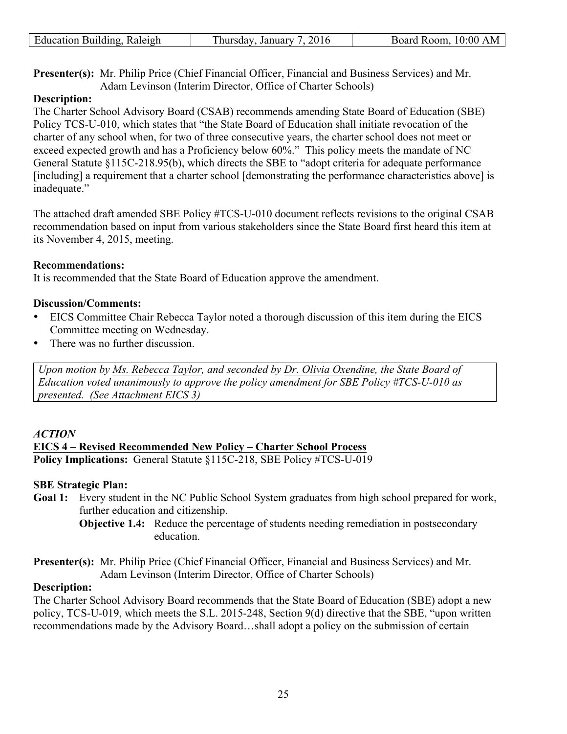**Presenter(s):** Mr. Philip Price (Chief Financial Officer, Financial and Business Services) and Mr. Adam Levinson (Interim Director, Office of Charter Schools)

**Description:**

The Charter School Advisory Board (CSAB) recommends amending State Board of Education (SBE) Policy TCS-U-010, which states that "the State Board of Education shall initiate revocation of the charter of any school when, for two of three consecutive years, the charter school does not meet or exceed expected growth and has a Proficiency below 60%." This policy meets the mandate of NC General Statute §115C-218.95(b), which directs the SBE to "adopt criteria for adequate performance [including] a requirement that a charter school [demonstrating the performance characteristics above] is inadequate."

The attached draft amended SBE Policy #TCS-U-010 document reflects revisions to the original CSAB recommendation based on input from various stakeholders since the State Board first heard this item at its November 4, 2015, meeting.

**Recommendations:**

It is recommended that the State Board of Education approve the amendment.

**Discussion/Comments:**

- EICS Committee Chair Rebecca Taylor noted a thorough discussion of this item during the EICS Committee meeting on Wednesday.
- There was no further discussion.

*Upon motion by Ms. Rebecca Taylor, and seconded by Dr. Olivia Oxendine, the State Board of Education voted unanimously to approve the policy amendment for SBE Policy #TCS-U-010 as presented. (See Attachment EICS 3)*

***ACTION***

**EICS 4 – Revised Recommended New Policy – Charter School Process**

**Policy Implications:** General Statute §115C-218, SBE Policy #TCS-U-019

**SBE Strategic Plan:**

**Goal 1:** Every student in the NC Public School System graduates from high school prepared for work, further education and citizenship.

**Objective 1.4:** Reduce the percentage of students needing remediation in postsecondary education.

**Presenter(s):** Mr. Philip Price (Chief Financial Officer, Financial and Business Services) and Mr. Adam Levinson (Interim Director, Office of Charter Schools)

**Description:**

The Charter School Advisory Board recommends that the State Board of Education (SBE) adopt a new policy, TCS-U-019, which meets the S.L. 2015-248, Section 9(d) directive that the SBE, "upon written recommendations made by the Advisory Board…shall adopt a policy on the submission of certain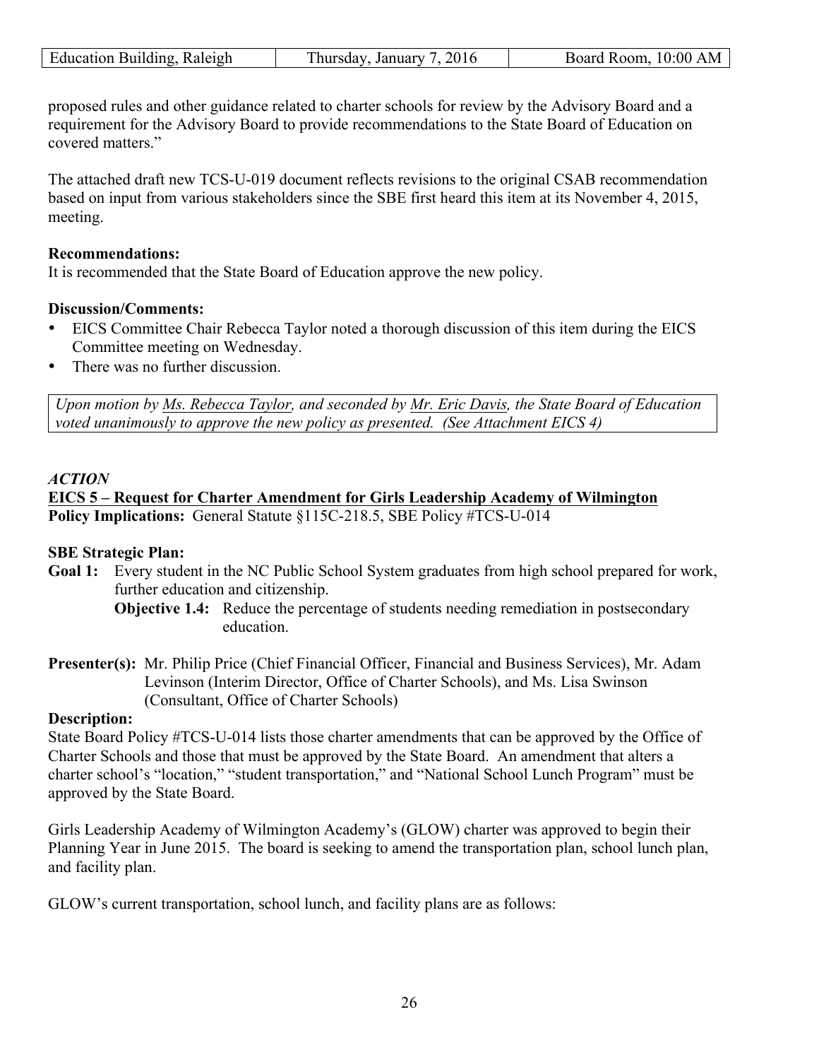proposed rules and other guidance related to charter schools for review by the Advisory Board and a requirement for the Advisory Board to provide recommendations to the State Board of Education on covered matters."

The attached draft new TCS-U-019 document reflects revisions to the original CSAB recommendation based on input from various stakeholders since the SBE first heard this item at its November 4, 2015, meeting.

**Recommendations:**
It is recommended that the State Board of Education approve the new policy.

**Discussion/Comments:**

- EICS Committee Chair Rebecca Taylor noted a thorough discussion of this item during the EICS Committee meeting on Wednesday.
- There was no further discussion.

*Upon motion by Ms. Rebecca Taylor, and seconded by Mr. Eric Davis, the State Board of Education voted unanimously to approve the new policy as presented. (See Attachment EICS 4)*

***ACTION***

**EICS 5 – Request for Charter Amendment for Girls Leadership Academy of Wilmington**
**Policy Implications:** General Statute §115C-218.5, SBE Policy #TCS-U-014

**SBE Strategic Plan:**

**Goal 1:** Every student in the NC Public School System graduates from high school prepared for work, further education and citizenship.

**Objective 1.4:** Reduce the percentage of students needing remediation in postsecondary education.

**Presenter(s):** Mr. Philip Price (Chief Financial Officer, Financial and Business Services), Mr. Adam Levinson (Interim Director, Office of Charter Schools), and Ms. Lisa Swinson (Consultant, Office of Charter Schools)

**Description:**
State Board Policy #TCS-U-014 lists those charter amendments that can be approved by the Office of Charter Schools and those that must be approved by the State Board. An amendment that alters a charter school's "location," "student transportation," and "National School Lunch Program" must be approved by the State Board.

Girls Leadership Academy of Wilmington Academy's (GLOW) charter was approved to begin their Planning Year in June 2015. The board is seeking to amend the transportation plan, school lunch plan, and facility plan.

GLOW's current transportation, school lunch, and facility plans are as follows: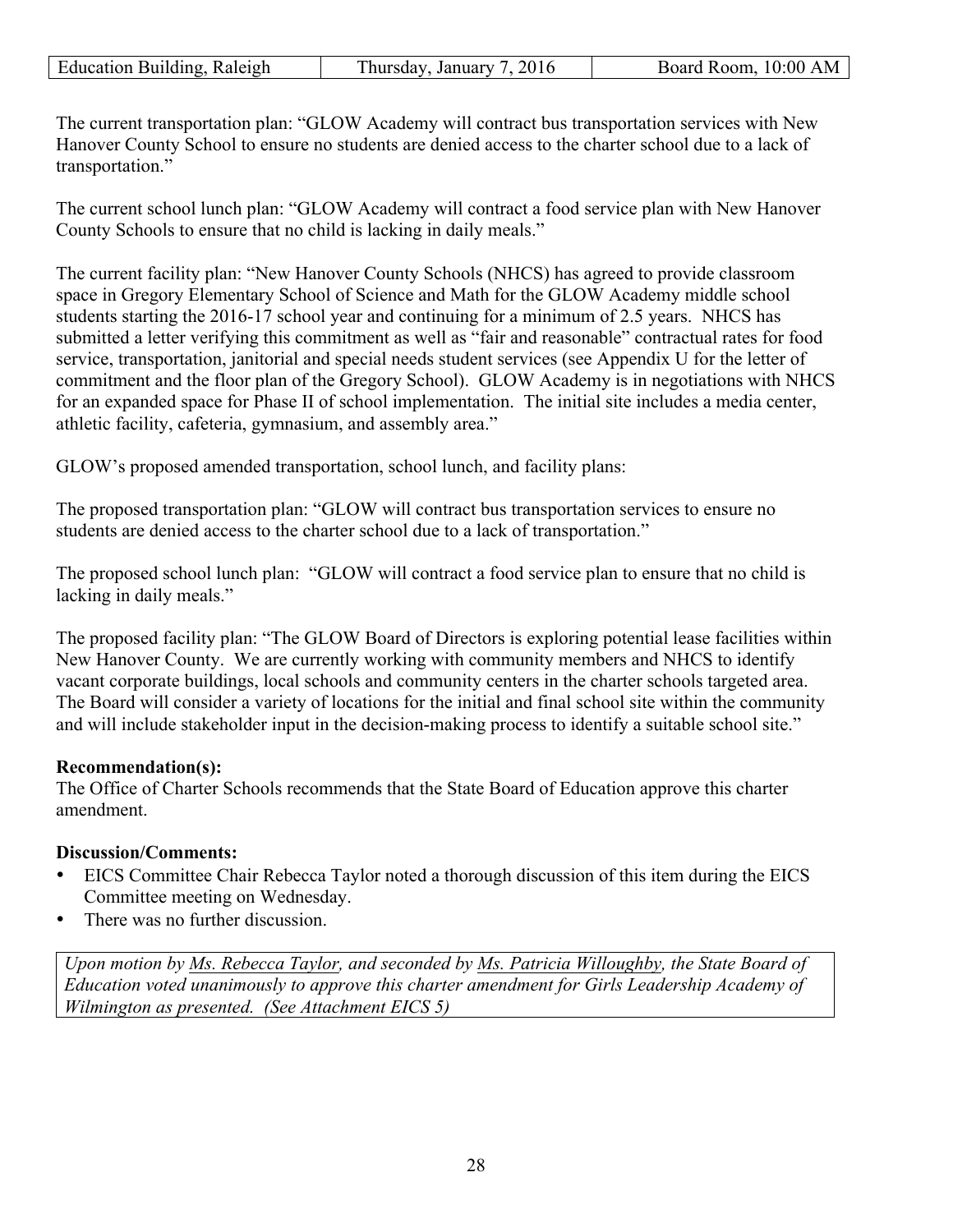The current transportation plan: "GLOW Academy will contract bus transportation services with New Hanover County School to ensure no students are denied access to the charter school due to a lack of transportation."

The current school lunch plan: "GLOW Academy will contract a food service plan with New Hanover County Schools to ensure that no child is lacking in daily meals."

The current facility plan: "New Hanover County Schools (NHCS) has agreed to provide classroom space in Gregory Elementary School of Science and Math for the GLOW Academy middle school students starting the 2016-17 school year and continuing for a minimum of 2.5 years. NHCS has submitted a letter verifying this commitment as well as "fair and reasonable" contractual rates for food service, transportation, janitorial and special needs student services (see Appendix U for the letter of commitment and the floor plan of the Gregory School). GLOW Academy is in negotiations with NHCS for an expanded space for Phase II of school implementation. The initial site includes a media center, athletic facility, cafeteria, gymnasium, and assembly area."

GLOW's proposed amended transportation, school lunch, and facility plans:

The proposed transportation plan: "GLOW will contract bus transportation services to ensure no students are denied access to the charter school due to a lack of transportation."

The proposed school lunch plan: "GLOW will contract a food service plan to ensure that no child is lacking in daily meals."

The proposed facility plan: "The GLOW Board of Directors is exploring potential lease facilities within New Hanover County. We are currently working with community members and NHCS to identify vacant corporate buildings, local schools and community centers in the charter schools targeted area. The Board will consider a variety of locations for the initial and final school site within the community and will include stakeholder input in the decision-making process to identify a suitable school site."

**Recommendation(s):**
The Office of Charter Schools recommends that the State Board of Education approve this charter amendment.

**Discussion/Comments:**

- EICS Committee Chair Rebecca Taylor noted a thorough discussion of this item during the EICS Committee meeting on Wednesday.
- There was no further discussion.

*Upon motion by Ms. Rebecca Taylor, and seconded by Ms. Patricia Willoughby, the State Board of Education voted unanimously to approve this charter amendment for Girls Leadership Academy of Wilmington as presented. (See Attachment EICS 5)*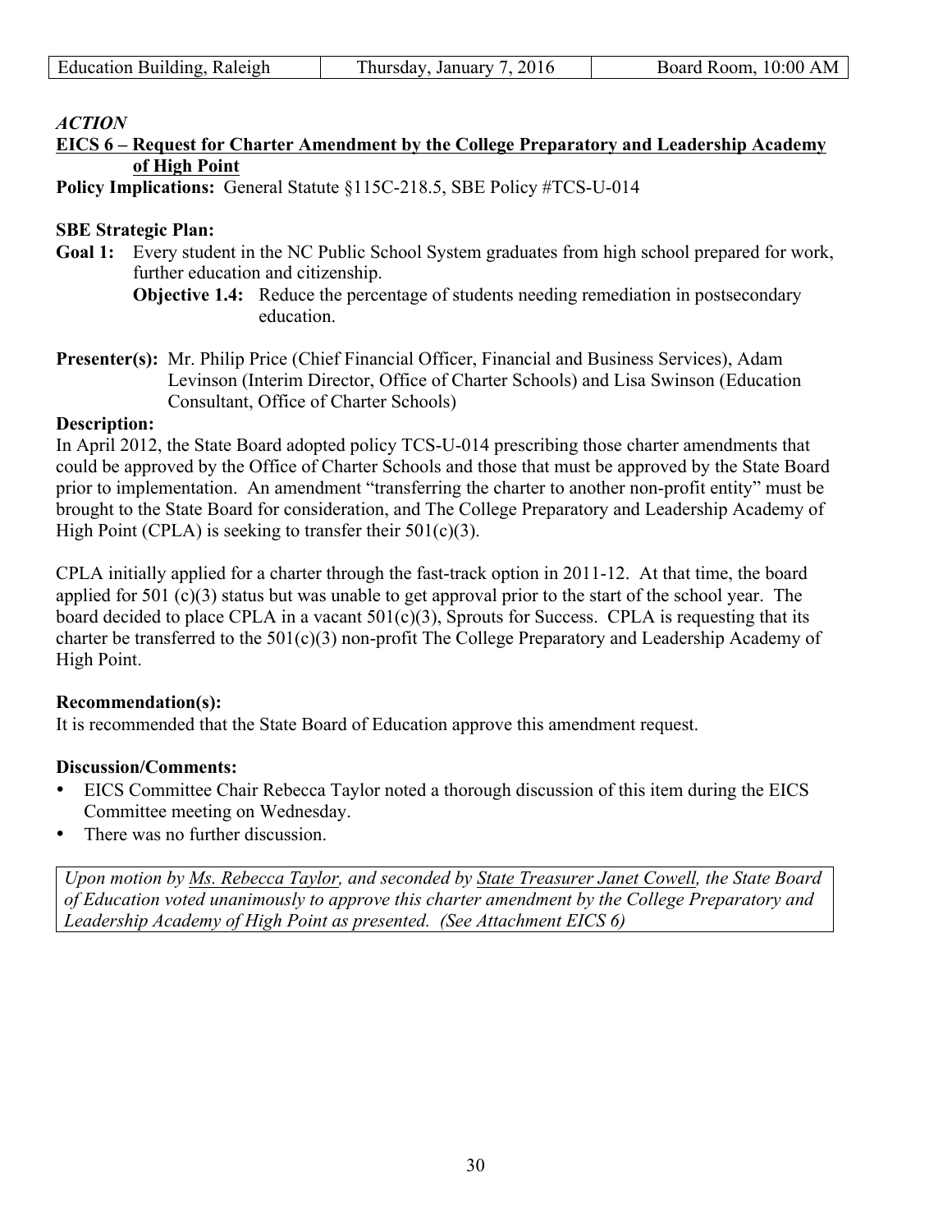*ACTION*

**EICS 6 – Request for Charter Amendment by the College Preparatory and Leadership Academy of High Point**

**Policy Implications:** General Statute §115C-218.5, SBE Policy #TCS-U-014

**SBE Strategic Plan:**

**Goal 1:** Every student in the NC Public School System graduates from high school prepared for work, further education and citizenship.

**Objective 1.4:** Reduce the percentage of students needing remediation in postsecondary education.

**Presenter(s):** Mr. Philip Price (Chief Financial Officer, Financial and Business Services), Adam Levinson (Interim Director, Office of Charter Schools) and Lisa Swinson (Education Consultant, Office of Charter Schools)

**Description:**

In April 2012, the State Board adopted policy TCS-U-014 prescribing those charter amendments that could be approved by the Office of Charter Schools and those that must be approved by the State Board prior to implementation. An amendment "transferring the charter to another non-profit entity" must be brought to the State Board for consideration, and The College Preparatory and Leadership Academy of High Point (CPLA) is seeking to transfer their 501(c)(3).

CPLA initially applied for a charter through the fast-track option in 2011-12. At that time, the board applied for 501 (c)(3) status but was unable to get approval prior to the start of the school year. The board decided to place CPLA in a vacant 501(c)(3), Sprouts for Success. CPLA is requesting that its charter be transferred to the 501(c)(3) non-profit The College Preparatory and Leadership Academy of High Point.

**Recommendation(s):**

It is recommended that the State Board of Education approve this amendment request.

**Discussion/Comments:**

- EICS Committee Chair Rebecca Taylor noted a thorough discussion of this item during the EICS Committee meeting on Wednesday.
- There was no further discussion.

*Upon motion by Ms. Rebecca Taylor, and seconded by State Treasurer Janet Cowell, the State Board of Education voted unanimously to approve this charter amendment by the College Preparatory and Leadership Academy of High Point as presented. (See Attachment EICS 6)*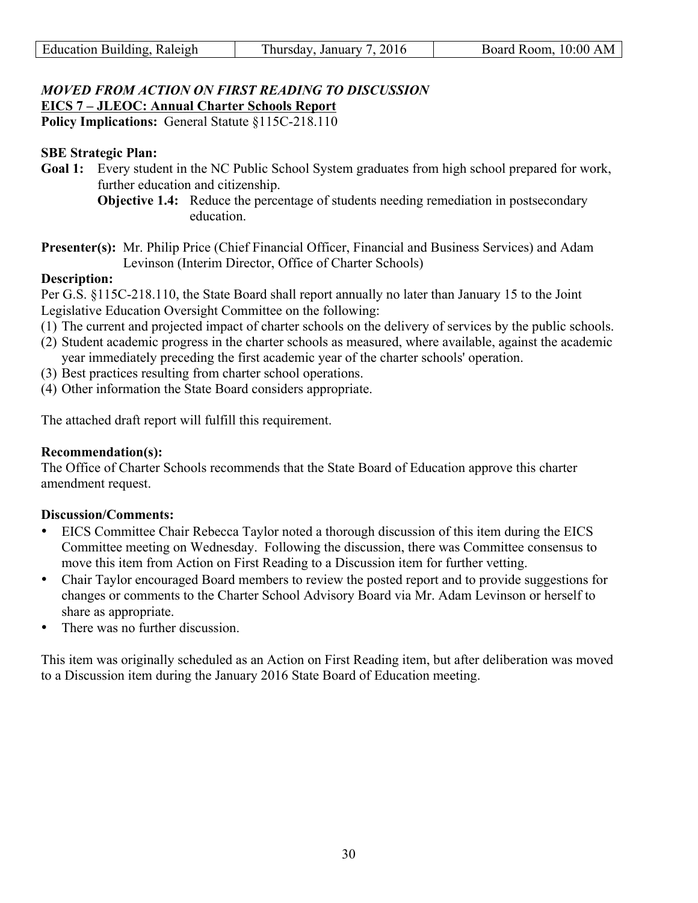*MOVED FROM ACTION ON FIRST READING TO DISCUSSION*

**EICS 7 – JLEOC: Annual Charter Schools Report**

**Policy Implications:** General Statute §115C-218.110

**SBE Strategic Plan:**

**Goal 1:** Every student in the NC Public School System graduates from high school prepared for work, further education and citizenship.

**Objective 1.4:** Reduce the percentage of students needing remediation in postsecondary education.

**Presenter(s):** Mr. Philip Price (Chief Financial Officer, Financial and Business Services) and Adam Levinson (Interim Director, Office of Charter Schools)

**Description:**

Per G.S. §115C-218.110, the State Board shall report annually no later than January 15 to the Joint Legislative Education Oversight Committee on the following:

(1) The current and projected impact of charter schools on the delivery of services by the public schools.
(2) Student academic progress in the charter schools as measured, where available, against the academic year immediately preceding the first academic year of the charter schools' operation.
(3) Best practices resulting from charter school operations.
(4) Other information the State Board considers appropriate.

The attached draft report will fulfill this requirement.

**Recommendation(s):**

The Office of Charter Schools recommends that the State Board of Education approve this charter amendment request.

**Discussion/Comments:**

- EICS Committee Chair Rebecca Taylor noted a thorough discussion of this item during the EICS Committee meeting on Wednesday. Following the discussion, there was Committee consensus to move this item from Action on First Reading to a Discussion item for further vetting.
- Chair Taylor encouraged Board members to review the posted report and to provide suggestions for changes or comments to the Charter School Advisory Board via Mr. Adam Levinson or herself to share as appropriate.
- There was no further discussion.

This item was originally scheduled as an Action on First Reading item, but after deliberation was moved to a Discussion item during the January 2016 State Board of Education meeting.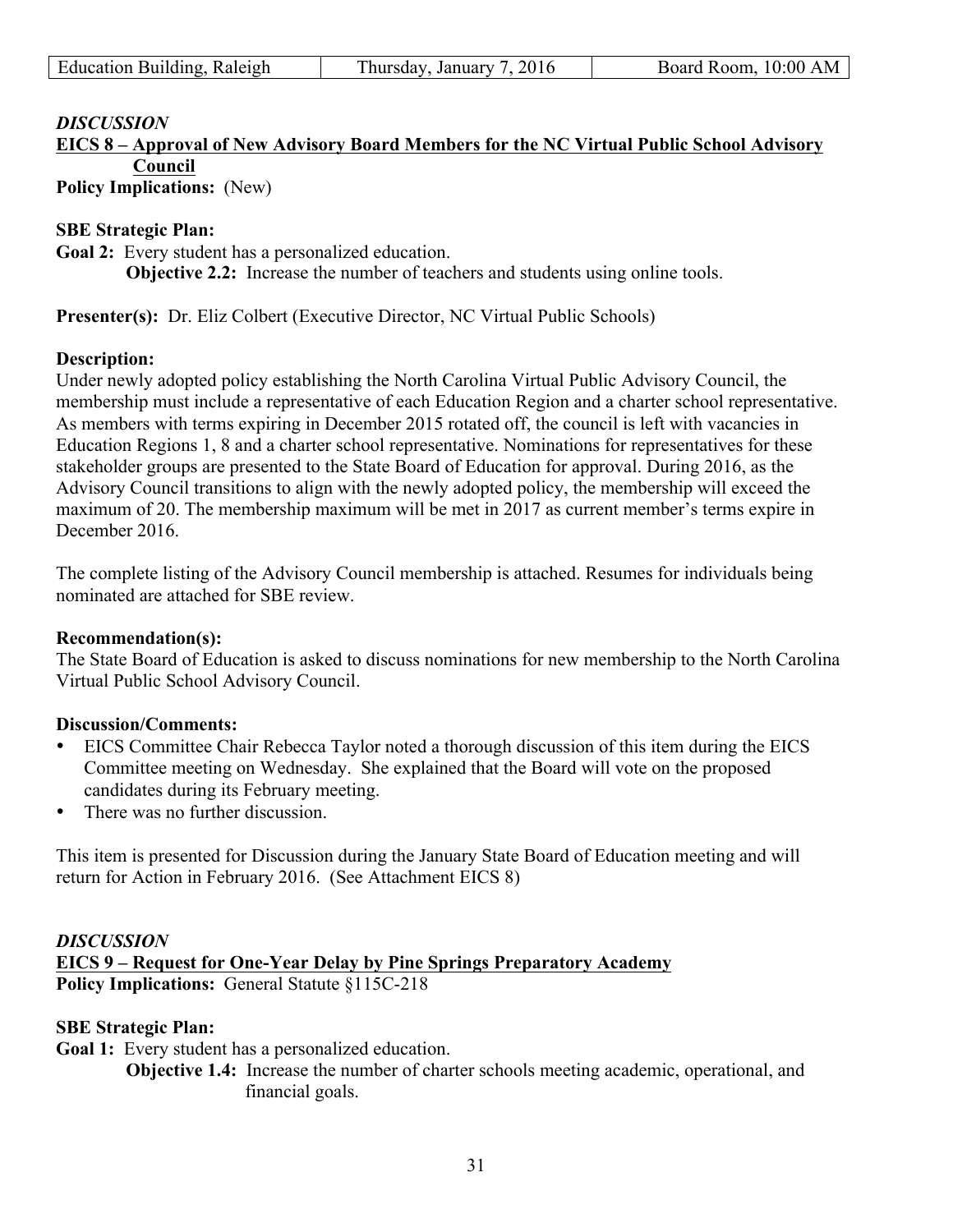*DISCUSSION*

**EICS 8 – Approval of New Advisory Board Members for the NC Virtual Public School Advisory Council**

**Policy Implications:** (New)

**SBE Strategic Plan:**

**Goal 2:** Every student has a personalized education.

**Objective 2.2:** Increase the number of teachers and students using online tools.

**Presenter(s):** Dr. Eliz Colbert (Executive Director, NC Virtual Public Schools)

**Description:**

Under newly adopted policy establishing the North Carolina Virtual Public Advisory Council, the membership must include a representative of each Education Region and a charter school representative. As members with terms expiring in December 2015 rotated off, the council is left with vacancies in Education Regions 1, 8 and a charter school representative. Nominations for representatives for these stakeholder groups are presented to the State Board of Education for approval. During 2016, as the Advisory Council transitions to align with the newly adopted policy, the membership will exceed the maximum of 20. The membership maximum will be met in 2017 as current member's terms expire in December 2016.

The complete listing of the Advisory Council membership is attached. Resumes for individuals being nominated are attached for SBE review.

**Recommendation(s):**

The State Board of Education is asked to discuss nominations for new membership to the North Carolina Virtual Public School Advisory Council.

**Discussion/Comments:**

- EICS Committee Chair Rebecca Taylor noted a thorough discussion of this item during the EICS Committee meeting on Wednesday. She explained that the Board will vote on the proposed candidates during its February meeting.
- There was no further discussion.

This item is presented for Discussion during the January State Board of Education meeting and will return for Action in February 2016. (See Attachment EICS 8)

*DISCUSSION*

**EICS 9 – Request for One-Year Delay by Pine Springs Preparatory Academy**

**Policy Implications:** General Statute §115C-218

**SBE Strategic Plan:**

**Goal 1:** Every student has a personalized education.

**Objective 1.4:** Increase the number of charter schools meeting academic, operational, and financial goals.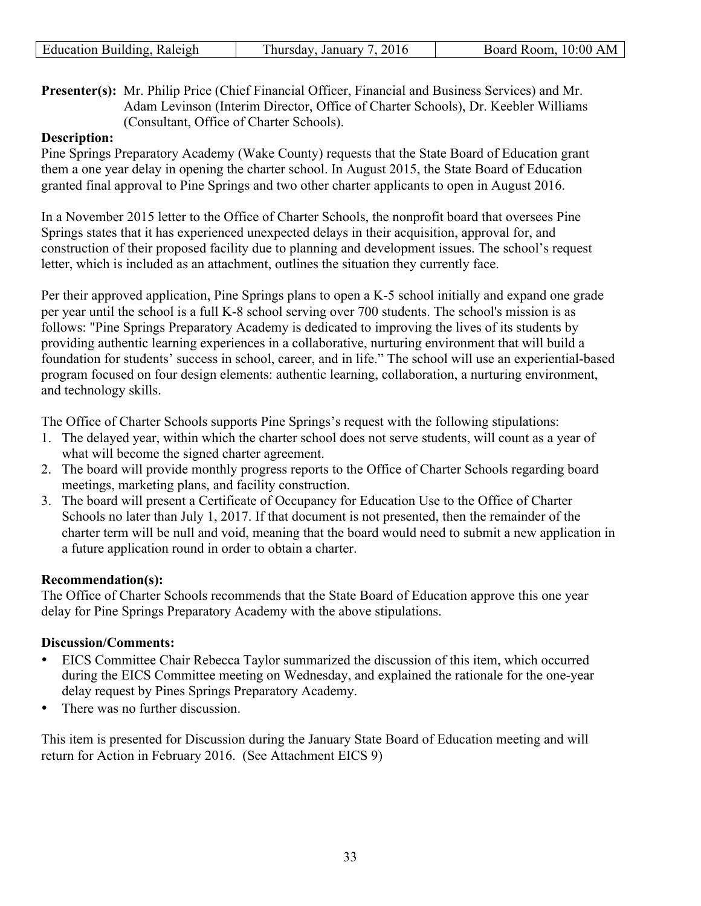| Education Building, Raleigh | Thursday, January 7, 2016 | Board Room, 10:00 AM |
| --- | --- | --- |

**Presenter(s):** Mr. Philip Price (Chief Financial Officer, Financial and Business Services) and Mr. Adam Levinson (Interim Director, Office of Charter Schools), Dr. Keebler Williams (Consultant, Office of Charter Schools).

**Description:**

Pine Springs Preparatory Academy (Wake County) requests that the State Board of Education grant them a one year delay in opening the charter school. In August 2015, the State Board of Education granted final approval to Pine Springs and two other charter applicants to open in August 2016.

In a November 2015 letter to the Office of Charter Schools, the nonprofit board that oversees Pine Springs states that it has experienced unexpected delays in their acquisition, approval for, and construction of their proposed facility due to planning and development issues. The school's request letter, which is included as an attachment, outlines the situation they currently face.

Per their approved application, Pine Springs plans to open a K-5 school initially and expand one grade per year until the school is a full K-8 school serving over 700 students. The school's mission is as follows: "Pine Springs Preparatory Academy is dedicated to improving the lives of its students by providing authentic learning experiences in a collaborative, nurturing environment that will build a foundation for students' success in school, career, and in life." The school will use an experiential-based program focused on four design elements: authentic learning, collaboration, a nurturing environment, and technology skills.

The Office of Charter Schools supports Pine Springs's request with the following stipulations:

1. The delayed year, within which the charter school does not serve students, will count as a year of what will become the signed charter agreement.
2. The board will provide monthly progress reports to the Office of Charter Schools regarding board meetings, marketing plans, and facility construction.
3. The board will present a Certificate of Occupancy for Education Use to the Office of Charter Schools no later than July 1, 2017. If that document is not presented, then the remainder of the charter term will be null and void, meaning that the board would need to submit a new application in a future application round in order to obtain a charter.

**Recommendation(s):**

The Office of Charter Schools recommends that the State Board of Education approve this one year delay for Pine Springs Preparatory Academy with the above stipulations.

**Discussion/Comments:**

- EICS Committee Chair Rebecca Taylor summarized the discussion of this item, which occurred during the EICS Committee meeting on Wednesday, and explained the rationale for the one-year delay request by Pines Springs Preparatory Academy.
- There was no further discussion.

This item is presented for Discussion during the January State Board of Education meeting and will return for Action in February 2016. (See Attachment EICS 9)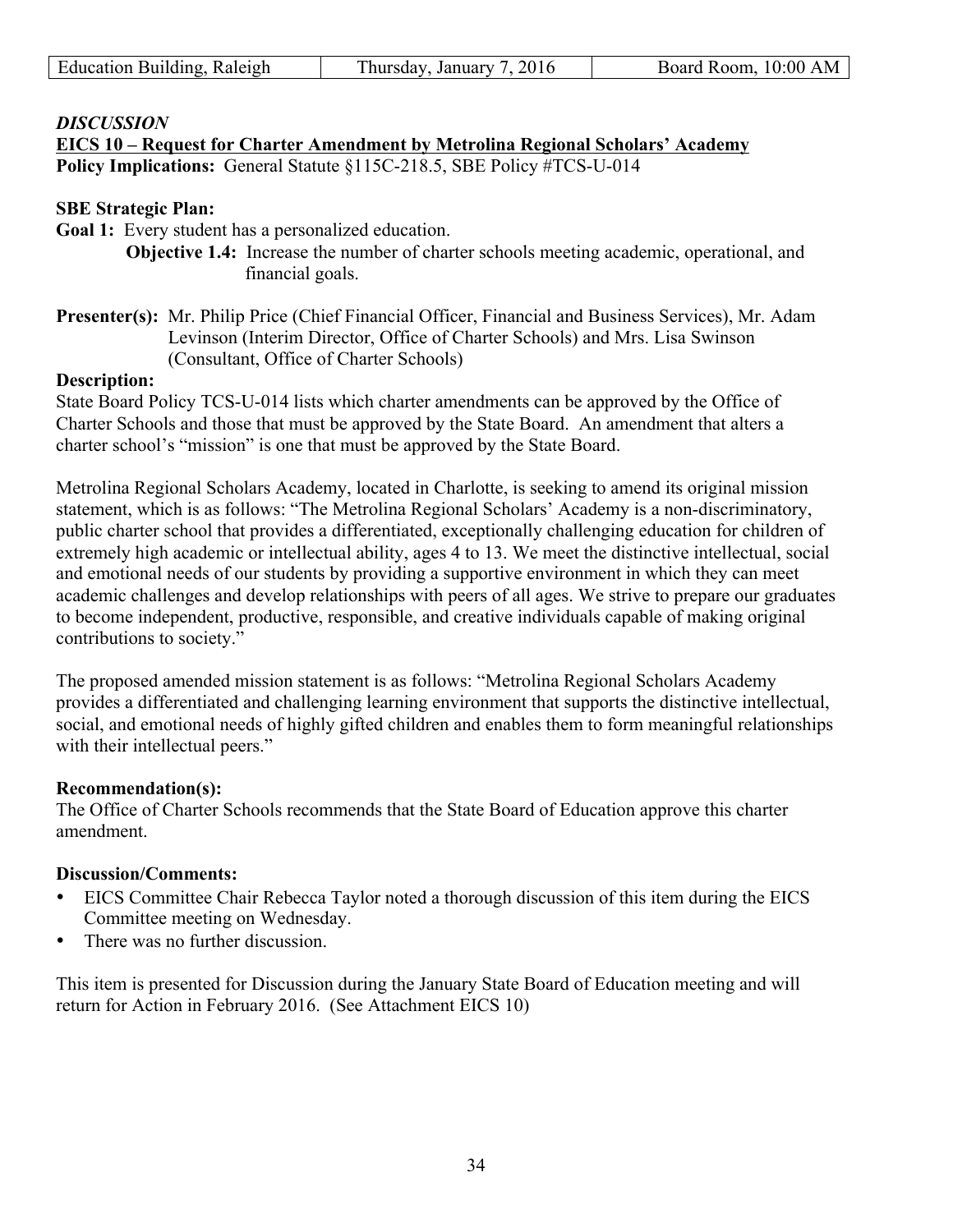| Education Building, Raleigh | Thursday, January 7, 2016 | Board Room, 10:00 AM |
|---|---|---|

***DISCUSSION***

**EICS 10 – Request for Charter Amendment by Metrolina Regional Scholars' Academy**

**Policy Implications:** General Statute §115C-218.5, SBE Policy #TCS-U-014

**SBE Strategic Plan:**

**Goal 1:** Every student has a personalized education.

**Objective 1.4:** Increase the number of charter schools meeting academic, operational, and financial goals.

**Presenter(s):** Mr. Philip Price (Chief Financial Officer, Financial and Business Services), Mr. Adam Levinson (Interim Director, Office of Charter Schools) and Mrs. Lisa Swinson (Consultant, Office of Charter Schools)

**Description:**

State Board Policy TCS-U-014 lists which charter amendments can be approved by the Office of Charter Schools and those that must be approved by the State Board. An amendment that alters a charter school's "mission" is one that must be approved by the State Board.

Metrolina Regional Scholars Academy, located in Charlotte, is seeking to amend its original mission statement, which is as follows: "The Metrolina Regional Scholars' Academy is a non-discriminatory, public charter school that provides a differentiated, exceptionally challenging education for children of extremely high academic or intellectual ability, ages 4 to 13. We meet the distinctive intellectual, social and emotional needs of our students by providing a supportive environment in which they can meet academic challenges and develop relationships with peers of all ages. We strive to prepare our graduates to become independent, productive, responsible, and creative individuals capable of making original contributions to society."

The proposed amended mission statement is as follows: "Metrolina Regional Scholars Academy provides a differentiated and challenging learning environment that supports the distinctive intellectual, social, and emotional needs of highly gifted children and enables them to form meaningful relationships with their intellectual peers."

**Recommendation(s):**

The Office of Charter Schools recommends that the State Board of Education approve this charter amendment.

**Discussion/Comments:**

- EICS Committee Chair Rebecca Taylor noted a thorough discussion of this item during the EICS Committee meeting on Wednesday.
- There was no further discussion.

This item is presented for Discussion during the January State Board of Education meeting and will return for Action in February 2016. (See Attachment EICS 10)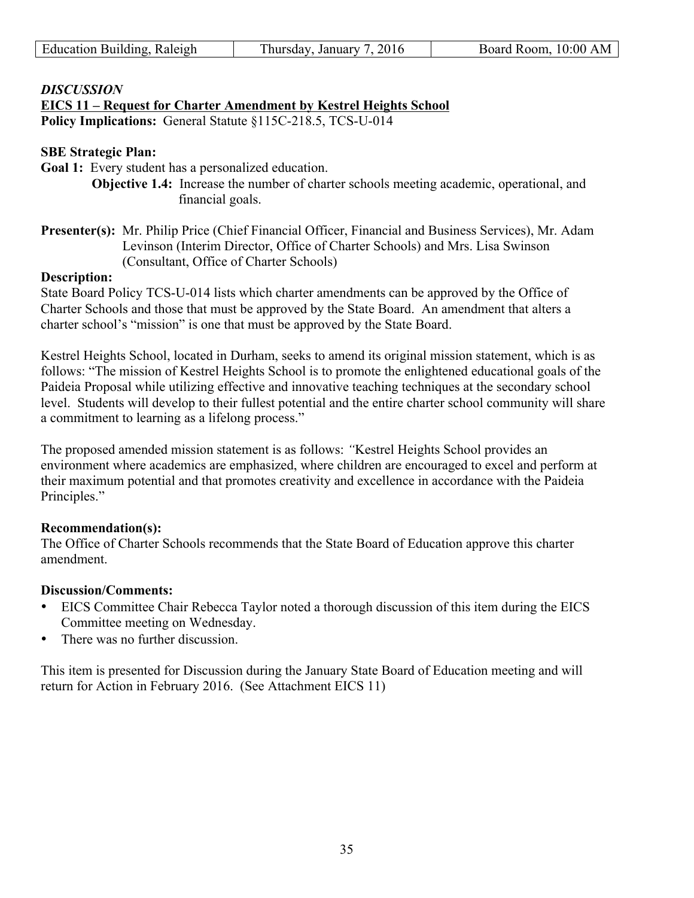*DISCUSSION*

**EICS 11 – Request for Charter Amendment by Kestrel Heights School**

**Policy Implications:** General Statute §115C-218.5, TCS-U-014

**SBE Strategic Plan:**

**Goal 1:** Every student has a personalized education.

**Objective 1.4:** Increase the number of charter schools meeting academic, operational, and financial goals.

**Presenter(s):** Mr. Philip Price (Chief Financial Officer, Financial and Business Services), Mr. Adam Levinson (Interim Director, Office of Charter Schools) and Mrs. Lisa Swinson (Consultant, Office of Charter Schools)

**Description:**

State Board Policy TCS-U-014 lists which charter amendments can be approved by the Office of Charter Schools and those that must be approved by the State Board. An amendment that alters a charter school's "mission" is one that must be approved by the State Board.

Kestrel Heights School, located in Durham, seeks to amend its original mission statement, which is as follows: "The mission of Kestrel Heights School is to promote the enlightened educational goals of the Paideia Proposal while utilizing effective and innovative teaching techniques at the secondary school level. Students will develop to their fullest potential and the entire charter school community will share a commitment to learning as a lifelong process."

The proposed amended mission statement is as follows: *"*Kestrel Heights School provides an environment where academics are emphasized, where children are encouraged to excel and perform at their maximum potential and that promotes creativity and excellence in accordance with the Paideia Principles."

**Recommendation(s):**

The Office of Charter Schools recommends that the State Board of Education approve this charter amendment.

**Discussion/Comments:**

- EICS Committee Chair Rebecca Taylor noted a thorough discussion of this item during the EICS Committee meeting on Wednesday.
- There was no further discussion.

This item is presented for Discussion during the January State Board of Education meeting and will return for Action in February 2016. (See Attachment EICS 11)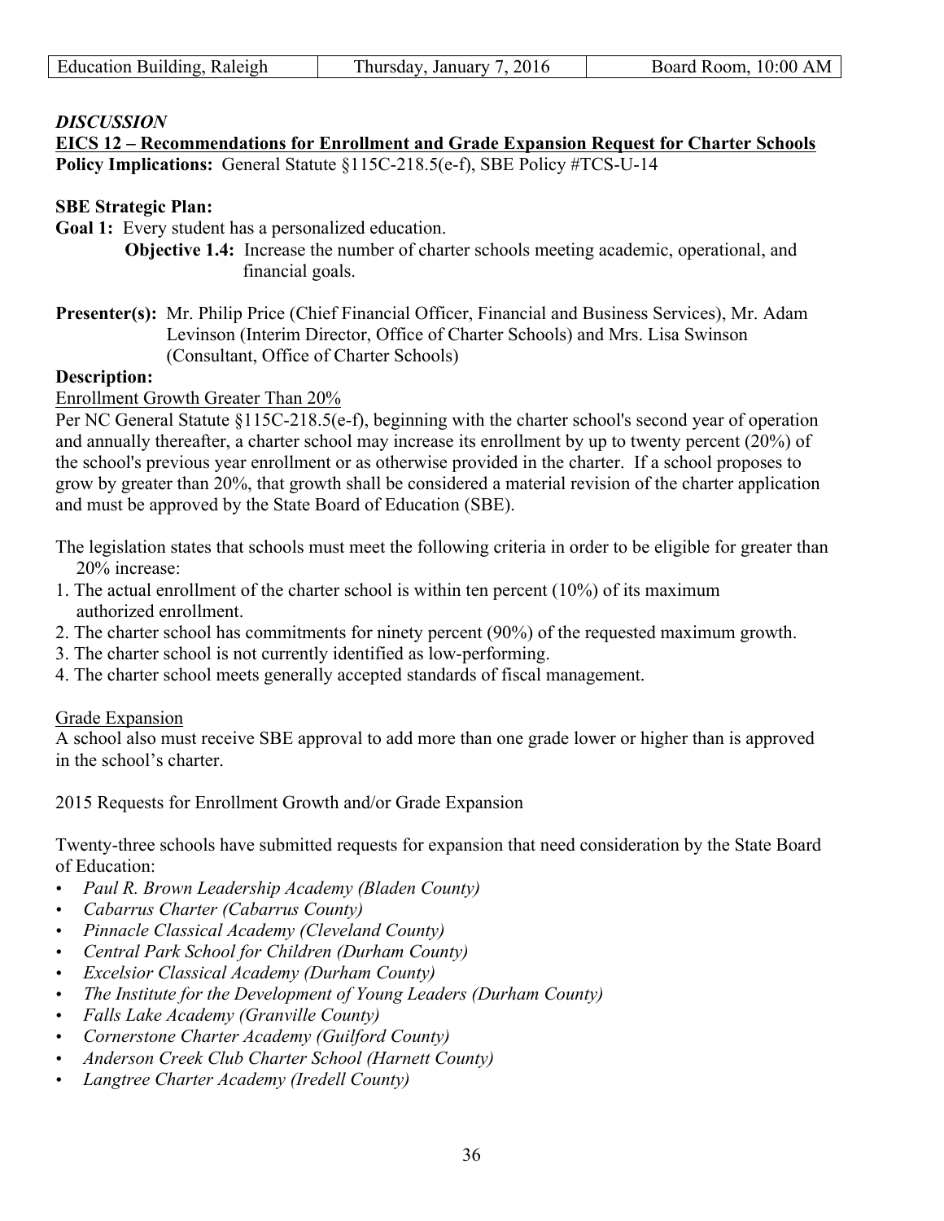| Education Building, Raleigh | Thursday, January 7, 2016 | Board Room, 10:00 AM |
|---|---|---|

***DISCUSSION***

**EICS 12 – Recommendations for Enrollment and Grade Expansion Request for Charter Schools**

**Policy Implications:** General Statute §115C-218.5(e-f), SBE Policy #TCS-U-14

**SBE Strategic Plan:**

**Goal 1:** Every student has a personalized education.

**Objective 1.4:** Increase the number of charter schools meeting academic, operational, and financial goals.

**Presenter(s):** Mr. Philip Price (Chief Financial Officer, Financial and Business Services), Mr. Adam Levinson (Interim Director, Office of Charter Schools) and Mrs. Lisa Swinson (Consultant, Office of Charter Schools)

**Description:**

Enrollment Growth Greater Than 20%

Per NC General Statute §115C-218.5(e-f), beginning with the charter school's second year of operation and annually thereafter, a charter school may increase its enrollment by up to twenty percent (20%) of the school's previous year enrollment or as otherwise provided in the charter. If a school proposes to grow by greater than 20%, that growth shall be considered a material revision of the charter application and must be approved by the State Board of Education (SBE).

The legislation states that schools must meet the following criteria in order to be eligible for greater than 20% increase:

1. The actual enrollment of the charter school is within ten percent (10%) of its maximum authorized enrollment.
2. The charter school has commitments for ninety percent (90%) of the requested maximum growth.
3. The charter school is not currently identified as low-performing.
4. The charter school meets generally accepted standards of fiscal management.

Grade Expansion

A school also must receive SBE approval to add more than one grade lower or higher than is approved in the school's charter.

2015 Requests for Enrollment Growth and/or Grade Expansion

Twenty-three schools have submitted requests for expansion that need consideration by the State Board of Education:

- *Paul R. Brown Leadership Academy (Bladen County)*
- *Cabarrus Charter (Cabarrus County)*
- *Pinnacle Classical Academy (Cleveland County)*
- *Central Park School for Children (Durham County)*
- *Excelsior Classical Academy (Durham County)*
- *The Institute for the Development of Young Leaders (Durham County)*
- *Falls Lake Academy (Granville County)*
- *Cornerstone Charter Academy (Guilford County)*
- *Anderson Creek Club Charter School (Harnett County)*
- *Langtree Charter Academy (Iredell County)*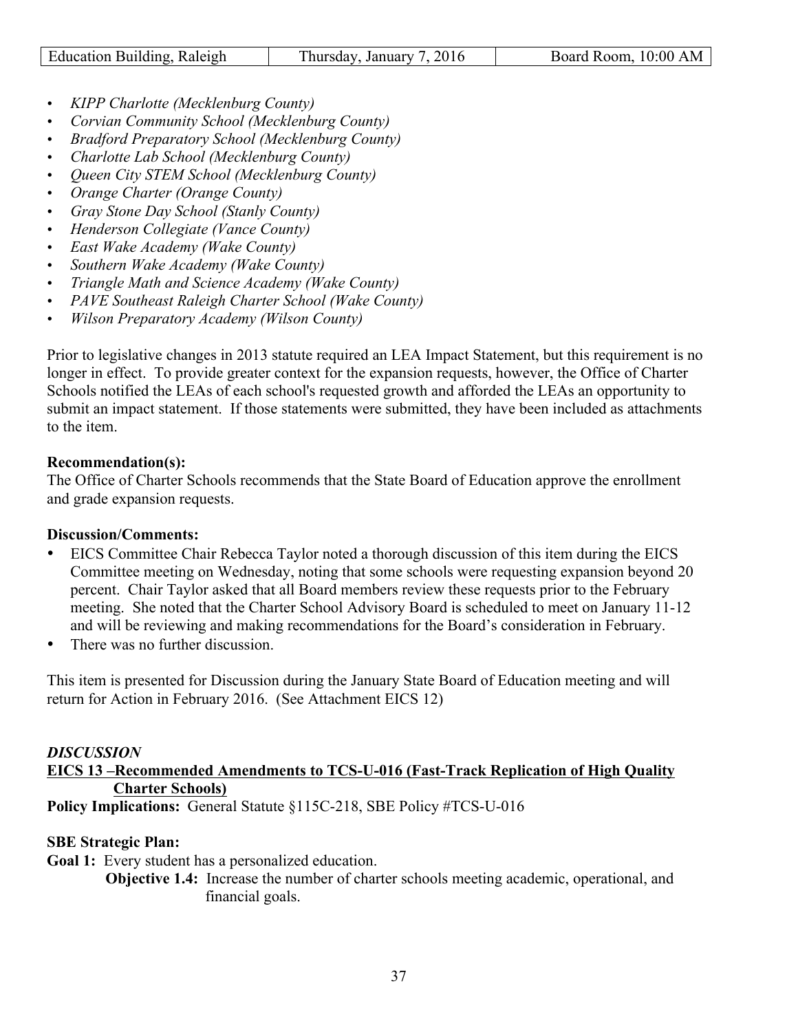- *KIPP Charlotte (Mecklenburg County)*
- *Corvian Community School (Mecklenburg County)*
- *Bradford Preparatory School (Mecklenburg County)*
- *Charlotte Lab School (Mecklenburg County)*
- *Queen City STEM School (Mecklenburg County)*
- *Orange Charter (Orange County)*
- *Gray Stone Day School (Stanly County)*
- *Henderson Collegiate (Vance County)*
- *East Wake Academy (Wake County)*
- *Southern Wake Academy (Wake County)*
- *Triangle Math and Science Academy (Wake County)*
- *PAVE Southeast Raleigh Charter School (Wake County)*
- *Wilson Preparatory Academy (Wilson County)*

Prior to legislative changes in 2013 statute required an LEA Impact Statement, but this requirement is no longer in effect. To provide greater context for the expansion requests, however, the Office of Charter Schools notified the LEAs of each school's requested growth and afforded the LEAs an opportunity to submit an impact statement. If those statements were submitted, they have been included as attachments to the item.

**Recommendation(s):**
The Office of Charter Schools recommends that the State Board of Education approve the enrollment and grade expansion requests.

**Discussion/Comments:**

- EICS Committee Chair Rebecca Taylor noted a thorough discussion of this item during the EICS Committee meeting on Wednesday, noting that some schools were requesting expansion beyond 20 percent. Chair Taylor asked that all Board members review these requests prior to the February meeting. She noted that the Charter School Advisory Board is scheduled to meet on January 11-12 and will be reviewing and making recommendations for the Board's consideration in February.
- There was no further discussion.

This item is presented for Discussion during the January State Board of Education meeting and will return for Action in February 2016. (See Attachment EICS 12)

***DISCUSSION***

**EICS 13 –Recommended Amendments to TCS-U-016 (Fast-Track Replication of High Quality Charter Schools)**

**Policy Implications:** General Statute §115C-218, SBE Policy #TCS-U-016

**SBE Strategic Plan:**

**Goal 1:** Every student has a personalized education.

**Objective 1.4:** Increase the number of charter schools meeting academic, operational, and financial goals.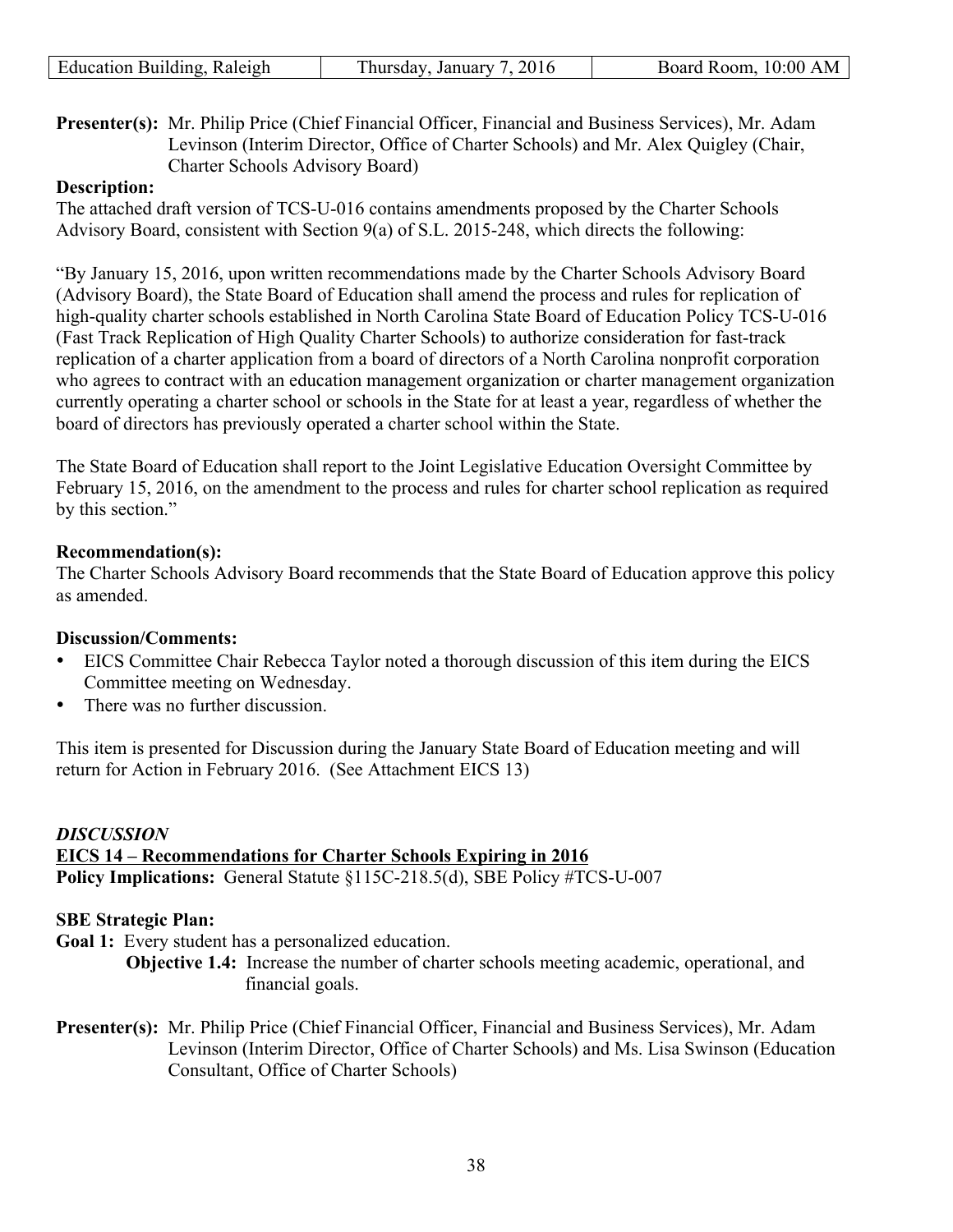| Education Building, Raleigh | Thursday, January 7, 2016 | Board Room, 10:00 AM |
| --- | --- | --- |

**Presenter(s):** Mr. Philip Price (Chief Financial Officer, Financial and Business Services), Mr. Adam Levinson (Interim Director, Office of Charter Schools) and Mr. Alex Quigley (Chair, Charter Schools Advisory Board)

**Description:**
The attached draft version of TCS-U-016 contains amendments proposed by the Charter Schools Advisory Board, consistent with Section 9(a) of S.L. 2015-248, which directs the following:

"By January 15, 2016, upon written recommendations made by the Charter Schools Advisory Board (Advisory Board), the State Board of Education shall amend the process and rules for replication of high-quality charter schools established in North Carolina State Board of Education Policy TCS-U-016 (Fast Track Replication of High Quality Charter Schools) to authorize consideration for fast-track replication of a charter application from a board of directors of a North Carolina nonprofit corporation who agrees to contract with an education management organization or charter management organization currently operating a charter school or schools in the State for at least a year, regardless of whether the board of directors has previously operated a charter school within the State.

The State Board of Education shall report to the Joint Legislative Education Oversight Committee by February 15, 2016, on the amendment to the process and rules for charter school replication as required by this section."

**Recommendation(s):**
The Charter Schools Advisory Board recommends that the State Board of Education approve this policy as amended.

**Discussion/Comments:**
- EICS Committee Chair Rebecca Taylor noted a thorough discussion of this item during the EICS Committee meeting on Wednesday.
- There was no further discussion.

This item is presented for Discussion during the January State Board of Education meeting and will return for Action in February 2016. (See Attachment EICS 13)

***DISCUSSION***
**EICS 14 – Recommendations for Charter Schools Expiring in 2016**
**Policy Implications:** General Statute §115C-218.5(d), SBE Policy #TCS-U-007

**SBE Strategic Plan:**
**Goal 1:** Every student has a personalized education.
**Objective 1.4:** Increase the number of charter schools meeting academic, operational, and financial goals.

**Presenter(s):** Mr. Philip Price (Chief Financial Officer, Financial and Business Services), Mr. Adam Levinson (Interim Director, Office of Charter Schools) and Ms. Lisa Swinson (Education Consultant, Office of Charter Schools)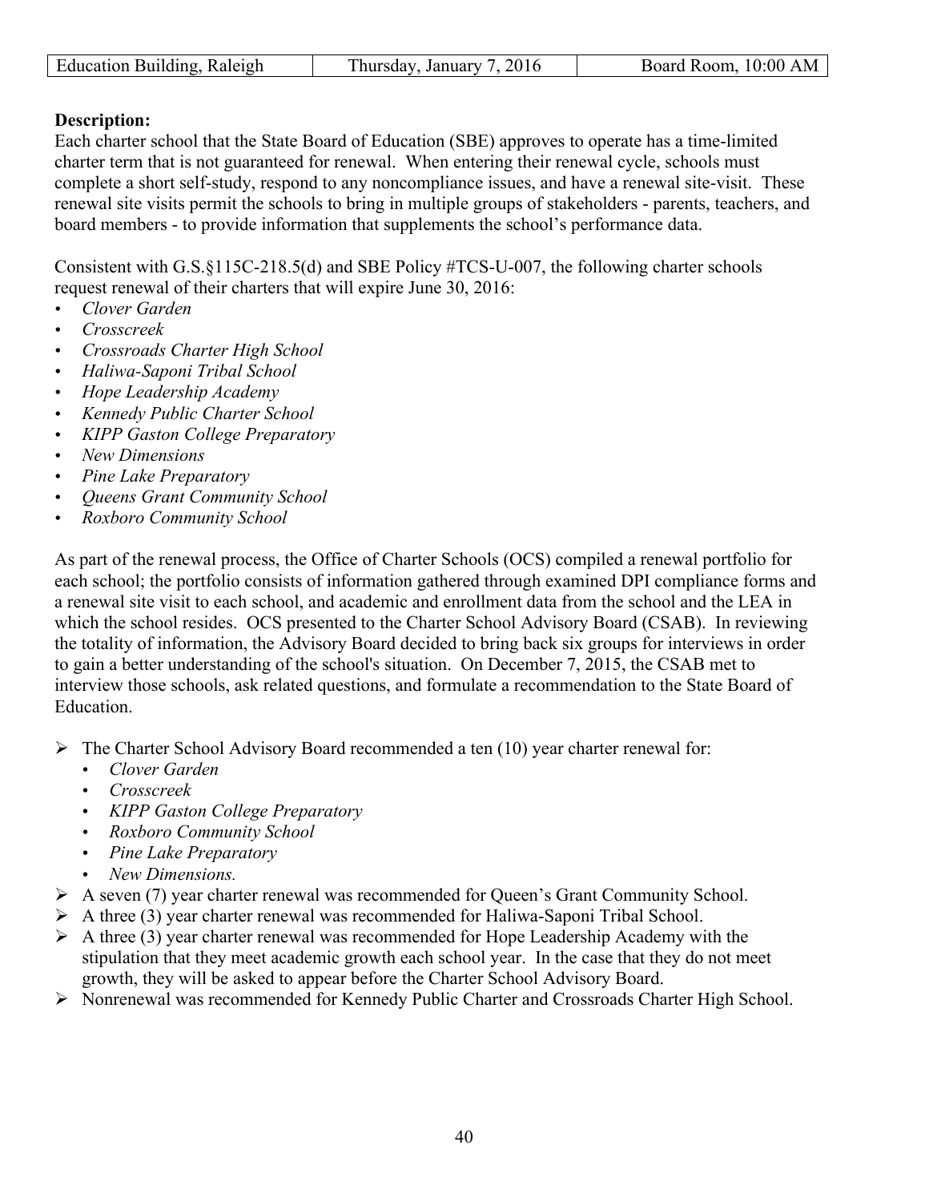| Education Building, Raleigh | Thursday, January 7, 2016 | Board Room, 10:00 AM |
|---|---|---|

**Description:**

Each charter school that the State Board of Education (SBE) approves to operate has a time-limited charter term that is not guaranteed for renewal. When entering their renewal cycle, schools must complete a short self-study, respond to any noncompliance issues, and have a renewal site-visit. These renewal site visits permit the schools to bring in multiple groups of stakeholders - parents, teachers, and board members - to provide information that supplements the school's performance data.

Consistent with G.S.§115C-218.5(d) and SBE Policy #TCS-U-007, the following charter schools request renewal of their charters that will expire June 30, 2016:

- *Clover Garden*
- *Crosscreek*
- *Crossroads Charter High School*
- *Haliwa-Saponi Tribal School*
- *Hope Leadership Academy*
- *Kennedy Public Charter School*
- *KIPP Gaston College Preparatory*
- *New Dimensions*
- *Pine Lake Preparatory*
- *Queens Grant Community School*
- *Roxboro Community School*

As part of the renewal process, the Office of Charter Schools (OCS) compiled a renewal portfolio for each school; the portfolio consists of information gathered through examined DPI compliance forms and a renewal site visit to each school, and academic and enrollment data from the school and the LEA in which the school resides. OCS presented to the Charter School Advisory Board (CSAB). In reviewing the totality of information, the Advisory Board decided to bring back six groups for interviews in order to gain a better understanding of the school's situation. On December 7, 2015, the CSAB met to interview those schools, ask related questions, and formulate a recommendation to the State Board of Education.

- The Charter School Advisory Board recommended a ten (10) year charter renewal for:
  - *Clover Garden*
  - *Crosscreek*
  - *KIPP Gaston College Preparatory*
  - *Roxboro Community School*
  - *Pine Lake Preparatory*
  - *New Dimensions.*
- A seven (7) year charter renewal was recommended for Queen's Grant Community School.
- A three (3) year charter renewal was recommended for Haliwa-Saponi Tribal School.
- A three (3) year charter renewal was recommended for Hope Leadership Academy with the stipulation that they meet academic growth each school year. In the case that they do not meet growth, they will be asked to appear before the Charter School Advisory Board.
- Nonrenewal was recommended for Kennedy Public Charter and Crossroads Charter High School.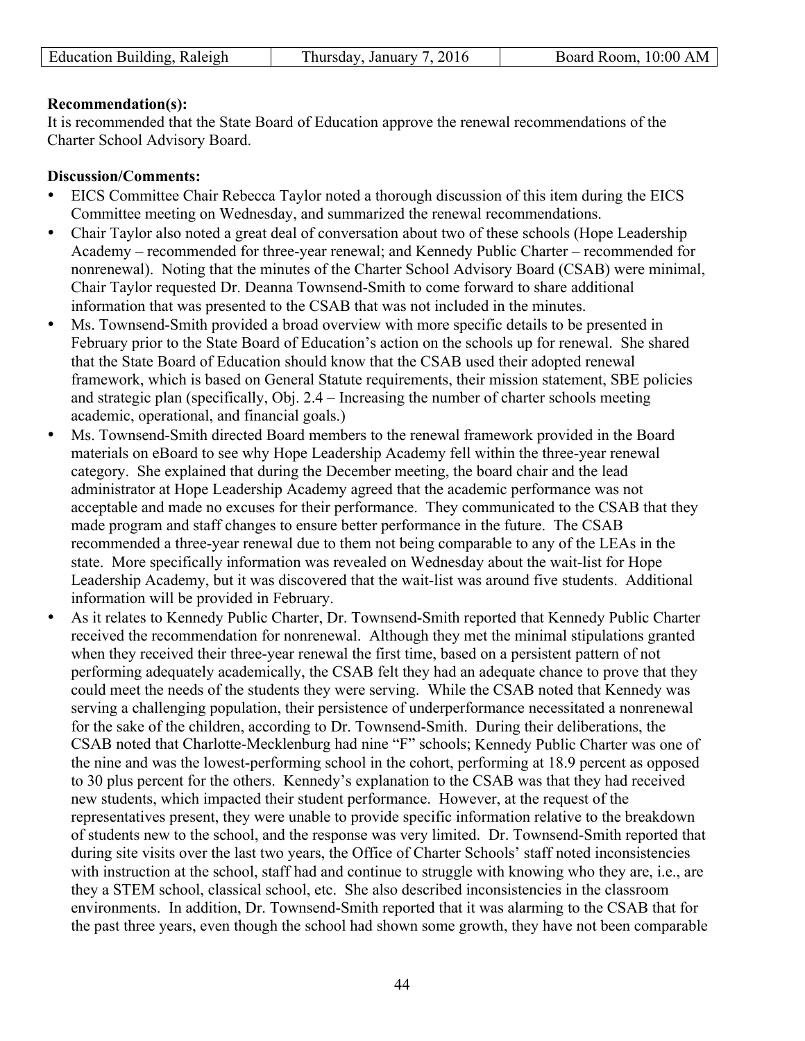**Recommendation(s):**

It is recommended that the State Board of Education approve the renewal recommendations of the Charter School Advisory Board.

**Discussion/Comments:**

- EICS Committee Chair Rebecca Taylor noted a thorough discussion of this item during the EICS Committee meeting on Wednesday, and summarized the renewal recommendations.
- Chair Taylor also noted a great deal of conversation about two of these schools (Hope Leadership Academy – recommended for three-year renewal; and Kennedy Public Charter – recommended for nonrenewal). Noting that the minutes of the Charter School Advisory Board (CSAB) were minimal, Chair Taylor requested Dr. Deanna Townsend-Smith to come forward to share additional information that was presented to the CSAB that was not included in the minutes.
- Ms. Townsend-Smith provided a broad overview with more specific details to be presented in February prior to the State Board of Education's action on the schools up for renewal. She shared that the State Board of Education should know that the CSAB used their adopted renewal framework, which is based on General Statute requirements, their mission statement, SBE policies and strategic plan (specifically, Obj. 2.4 – Increasing the number of charter schools meeting academic, operational, and financial goals.)
- Ms. Townsend-Smith directed Board members to the renewal framework provided in the Board materials on eBoard to see why Hope Leadership Academy fell within the three-year renewal category. She explained that during the December meeting, the board chair and the lead administrator at Hope Leadership Academy agreed that the academic performance was not acceptable and made no excuses for their performance. They communicated to the CSAB that they made program and staff changes to ensure better performance in the future. The CSAB recommended a three-year renewal due to them not being comparable to any of the LEAs in the state. More specifically information was revealed on Wednesday about the wait-list for Hope Leadership Academy, but it was discovered that the wait-list was around five students. Additional information will be provided in February.
- As it relates to Kennedy Public Charter, Dr. Townsend-Smith reported that Kennedy Public Charter received the recommendation for nonrenewal. Although they met the minimal stipulations granted when they received their three-year renewal the first time, based on a persistent pattern of not performing adequately academically, the CSAB felt they had an adequate chance to prove that they could meet the needs of the students they were serving. While the CSAB noted that Kennedy was serving a challenging population, their persistence of underperformance necessitated a nonrenewal for the sake of the children, according to Dr. Townsend-Smith. During their deliberations, the CSAB noted that Charlotte-Mecklenburg had nine "F" schools; Kennedy Public Charter was one of the nine and was the lowest-performing school in the cohort, performing at 18.9 percent as opposed to 30 plus percent for the others. Kennedy's explanation to the CSAB was that they had received new students, which impacted their student performance. However, at the request of the representatives present, they were unable to provide specific information relative to the breakdown of students new to the school, and the response was very limited. Dr. Townsend-Smith reported that during site visits over the last two years, the Office of Charter Schools' staff noted inconsistencies with instruction at the school, staff had and continue to struggle with knowing who they are, i.e., are they a STEM school, classical school, etc. She also described inconsistencies in the classroom environments. In addition, Dr. Townsend-Smith reported that it was alarming to the CSAB that for the past three years, even though the school had shown some growth, they have not been comparable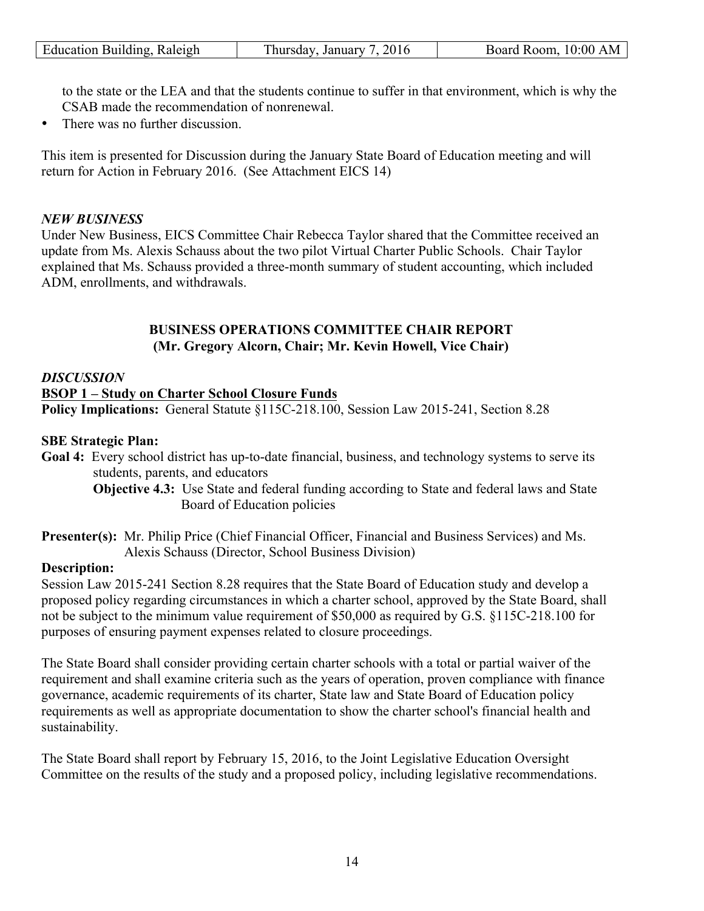to the state or the LEA and that the students continue to suffer in that environment, which is why the CSAB made the recommendation of nonrenewal.

- There was no further discussion.

This item is presented for Discussion during the January State Board of Education meeting and will return for Action in February 2016. (See Attachment EICS 14)

***NEW BUSINESS***

Under New Business, EICS Committee Chair Rebecca Taylor shared that the Committee received an update from Ms. Alexis Schauss about the two pilot Virtual Charter Public Schools. Chair Taylor explained that Ms. Schauss provided a three-month summary of student accounting, which included ADM, enrollments, and withdrawals.

**BUSINESS OPERATIONS COMMITTEE CHAIR REPORT**
**(Mr. Gregory Alcorn, Chair; Mr. Kevin Howell, Vice Chair)**

***DISCUSSION***

**BSOP 1 – Study on Charter School Closure Funds**

**Policy Implications:** General Statute §115C-218.100, Session Law 2015-241, Section 8.28

**SBE Strategic Plan:**

**Goal 4:** Every school district has up-to-date financial, business, and technology systems to serve its students, parents, and educators

**Objective 4.3:** Use State and federal funding according to State and federal laws and State Board of Education policies

**Presenter(s):** Mr. Philip Price (Chief Financial Officer, Financial and Business Services) and Ms. Alexis Schauss (Director, School Business Division)

**Description:**

Session Law 2015-241 Section 8.28 requires that the State Board of Education study and develop a proposed policy regarding circumstances in which a charter school, approved by the State Board, shall not be subject to the minimum value requirement of $50,000 as required by G.S. §115C-218.100 for purposes of ensuring payment expenses related to closure proceedings.

The State Board shall consider providing certain charter schools with a total or partial waiver of the requirement and shall examine criteria such as the years of operation, proven compliance with finance governance, academic requirements of its charter, State law and State Board of Education policy requirements as well as appropriate documentation to show the charter school's financial health and sustainability.

The State Board shall report by February 15, 2016, to the Joint Legislative Education Oversight Committee on the results of the study and a proposed policy, including legislative recommendations.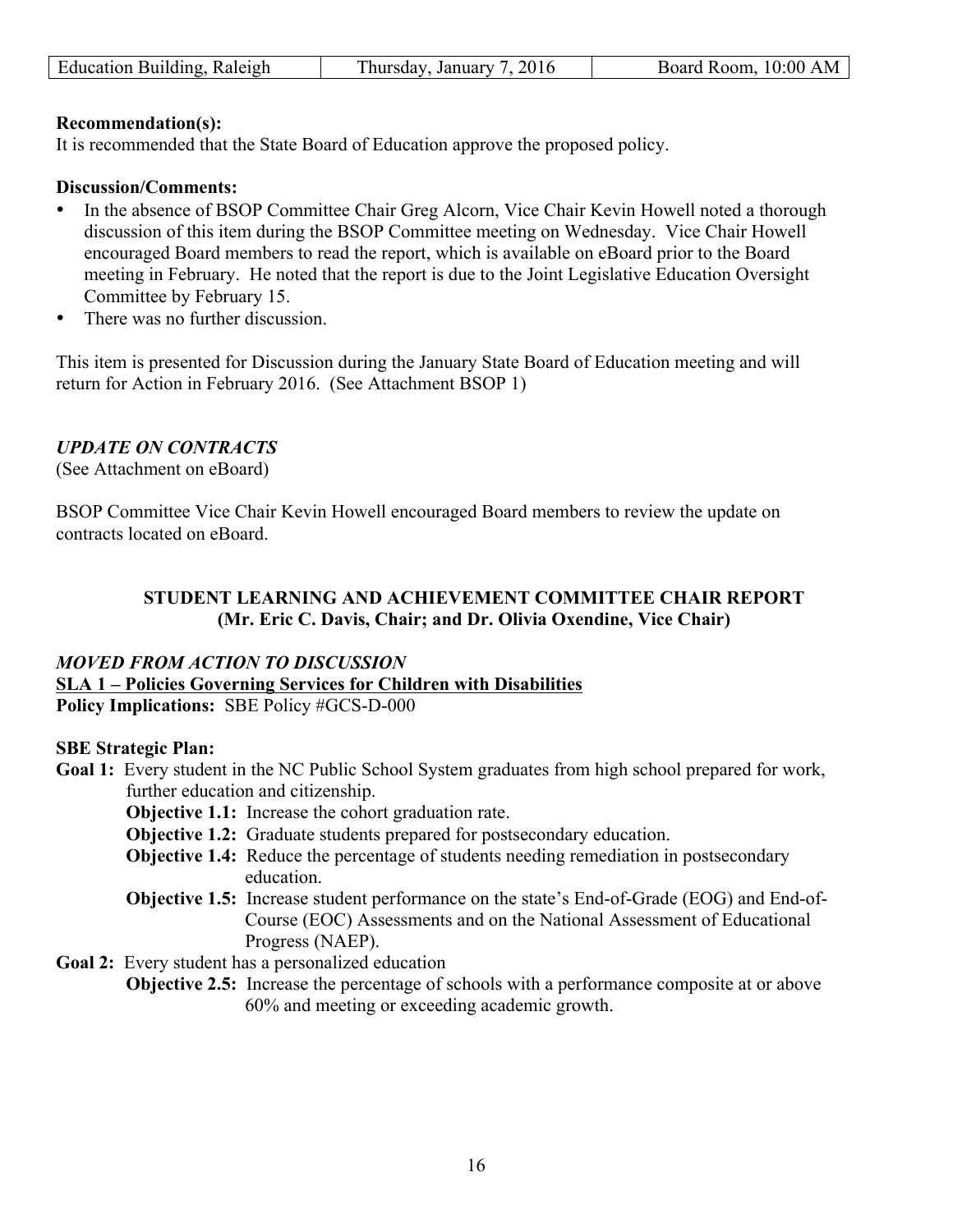**Recommendation(s):**
It is recommended that the State Board of Education approve the proposed policy.

**Discussion/Comments:**

- In the absence of BSOP Committee Chair Greg Alcorn, Vice Chair Kevin Howell noted a thorough discussion of this item during the BSOP Committee meeting on Wednesday. Vice Chair Howell encouraged Board members to read the report, which is available on eBoard prior to the Board meeting in February. He noted that the report is due to the Joint Legislative Education Oversight Committee by February 15.
- There was no further discussion.

This item is presented for Discussion during the January State Board of Education meeting and will return for Action in February 2016. (See Attachment BSOP 1)

***UPDATE ON CONTRACTS***
(See Attachment on eBoard)

BSOP Committee Vice Chair Kevin Howell encouraged Board members to review the update on contracts located on eBoard.

**STUDENT LEARNING AND ACHIEVEMENT COMMITTEE CHAIR REPORT**
**(Mr. Eric C. Davis, Chair; and Dr. Olivia Oxendine, Vice Chair)**

***MOVED FROM ACTION TO DISCUSSION***
**SLA 1 – Policies Governing Services for Children with Disabilities**
**Policy Implications:** SBE Policy #GCS-D-000

**SBE Strategic Plan:**

**Goal 1:** Every student in the NC Public School System graduates from high school prepared for work, further education and citizenship.

- **Objective 1.1:** Increase the cohort graduation rate.
- **Objective 1.2:** Graduate students prepared for postsecondary education.
- **Objective 1.4:** Reduce the percentage of students needing remediation in postsecondary education.
- **Objective 1.5:** Increase student performance on the state's End-of-Grade (EOG) and End-of-Course (EOC) Assessments and on the National Assessment of Educational Progress (NAEP).

**Goal 2:** Every student has a personalized education

- **Objective 2.5:** Increase the percentage of schools with a performance composite at or above 60% and meeting or exceeding academic growth.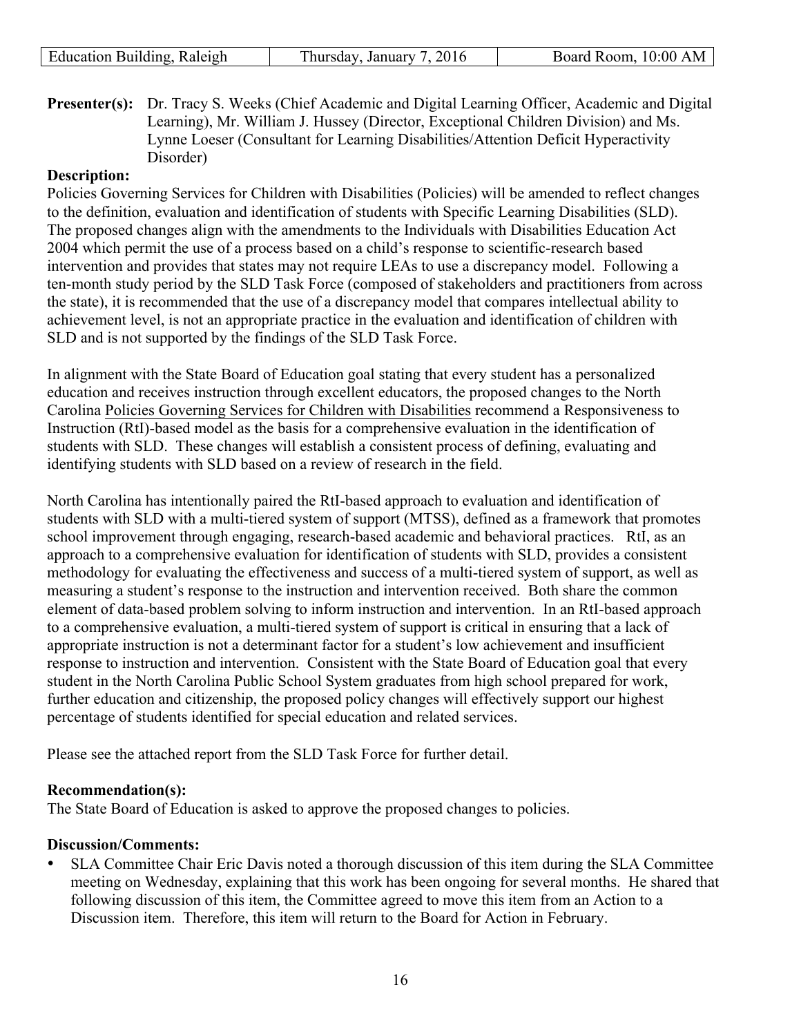| Education Building, Raleigh | Thursday, January 7, 2016 | Board Room, 10:00 AM |
| --- | --- | --- |

**Presenter(s):** Dr. Tracy S. Weeks (Chief Academic and Digital Learning Officer, Academic and Digital Learning), Mr. William J. Hussey (Director, Exceptional Children Division) and Ms. Lynne Loeser (Consultant for Learning Disabilities/Attention Deficit Hyperactivity Disorder)

**Description:**

Policies Governing Services for Children with Disabilities (Policies) will be amended to reflect changes to the definition, evaluation and identification of students with Specific Learning Disabilities (SLD). The proposed changes align with the amendments to the Individuals with Disabilities Education Act 2004 which permit the use of a process based on a child's response to scientific-research based intervention and provides that states may not require LEAs to use a discrepancy model. Following a ten-month study period by the SLD Task Force (composed of stakeholders and practitioners from across the state), it is recommended that the use of a discrepancy model that compares intellectual ability to achievement level, is not an appropriate practice in the evaluation and identification of children with SLD and is not supported by the findings of the SLD Task Force.

In alignment with the State Board of Education goal stating that every student has a personalized education and receives instruction through excellent educators, the proposed changes to the North Carolina Policies Governing Services for Children with Disabilities recommend a Responsiveness to Instruction (RtI)-based model as the basis for a comprehensive evaluation in the identification of students with SLD. These changes will establish a consistent process of defining, evaluating and identifying students with SLD based on a review of research in the field.

North Carolina has intentionally paired the RtI-based approach to evaluation and identification of students with SLD with a multi-tiered system of support (MTSS), defined as a framework that promotes school improvement through engaging, research-based academic and behavioral practices. RtI, as an approach to a comprehensive evaluation for identification of students with SLD, provides a consistent methodology for evaluating the effectiveness and success of a multi-tiered system of support, as well as measuring a student's response to the instruction and intervention received. Both share the common element of data-based problem solving to inform instruction and intervention. In an RtI-based approach to a comprehensive evaluation, a multi-tiered system of support is critical in ensuring that a lack of appropriate instruction is not a determinant factor for a student's low achievement and insufficient response to instruction and intervention. Consistent with the State Board of Education goal that every student in the North Carolina Public School System graduates from high school prepared for work, further education and citizenship, the proposed policy changes will effectively support our highest percentage of students identified for special education and related services.

Please see the attached report from the SLD Task Force for further detail.

**Recommendation(s):**

The State Board of Education is asked to approve the proposed changes to policies.

**Discussion/Comments:**

- SLA Committee Chair Eric Davis noted a thorough discussion of this item during the SLA Committee meeting on Wednesday, explaining that this work has been ongoing for several months. He shared that following discussion of this item, the Committee agreed to move this item from an Action to a Discussion item. Therefore, this item will return to the Board for Action in February.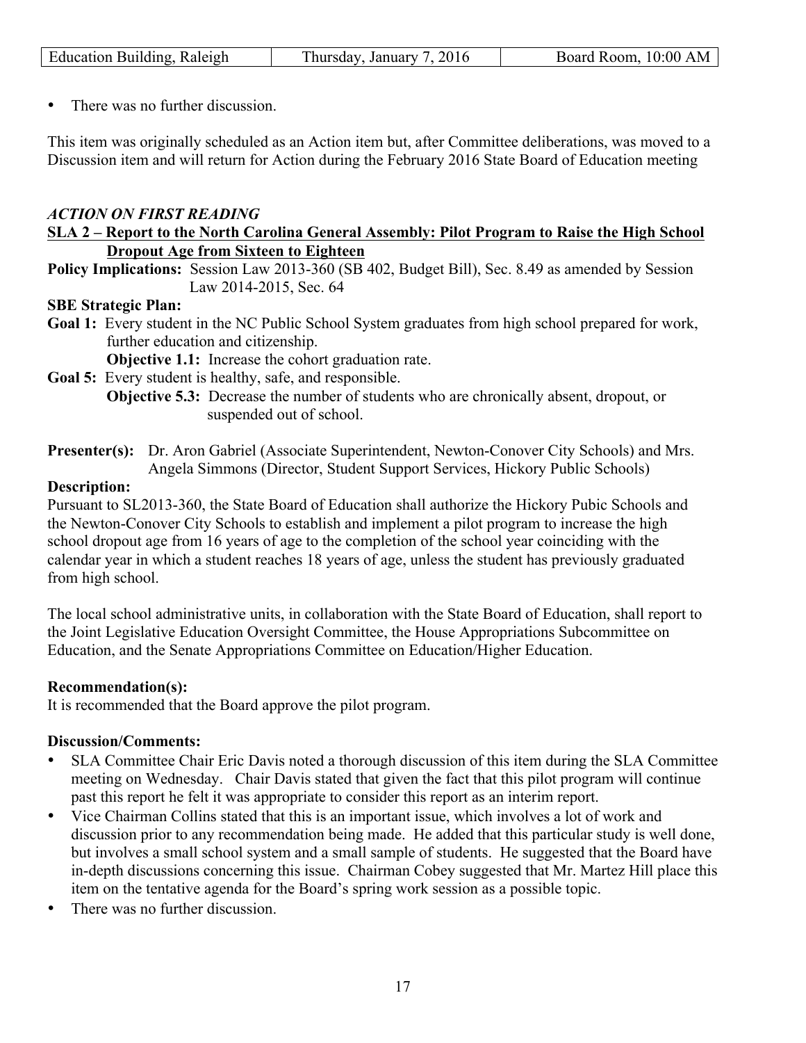- There was no further discussion.

This item was originally scheduled as an Action item but, after Committee deliberations, was moved to a Discussion item and will return for Action during the February 2016 State Board of Education meeting

***ACTION ON FIRST READING***

**SLA 2 – Report to the North Carolina General Assembly: Pilot Program to Raise the High School Dropout Age from Sixteen to Eighteen**

**Policy Implications:** Session Law 2013-360 (SB 402, Budget Bill), Sec. 8.49 as amended by Session Law 2014-2015, Sec. 64

**SBE Strategic Plan:**

**Goal 1:** Every student in the NC Public School System graduates from high school prepared for work, further education and citizenship.

**Objective 1.1:** Increase the cohort graduation rate.

**Goal 5:** Every student is healthy, safe, and responsible.

**Objective 5.3:** Decrease the number of students who are chronically absent, dropout, or suspended out of school.

**Presenter(s):** Dr. Aron Gabriel (Associate Superintendent, Newton-Conover City Schools) and Mrs. Angela Simmons (Director, Student Support Services, Hickory Public Schools)

**Description:**

Pursuant to SL2013-360, the State Board of Education shall authorize the Hickory Pubic Schools and the Newton-Conover City Schools to establish and implement a pilot program to increase the high school dropout age from 16 years of age to the completion of the school year coinciding with the calendar year in which a student reaches 18 years of age, unless the student has previously graduated from high school.

The local school administrative units, in collaboration with the State Board of Education, shall report to the Joint Legislative Education Oversight Committee, the House Appropriations Subcommittee on Education, and the Senate Appropriations Committee on Education/Higher Education.

**Recommendation(s):**

It is recommended that the Board approve the pilot program.

**Discussion/Comments:**

- SLA Committee Chair Eric Davis noted a thorough discussion of this item during the SLA Committee meeting on Wednesday. Chair Davis stated that given the fact that this pilot program will continue past this report he felt it was appropriate to consider this report as an interim report.
- Vice Chairman Collins stated that this is an important issue, which involves a lot of work and discussion prior to any recommendation being made. He added that this particular study is well done, but involves a small school system and a small sample of students. He suggested that the Board have in-depth discussions concerning this issue. Chairman Cobey suggested that Mr. Martez Hill place this item on the tentative agenda for the Board's spring work session as a possible topic.
- There was no further discussion.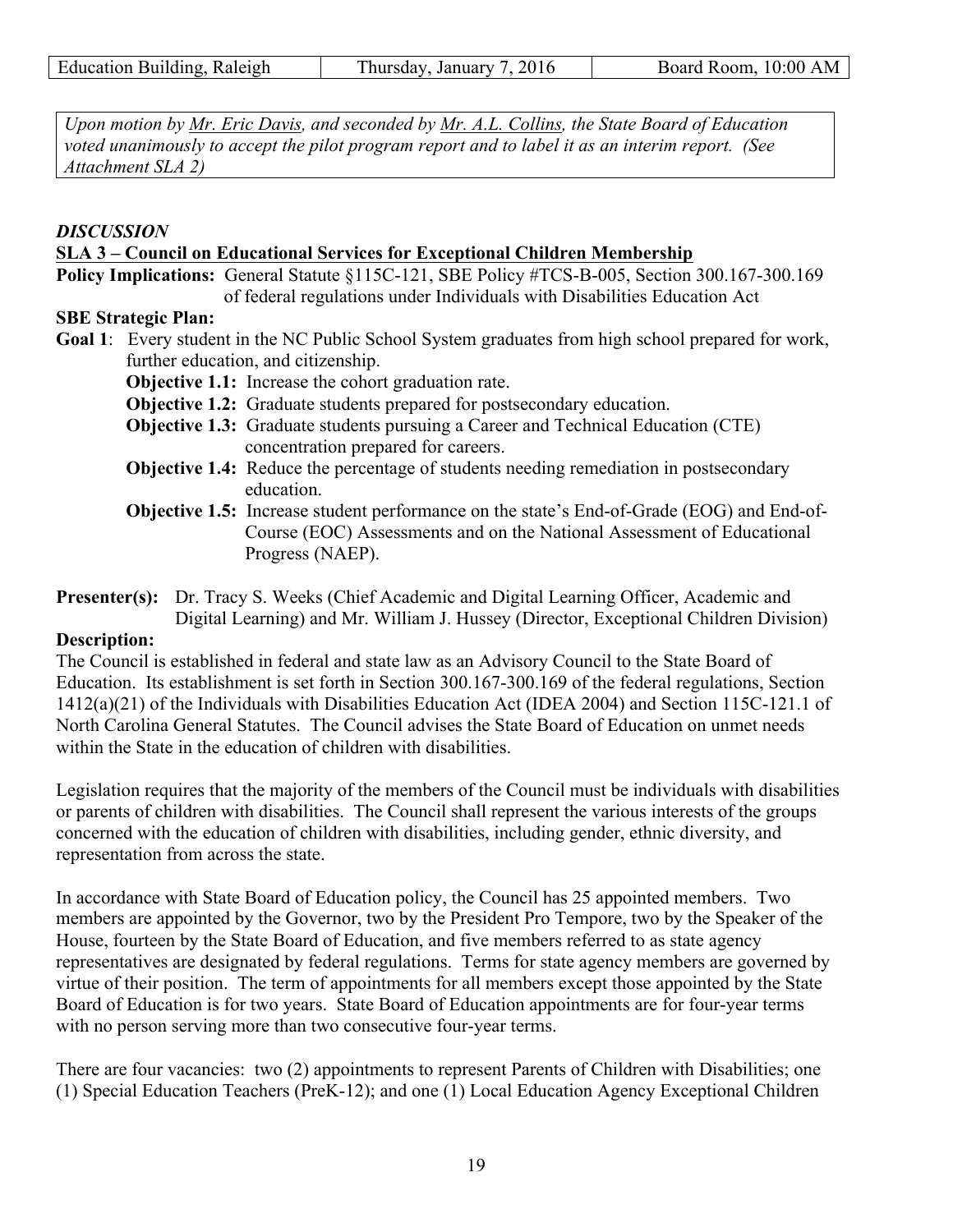| Education Building, Raleigh | Thursday, January 7, 2016 | Board Room, 10:00 AM |
|---|---|---|

*Upon motion by Mr. Eric Davis, and seconded by Mr. A.L. Collins, the State Board of Education voted unanimously to accept the pilot program report and to label it as an interim report. (See Attachment SLA 2)*

***DISCUSSION***

**SLA 3 – Council on Educational Services for Exceptional Children Membership**

**Policy Implications:** General Statute §115C-121, SBE Policy #TCS-B-005, Section 300.167-300.169 of federal regulations under Individuals with Disabilities Education Act

**SBE Strategic Plan:**

**Goal 1**: Every student in the NC Public School System graduates from high school prepared for work, further education, and citizenship.

- **Objective 1.1:** Increase the cohort graduation rate.
- **Objective 1.2:** Graduate students prepared for postsecondary education.
- **Objective 1.3:** Graduate students pursuing a Career and Technical Education (CTE) concentration prepared for careers.
- **Objective 1.4:** Reduce the percentage of students needing remediation in postsecondary education.
- **Objective 1.5:** Increase student performance on the state's End-of-Grade (EOG) and End-of-Course (EOC) Assessments and on the National Assessment of Educational Progress (NAEP).

**Presenter(s):** Dr. Tracy S. Weeks (Chief Academic and Digital Learning Officer, Academic and Digital Learning) and Mr. William J. Hussey (Director, Exceptional Children Division)

**Description:**

The Council is established in federal and state law as an Advisory Council to the State Board of Education. Its establishment is set forth in Section 300.167-300.169 of the federal regulations, Section 1412(a)(21) of the Individuals with Disabilities Education Act (IDEA 2004) and Section 115C-121.1 of North Carolina General Statutes. The Council advises the State Board of Education on unmet needs within the State in the education of children with disabilities.

Legislation requires that the majority of the members of the Council must be individuals with disabilities or parents of children with disabilities. The Council shall represent the various interests of the groups concerned with the education of children with disabilities, including gender, ethnic diversity, and representation from across the state.

In accordance with State Board of Education policy, the Council has 25 appointed members. Two members are appointed by the Governor, two by the President Pro Tempore, two by the Speaker of the House, fourteen by the State Board of Education, and five members referred to as state agency representatives are designated by federal regulations. Terms for state agency members are governed by virtue of their position. The term of appointments for all members except those appointed by the State Board of Education is for two years. State Board of Education appointments are for four-year terms with no person serving more than two consecutive four-year terms.

There are four vacancies: two (2) appointments to represent Parents of Children with Disabilities; one (1) Special Education Teachers (PreK-12); and one (1) Local Education Agency Exceptional Children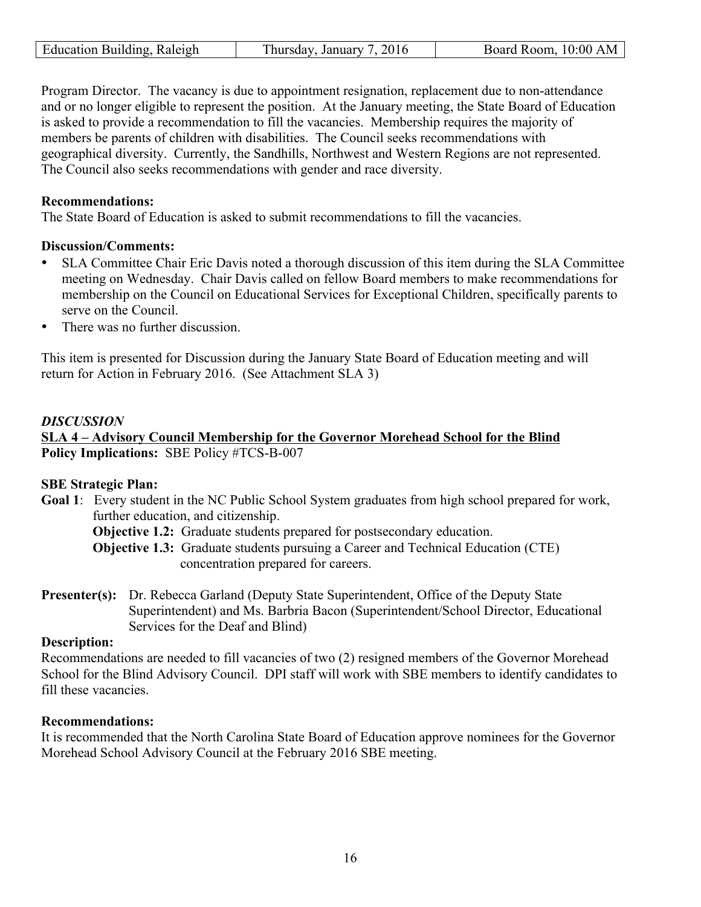Program Director. The vacancy is due to appointment resignation, replacement due to non-attendance and or no longer eligible to represent the position. At the January meeting, the State Board of Education is asked to provide a recommendation to fill the vacancies. Membership requires the majority of members be parents of children with disabilities. The Council seeks recommendations with geographical diversity. Currently, the Sandhills, Northwest and Western Regions are not represented. The Council also seeks recommendations with gender and race diversity.

**Recommendations:**
The State Board of Education is asked to submit recommendations to fill the vacancies.

**Discussion/Comments:**

- SLA Committee Chair Eric Davis noted a thorough discussion of this item during the SLA Committee meeting on Wednesday. Chair Davis called on fellow Board members to make recommendations for membership on the Council on Educational Services for Exceptional Children, specifically parents to serve on the Council.
- There was no further discussion.

This item is presented for Discussion during the January State Board of Education meeting and will return for Action in February 2016. (See Attachment SLA 3)

***DISCUSSION***

**SLA 4 – Advisory Council Membership for the Governor Morehead School for the Blind**

**Policy Implications:** SBE Policy #TCS-B-007

**SBE Strategic Plan:**

**Goal 1**: Every student in the NC Public School System graduates from high school prepared for work, further education, and citizenship.

**Objective 1.2:** Graduate students prepared for postsecondary education.

**Objective 1.3:** Graduate students pursuing a Career and Technical Education (CTE) concentration prepared for careers.

**Presenter(s):** Dr. Rebecca Garland (Deputy State Superintendent, Office of the Deputy State Superintendent) and Ms. Barbria Bacon (Superintendent/School Director, Educational Services for the Deaf and Blind)

**Description:**
Recommendations are needed to fill vacancies of two (2) resigned members of the Governor Morehead School for the Blind Advisory Council. DPI staff will work with SBE members to identify candidates to fill these vacancies.

**Recommendations:**
It is recommended that the North Carolina State Board of Education approve nominees for the Governor Morehead School Advisory Council at the February 2016 SBE meeting.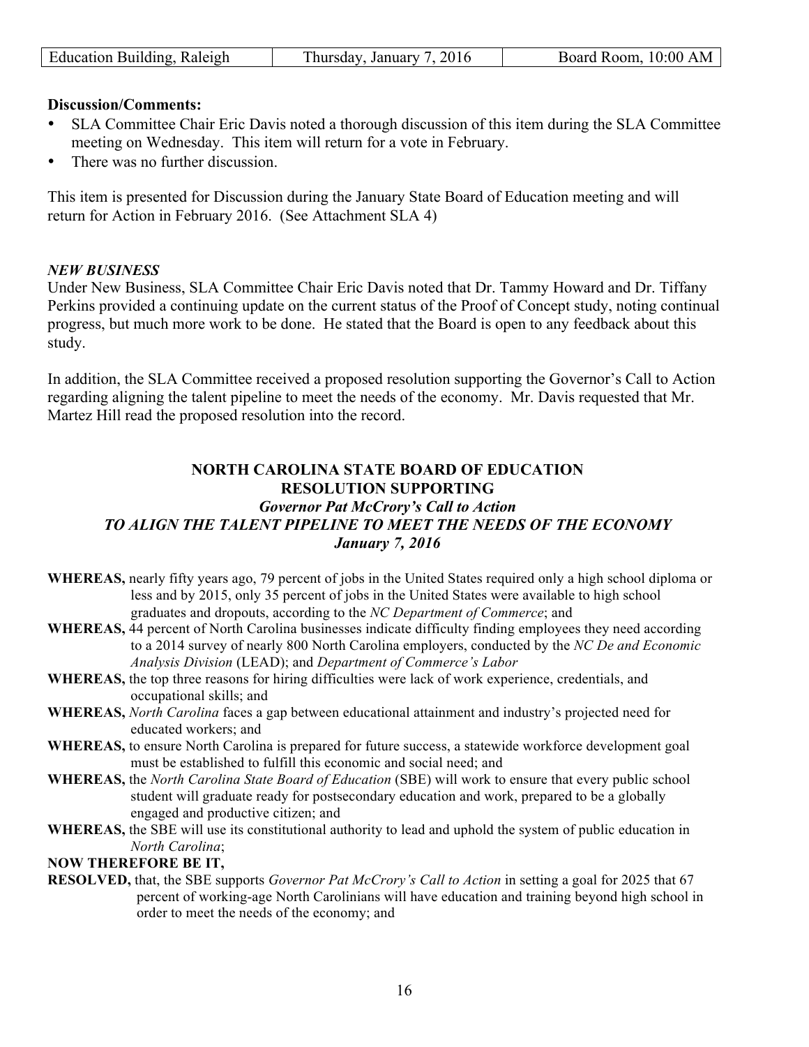**Discussion/Comments:**

- SLA Committee Chair Eric Davis noted a thorough discussion of this item during the SLA Committee meeting on Wednesday. This item will return for a vote in February.
- There was no further discussion.

This item is presented for Discussion during the January State Board of Education meeting and will return for Action in February 2016. (See Attachment SLA 4)

***NEW BUSINESS***

Under New Business, SLA Committee Chair Eric Davis noted that Dr. Tammy Howard and Dr. Tiffany Perkins provided a continuing update on the current status of the Proof of Concept study, noting continual progress, but much more work to be done. He stated that the Board is open to any feedback about this study.

In addition, the SLA Committee received a proposed resolution supporting the Governor's Call to Action regarding aligning the talent pipeline to meet the needs of the economy. Mr. Davis requested that Mr. Martez Hill read the proposed resolution into the record.

**NORTH CAROLINA STATE BOARD OF EDUCATION**
**RESOLUTION SUPPORTING**
***Governor Pat McCrory's Call to Action***
***TO ALIGN THE TALENT PIPELINE TO MEET THE NEEDS OF THE ECONOMY***
***January 7, 2016***

**WHEREAS,** nearly fifty years ago, 79 percent of jobs in the United States required only a high school diploma or less and by 2015, only 35 percent of jobs in the United States were available to high school graduates and dropouts, according to the *NC Department of Commerce*; and

**WHEREAS,** 44 percent of North Carolina businesses indicate difficulty finding employees they need according to a 2014 survey of nearly 800 North Carolina employers, conducted by the *NC De and Economic Analysis Division* (LEAD); and *Department of Commerce's Labor*

**WHEREAS,** the top three reasons for hiring difficulties were lack of work experience, credentials, and occupational skills; and

**WHEREAS,** *North Carolina* faces a gap between educational attainment and industry's projected need for educated workers; and

**WHEREAS,** to ensure North Carolina is prepared for future success, a statewide workforce development goal must be established to fulfill this economic and social need; and

**WHEREAS,** the *North Carolina State Board of Education* (SBE) will work to ensure that every public school student will graduate ready for postsecondary education and work, prepared to be a globally engaged and productive citizen; and

**WHEREAS,** the SBE will use its constitutional authority to lead and uphold the system of public education in *North Carolina*;

**NOW THEREFORE BE IT,**

**RESOLVED,** that, the SBE supports *Governor Pat McCrory's Call to Action* in setting a goal for 2025 that 67 percent of working-age North Carolinians will have education and training beyond high school in order to meet the needs of the economy; and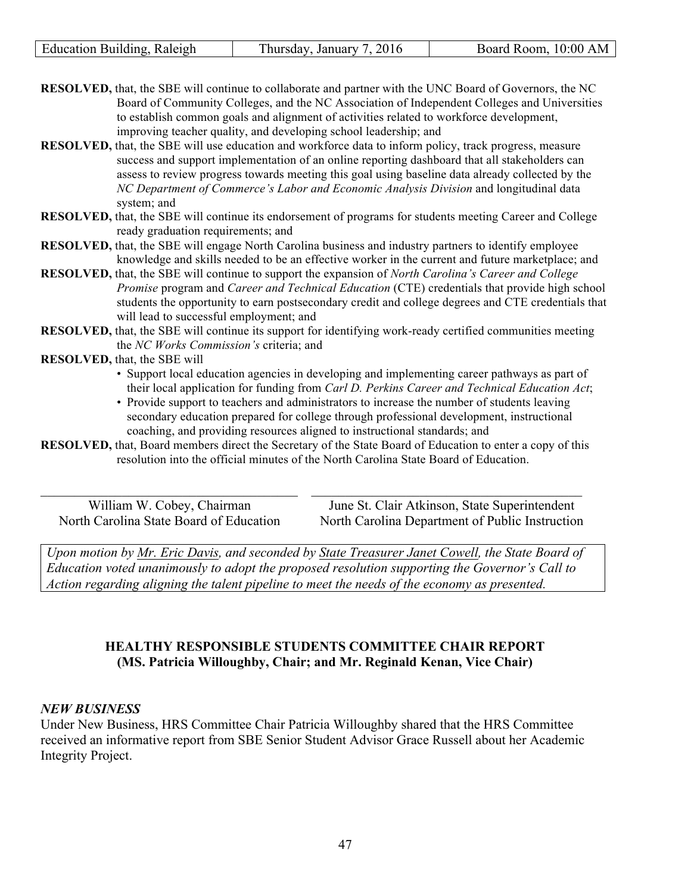**RESOLVED,** that, the SBE will continue to collaborate and partner with the UNC Board of Governors, the NC Board of Community Colleges, and the NC Association of Independent Colleges and Universities to establish common goals and alignment of activities related to workforce development, improving teacher quality, and developing school leadership; and

**RESOLVED,** that, the SBE will use education and workforce data to inform policy, track progress, measure success and support implementation of an online reporting dashboard that all stakeholders can assess to review progress towards meeting this goal using baseline data already collected by the *NC Department of Commerce's Labor and Economic Analysis Division* and longitudinal data system; and

**RESOLVED,** that, the SBE will continue its endorsement of programs for students meeting Career and College ready graduation requirements; and

**RESOLVED,** that, the SBE will engage North Carolina business and industry partners to identify employee knowledge and skills needed to be an effective worker in the current and future marketplace; and

**RESOLVED,** that, the SBE will continue to support the expansion of *North Carolina's Career and College Promise* program and *Career and Technical Education* (CTE) credentials that provide high school students the opportunity to earn postsecondary credit and college degrees and CTE credentials that will lead to successful employment; and

**RESOLVED,** that, the SBE will continue its support for identifying work-ready certified communities meeting the *NC Works Commission's* criteria; and

**RESOLVED,** that, the SBE will

- Support local education agencies in developing and implementing career pathways as part of their local application for funding from *Carl D. Perkins Career and Technical Education Act*;
- Provide support to teachers and administrators to increase the number of students leaving secondary education prepared for college through professional development, instructional coaching, and providing resources aligned to instructional standards; and

**RESOLVED,** that, Board members direct the Secretary of the State Board of Education to enter a copy of this resolution into the official minutes of the North Carolina State Board of Education.

| _______________________________ | _______________________________ |
|---|---|
| William W. Cobey, Chairman<br>North Carolina State Board of Education | June St. Clair Atkinson, State Superintendent<br>North Carolina Department of Public Instruction |

*Upon motion by Mr. Eric Davis, and seconded by State Treasurer Janet Cowell, the State Board of Education voted unanimously to adopt the proposed resolution supporting the Governor's Call to Action regarding aligning the talent pipeline to meet the needs of the economy as presented.*

## HEALTHY RESPONSIBLE STUDENTS COMMITTEE CHAIR REPORT
## (MS. Patricia Willoughby, Chair; and Mr. Reginald Kenan, Vice Chair)

### *NEW BUSINESS*

Under New Business, HRS Committee Chair Patricia Willoughby shared that the HRS Committee received an informative report from SBE Senior Student Advisor Grace Russell about her Academic Integrity Project.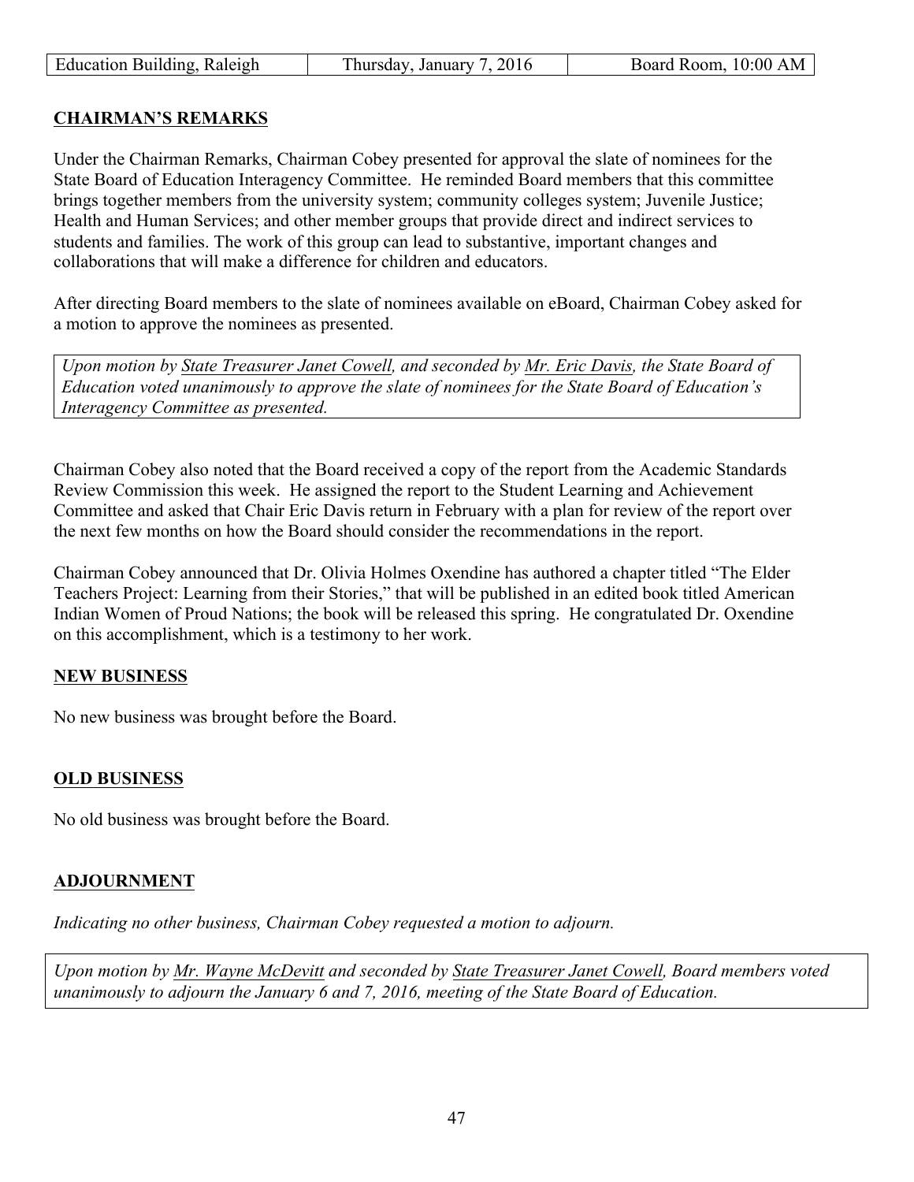| Education Building, Raleigh | Thursday, January 7, 2016 | Board Room, 10:00 AM |
|---|---|---|

## CHAIRMAN'S REMARKS

Under the Chairman Remarks, Chairman Cobey presented for approval the slate of nominees for the State Board of Education Interagency Committee. He reminded Board members that this committee brings together members from the university system; community colleges system; Juvenile Justice; Health and Human Services; and other member groups that provide direct and indirect services to students and families. The work of this group can lead to substantive, important changes and collaborations that will make a difference for children and educators.

After directing Board members to the slate of nominees available on eBoard, Chairman Cobey asked for a motion to approve the nominees as presented.

*Upon motion by State Treasurer Janet Cowell, and seconded by Mr. Eric Davis, the State Board of Education voted unanimously to approve the slate of nominees for the State Board of Education's Interagency Committee as presented.*

Chairman Cobey also noted that the Board received a copy of the report from the Academic Standards Review Commission this week. He assigned the report to the Student Learning and Achievement Committee and asked that Chair Eric Davis return in February with a plan for review of the report over the next few months on how the Board should consider the recommendations in the report.

Chairman Cobey announced that Dr. Olivia Holmes Oxendine has authored a chapter titled "The Elder Teachers Project: Learning from their Stories," that will be published in an edited book titled American Indian Women of Proud Nations; the book will be released this spring. He congratulated Dr. Oxendine on this accomplishment, which is a testimony to her work.

## NEW BUSINESS

No new business was brought before the Board.

## OLD BUSINESS

No old business was brought before the Board.

## ADJOURNMENT

*Indicating no other business, Chairman Cobey requested a motion to adjourn.*

*Upon motion by Mr. Wayne McDevitt and seconded by State Treasurer Janet Cowell, Board members voted unanimously to adjourn the January 6 and 7, 2016, meeting of the State Board of Education.*